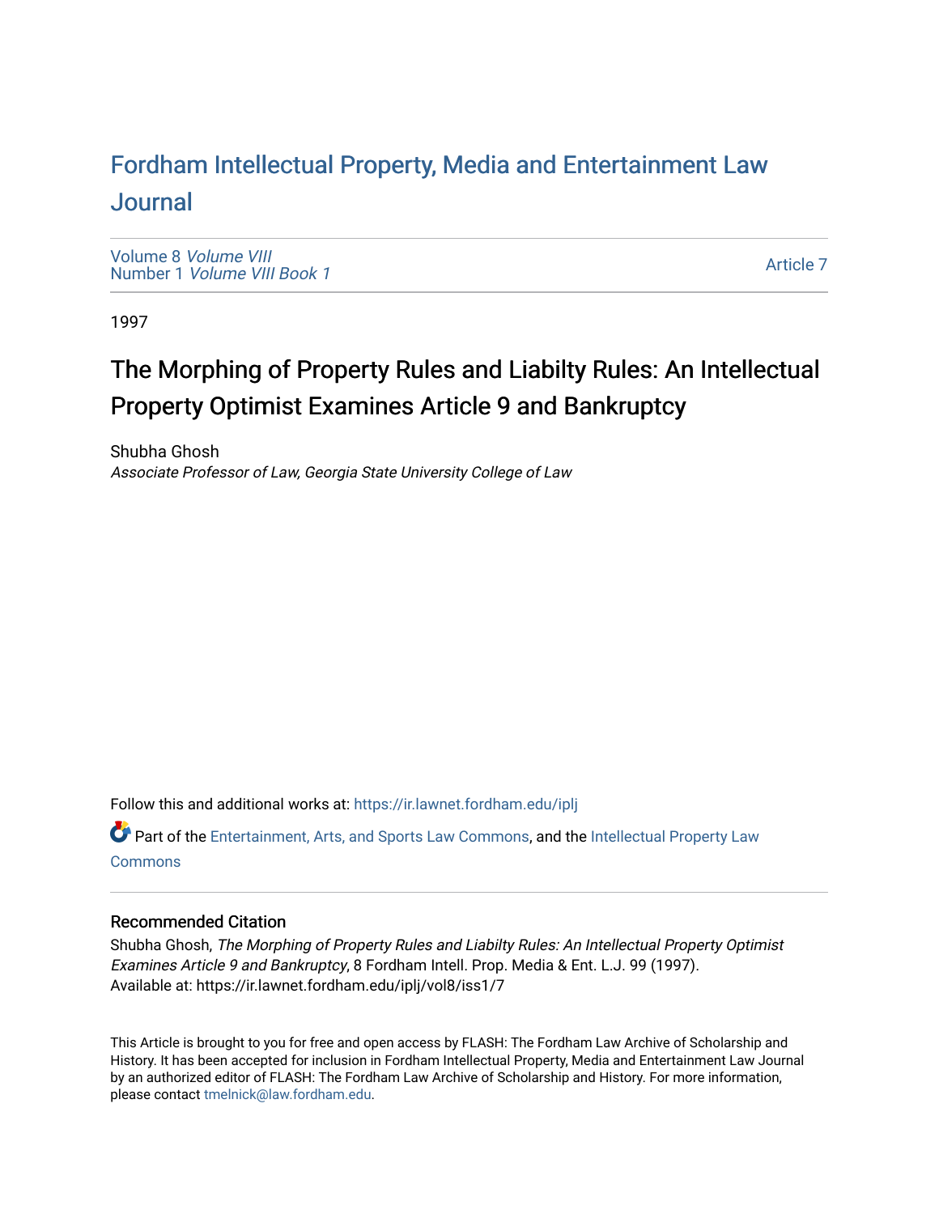# Fordham Intellectual Property, Media and Entertainment Law Journal

Volume 8 *Volume VIII*
Number 1 *Volume VIII Book 1*

Article 7

1997

## The Morphing of Property Rules and Liabilty Rules: An Intellectual Property Optimist Examines Article 9 and Bankruptcy

Shubha Ghosh
*Associate Professor of Law, Georgia State University College of Law*

Follow this and additional works at: https://ir.lawnet.fordham.edu/iplj

Part of the Entertainment, Arts, and Sports Law Commons, and the Intellectual Property Law Commons

### Recommended Citation

Shubha Ghosh, *The Morphing of Property Rules and Liabilty Rules: An Intellectual Property Optimist Examines Article 9 and Bankruptcy*, 8 Fordham Intell. Prop. Media & Ent. L.J. 99 (1997).
Available at: https://ir.lawnet.fordham.edu/iplj/vol8/iss1/7

This Article is brought to you for free and open access by FLASH: The Fordham Law Archive of Scholarship and History. It has been accepted for inclusion in Fordham Intellectual Property, Media and Entertainment Law Journal by an authorized editor of FLASH: The Fordham Law Archive of Scholarship and History. For more information, please contact tmelnick@law.fordham.edu.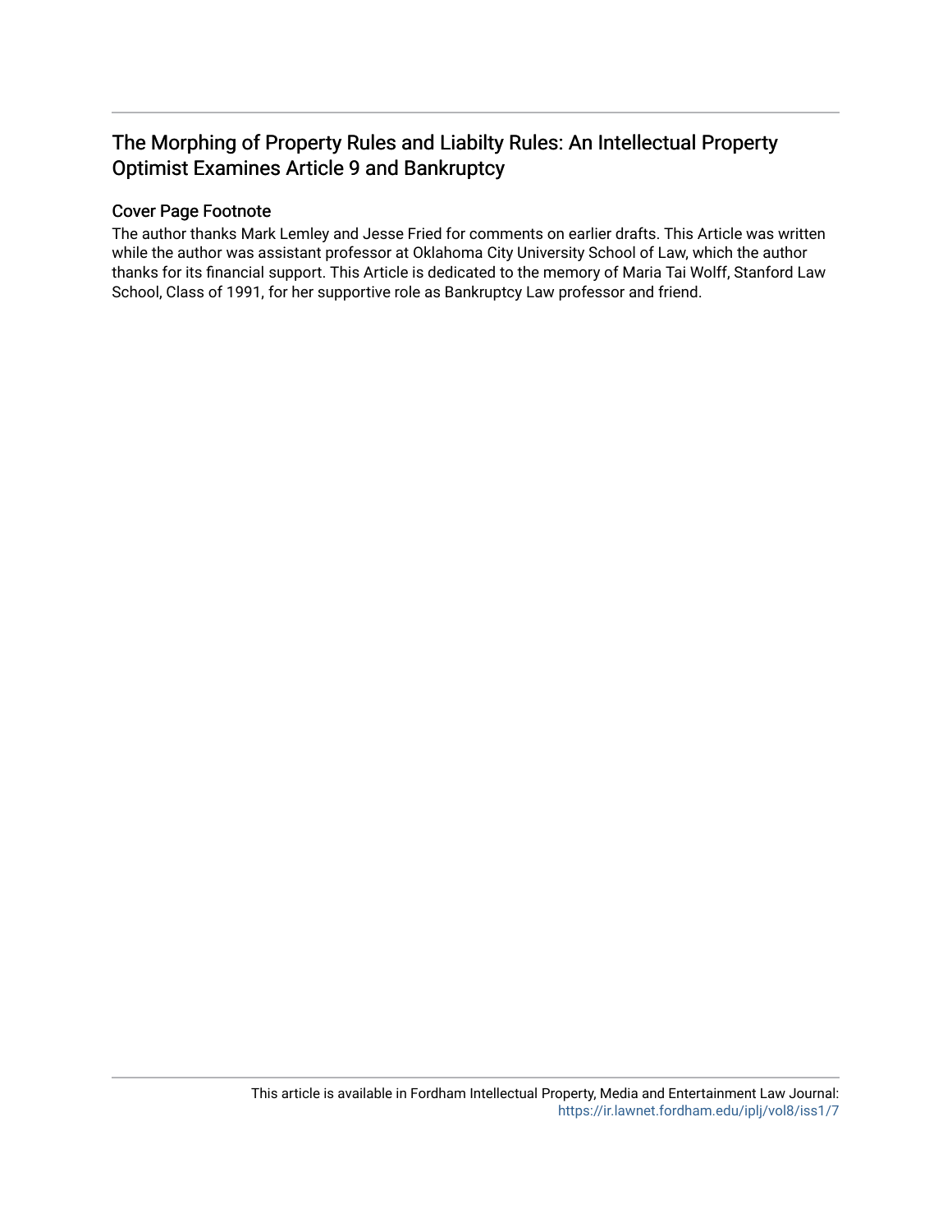# The Morphing of Property Rules and Liabilty Rules: An Intellectual Property Optimist Examines Article 9 and Bankruptcy

## Cover Page Footnote

The author thanks Mark Lemley and Jesse Fried for comments on earlier drafts. This Article was written while the author was assistant professor at Oklahoma City University School of Law, which the author thanks for its financial support. This Article is dedicated to the memory of Maria Tai Wolff, Stanford Law School, Class of 1991, for her supportive role as Bankruptcy Law professor and friend.

This article is available in Fordham Intellectual Property, Media and Entertainment Law Journal: https://ir.lawnet.fordham.edu/iplj/vol8/iss1/7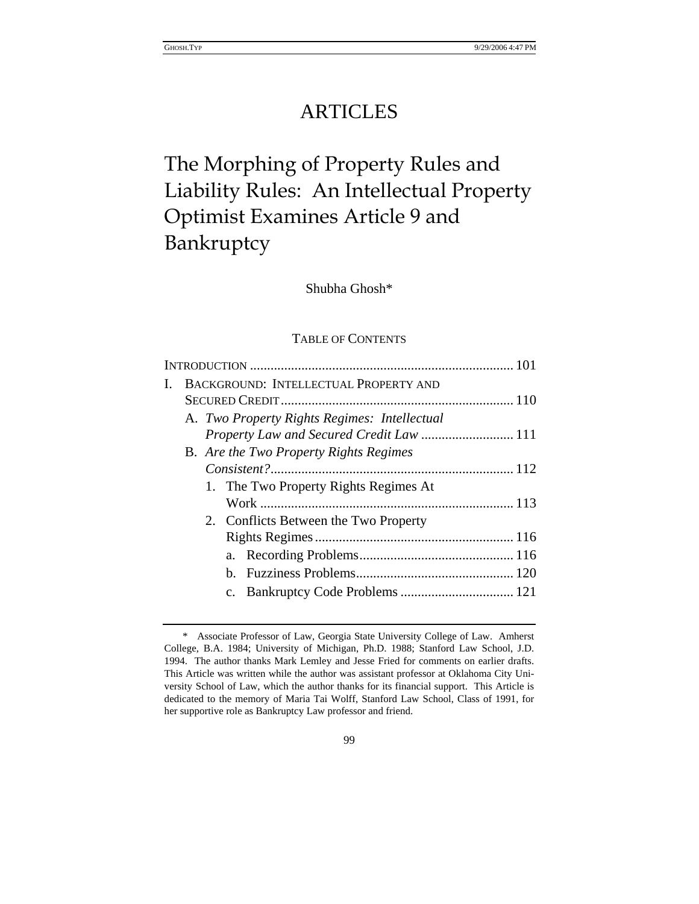# ARTICLES

# The Morphing of Property Rules and Liability Rules: An Intellectual Property Optimist Examines Article 9 and Bankruptcy

Shubha Ghosh*

## TABLE OF CONTENTS

| | |
|---|---|
| INTRODUCTION | 101 |
| I. BACKGROUND: INTELLECTUAL PROPERTY AND SECURED CREDIT | 110 |
| A. *Two Property Rights Regimes: Intellectual Property Law and Secured Credit Law* | 111 |
| B. *Are the Two Property Rights Regimes Consistent?* | 112 |
| 1. The Two Property Rights Regimes At Work | 113 |
| 2. Conflicts Between the Two Property Rights Regimes | 116 |
| a. Recording Problems | 116 |
| b. Fuzziness Problems | 120 |
| c. Bankruptcy Code Problems | 121 |

---

\* Associate Professor of Law, Georgia State University College of Law. Amherst College, B.A. 1984; University of Michigan, Ph.D. 1988; Stanford Law School, J.D. 1994. The author thanks Mark Lemley and Jesse Fried for comments on earlier drafts. This Article was written while the author was assistant professor at Oklahoma City University School of Law, which the author thanks for its financial support. This Article is dedicated to the memory of Maria Tai Wolff, Stanford Law School, Class of 1991, for her supportive role as Bankruptcy Law professor and friend.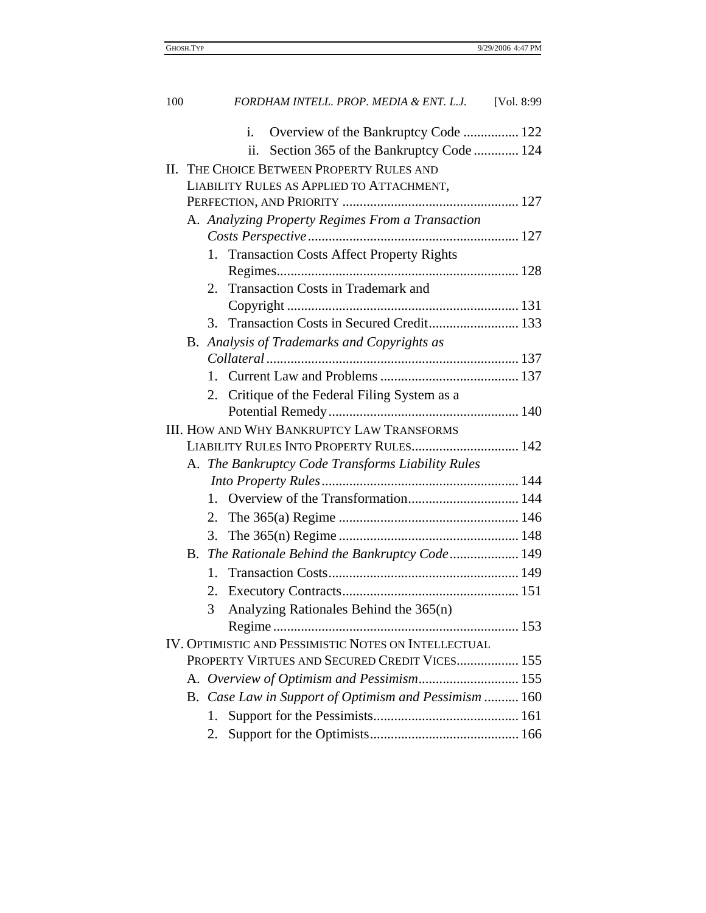i. Overview of the Bankruptcy Code ................ 122

ii. Section 365 of the Bankruptcy Code ............. 124

II. THE CHOICE BETWEEN PROPERTY RULES AND LIABILITY RULES AS APPLIED TO ATTACHMENT, PERFECTION, AND PRIORITY .................................................. 127

A. *Analyzing Property Regimes From a Transaction Costs Perspective* ............................................................ 127

1. Transaction Costs Affect Property Rights Regimes..................................................................... 128

2. Transaction Costs in Trademark and Copyright .................................................................. 131

3. Transaction Costs in Secured Credit.......................... 133

B. *Analysis of Trademarks and Copyrights as Collateral* ........................................................................ 137

1. Current Law and Problems ........................................ 137

2. Critique of the Federal Filing System as a Potential Remedy....................................................... 140

III. HOW AND WHY BANKRUPTCY LAW TRANSFORMS LIABILITY RULES INTO PROPERTY RULES.............................. 142

A. *The Bankruptcy Code Transforms Liability Rules Into Property Rules* ........................................................ 144

1. Overview of the Transformation................................ 144

2. The 365(a) Regime ................................................... 146

3. The 365(n) Regime ................................................... 148

B. *The Rationale Behind the Bankruptcy Code*.................... 149

1. Transaction Costs....................................................... 149

2. Executory Contracts................................................... 151

3 Analyzing Rationales Behind the 365(n) Regime ...................................................................... 153

IV. OPTIMISTIC AND PESSIMISTIC NOTES ON INTELLECTUAL PROPERTY VIRTUES AND SECURED CREDIT VICES................. 155

A. *Overview of Optimism and Pessimism*............................ 155

B. *Case Law in Support of Optimism and Pessimism* .......... 160

1. Support for the Pessimists.......................................... 161

2. Support for the Optimists........................................... 166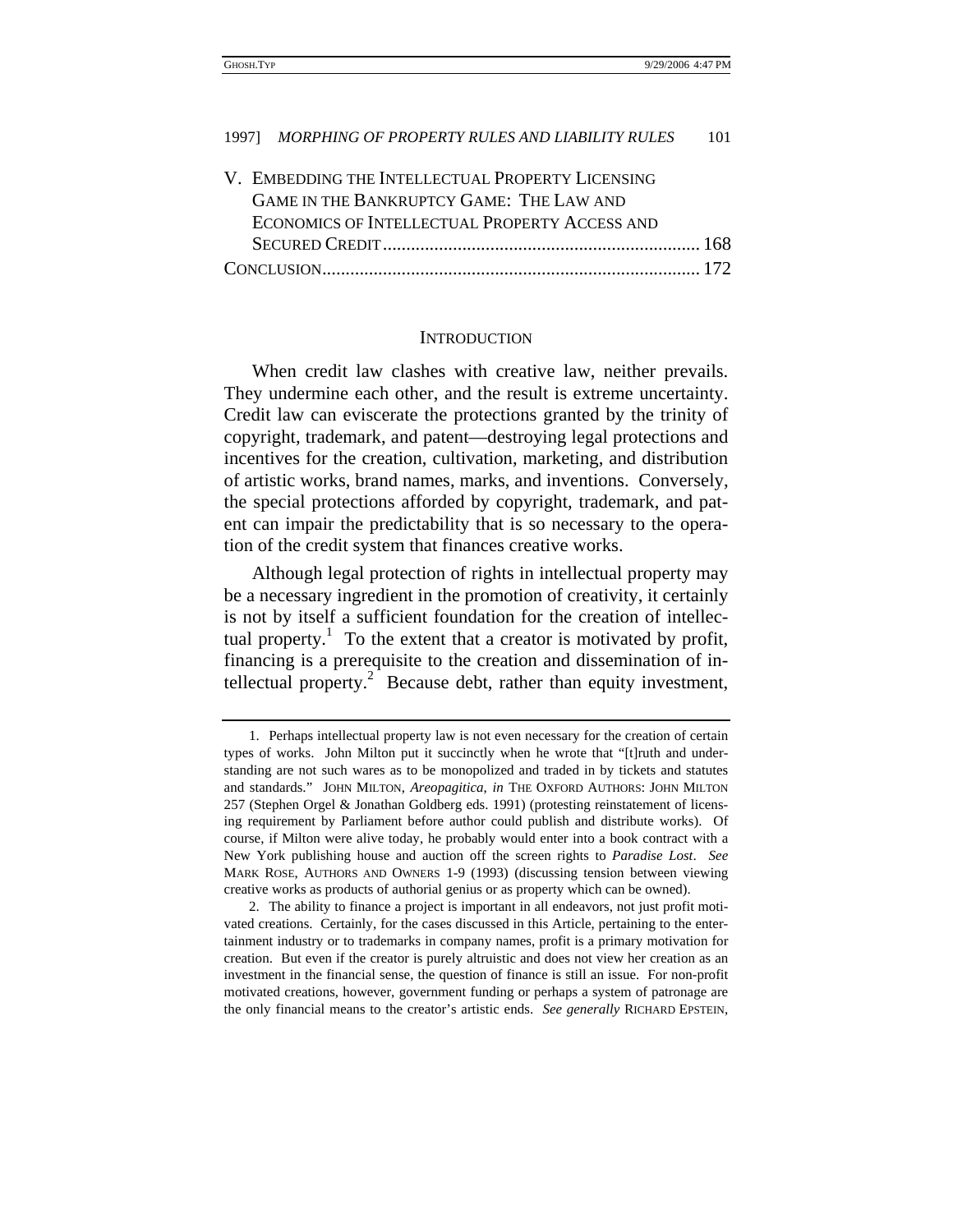V. EMBEDDING THE INTELLECTUAL PROPERTY LICENSING GAME IN THE BANKRUPTCY GAME: THE LAW AND ECONOMICS OF INTELLECTUAL PROPERTY ACCESS AND SECURED CREDIT .................................................................... 168

CONCLUSION ................................................................................ 172

## INTRODUCTION

When credit law clashes with creative law, neither prevails. They undermine each other, and the result is extreme uncertainty. Credit law can eviscerate the protections granted by the trinity of copyright, trademark, and patent—destroying legal protections and incentives for the creation, cultivation, marketing, and distribution of artistic works, brand names, marks, and inventions. Conversely, the special protections afforded by copyright, trademark, and patent can impair the predictability that is so necessary to the operation of the credit system that finances creative works.

Although legal protection of rights in intellectual property may be a necessary ingredient in the promotion of creativity, it certainly is not by itself a sufficient foundation for the creation of intellectual property.[1] To the extent that a creator is motivated by profit, financing is a prerequisite to the creation and dissemination of intellectual property.[2] Because debt, rather than equity investment,

---

1. Perhaps intellectual property law is not even necessary for the creation of certain types of works. John Milton put it succinctly when he wrote that "[t]ruth and understanding are not such wares as to be monopolized and traded in by tickets and statutes and standards." JOHN MILTON, *Areopagitica, in* THE OXFORD AUTHORS: JOHN MILTON 257 (Stephen Orgel & Jonathan Goldberg eds. 1991) (protesting reinstatement of licensing requirement by Parliament before author could publish and distribute works). Of course, if Milton were alive today, he probably would enter into a book contract with a New York publishing house and auction off the screen rights to *Paradise Lost*. *See* MARK ROSE, AUTHORS AND OWNERS 1-9 (1993) (discussing tension between viewing creative works as products of authorial genius or as property which can be owned).

2. The ability to finance a project is important in all endeavors, not just profit motivated creations. Certainly, for the cases discussed in this Article, pertaining to the entertainment industry or to trademarks in company names, profit is a primary motivation for creation. But even if the creator is purely altruistic and does not view her creation as an investment in the financial sense, the question of finance is still an issue. For non-profit motivated creations, however, government funding or perhaps a system of patronage are the only financial means to the creator's artistic ends. *See generally* RICHARD EPSTEIN,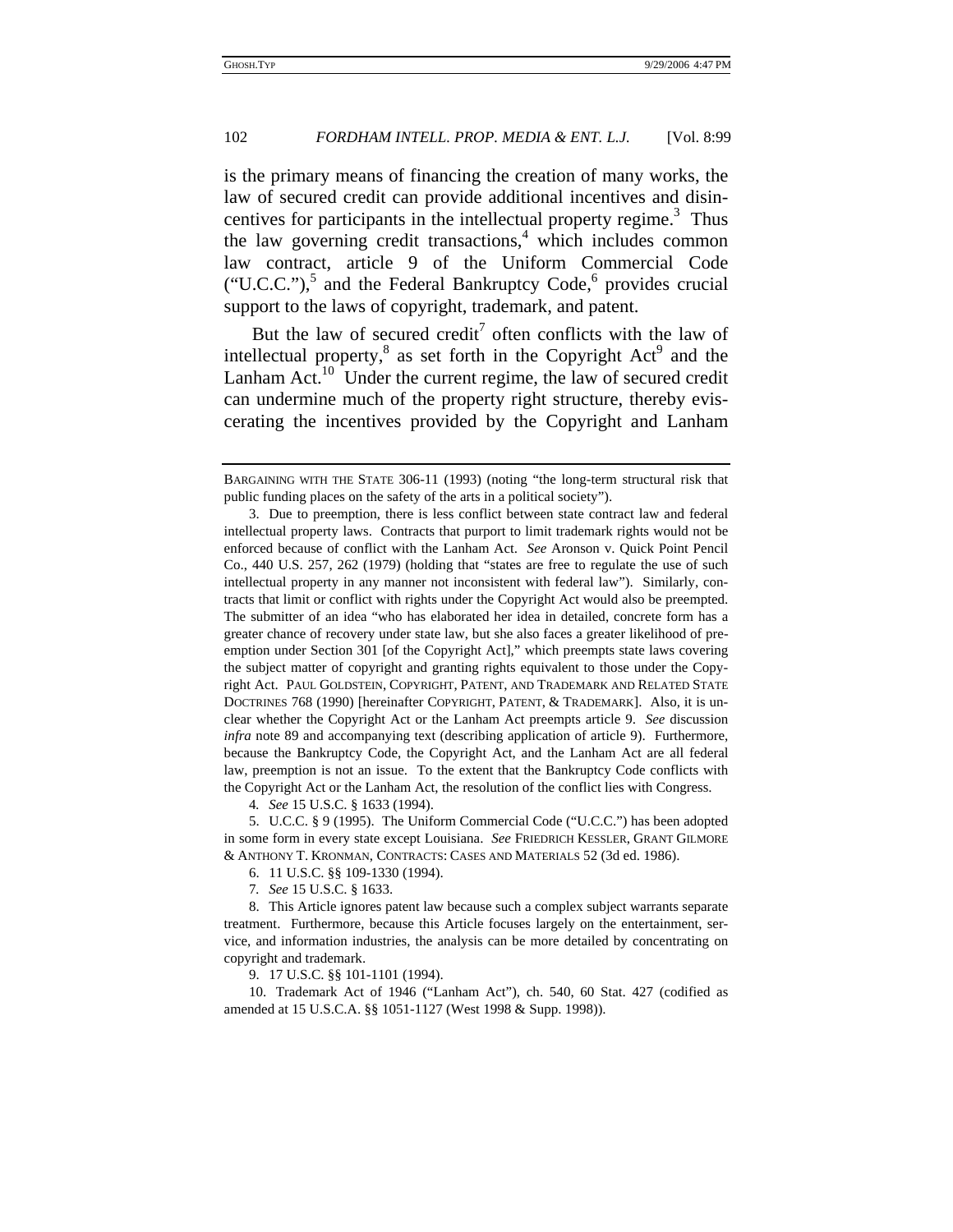is the primary means of financing the creation of many works, the law of secured credit can provide additional incentives and disincentives for participants in the intellectual property regime.[3] Thus the law governing credit transactions,[4] which includes common law contract, article 9 of the Uniform Commercial Code ("U.C.C."),[5] and the Federal Bankruptcy Code,[6] provides crucial support to the laws of copyright, trademark, and patent.

But the law of secured credit[7] often conflicts with the law of intellectual property,[8] as set forth in the Copyright Act[9] and the Lanham Act.[10] Under the current regime, the law of secured credit can undermine much of the property right structure, thereby eviscerating the incentives provided by the Copyright and Lanham

---

BARGAINING WITH THE STATE 306-11 (1993) (noting "the long-term structural risk that public funding places on the safety of the arts in a political society").

3. Due to preemption, there is less conflict between state contract law and federal intellectual property laws. Contracts that purport to limit trademark rights would not be enforced because of conflict with the Lanham Act. *See* Aronson v. Quick Point Pencil Co., 440 U.S. 257, 262 (1979) (holding that "states are free to regulate the use of such intellectual property in any manner not inconsistent with federal law"). Similarly, contracts that limit or conflict with rights under the Copyright Act would also be preempted. The submitter of an idea "who has elaborated her idea in detailed, concrete form has a greater chance of recovery under state law, but she also faces a greater likelihood of preemption under Section 301 [of the Copyright Act]," which preempts state laws covering the subject matter of copyright and granting rights equivalent to those under the Copyright Act. PAUL GOLDSTEIN, COPYRIGHT, PATENT, AND TRADEMARK AND RELATED STATE DOCTRINES 768 (1990) [hereinafter COPYRIGHT, PATENT, & TRADEMARK]. Also, it is unclear whether the Copyright Act or the Lanham Act preempts article 9. *See* discussion *infra* note 89 and accompanying text (describing application of article 9). Furthermore, because the Bankruptcy Code, the Copyright Act, and the Lanham Act are all federal law, preemption is not an issue. To the extent that the Bankruptcy Code conflicts with the Copyright Act or the Lanham Act, the resolution of the conflict lies with Congress.

4. *See* 15 U.S.C. § 1633 (1994).

5. U.C.C. § 9 (1995). The Uniform Commercial Code ("U.C.C.") has been adopted in some form in every state except Louisiana. *See* FRIEDRICH KESSLER, GRANT GILMORE & ANTHONY T. KRONMAN, CONTRACTS: CASES AND MATERIALS 52 (3d ed. 1986).

6. 11 U.S.C. §§ 109-1330 (1994).

7. *See* 15 U.S.C. § 1633.

8. This Article ignores patent law because such a complex subject warrants separate treatment. Furthermore, because this Article focuses largely on the entertainment, service, and information industries, the analysis can be more detailed by concentrating on copyright and trademark.

9. 17 U.S.C. §§ 101-1101 (1994).

10. Trademark Act of 1946 ("Lanham Act"), ch. 540, 60 Stat. 427 (codified as amended at 15 U.S.C.A. §§ 1051-1127 (West 1998 & Supp. 1998)).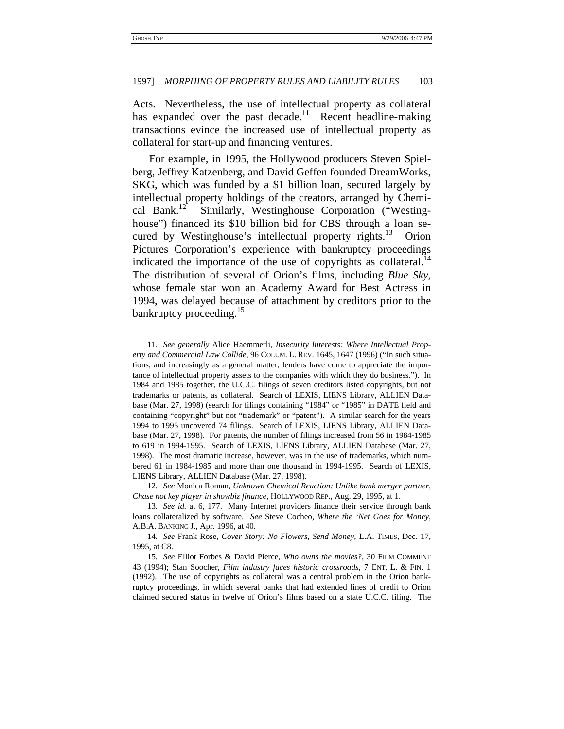Acts. Nevertheless, the use of intellectual property as collateral has expanded over the past decade.[11] Recent headline-making transactions evince the increased use of intellectual property as collateral for start-up and financing ventures.

For example, in 1995, the Hollywood producers Steven Spielberg, Jeffrey Katzenberg, and David Geffen founded DreamWorks, SKG, which was funded by a $1 billion loan, secured largely by intellectual property holdings of the creators, arranged by Chemical Bank.[12] Similarly, Westinghouse Corporation ("Westinghouse") financed its $10 billion bid for CBS through a loan secured by Westinghouse's intellectual property rights.[13] Orion Pictures Corporation's experience with bankruptcy proceedings indicated the importance of the use of copyrights as collateral.[14] The distribution of several of Orion's films, including *Blue Sky*, whose female star won an Academy Award for Best Actress in 1994, was delayed because of attachment by creditors prior to the bankruptcy proceeding.[15]

---

11. *See generally* Alice Haemmerli, *Insecurity Interests: Where Intellectual Property and Commercial Law Collide*, 96 COLUM. L. REV. 1645, 1647 (1996) ("In such situations, and increasingly as a general matter, lenders have come to appreciate the importance of intellectual property assets to the companies with which they do business."). In 1984 and 1985 together, the U.C.C. filings of seven creditors listed copyrights, but not trademarks or patents, as collateral. Search of LEXIS, LIENS Library, ALLIEN Database (Mar. 27, 1998) (search for filings containing "1984" or "1985" in DATE field and containing "copyright" but not "trademark" or "patent"). A similar search for the years 1994 to 1995 uncovered 74 filings. Search of LEXIS, LIENS Library, ALLIEN Database (Mar. 27, 1998). For patents, the number of filings increased from 56 in 1984-1985 to 619 in 1994-1995. Search of LEXIS, LIENS Library, ALLIEN Database (Mar. 27, 1998). The most dramatic increase, however, was in the use of trademarks, which numbered 61 in 1984-1985 and more than one thousand in 1994-1995. Search of LEXIS, LIENS Library, ALLIEN Database (Mar. 27, 1998).

12. *See* Monica Roman, *Unknown Chemical Reaction: Unlike bank merger partner, Chase not key player in showbiz finance*, HOLLYWOOD REP., Aug. 29, 1995, at 1.

13. *See id.* at 6, 177. Many Internet providers finance their service through bank loans collateralized by software. *See* Steve Cocheo, *Where the 'Net Goes for Money*, A.B.A. BANKING J., Apr. 1996, at 40.

14. *See* Frank Rose, *Cover Story: No Flowers, Send Money*, L.A. TIMES, Dec. 17, 1995, at C8.

15. *See* Elliot Forbes & David Pierce, *Who owns the movies?*, 30 FILM COMMENT 43 (1994); Stan Soocher, *Film industry faces historic crossroads*, 7 ENT. L. & FIN. 1 (1992). The use of copyrights as collateral was a central problem in the Orion bankruptcy proceedings, in which several banks that had extended lines of credit to Orion claimed secured status in twelve of Orion's films based on a state U.C.C. filing. The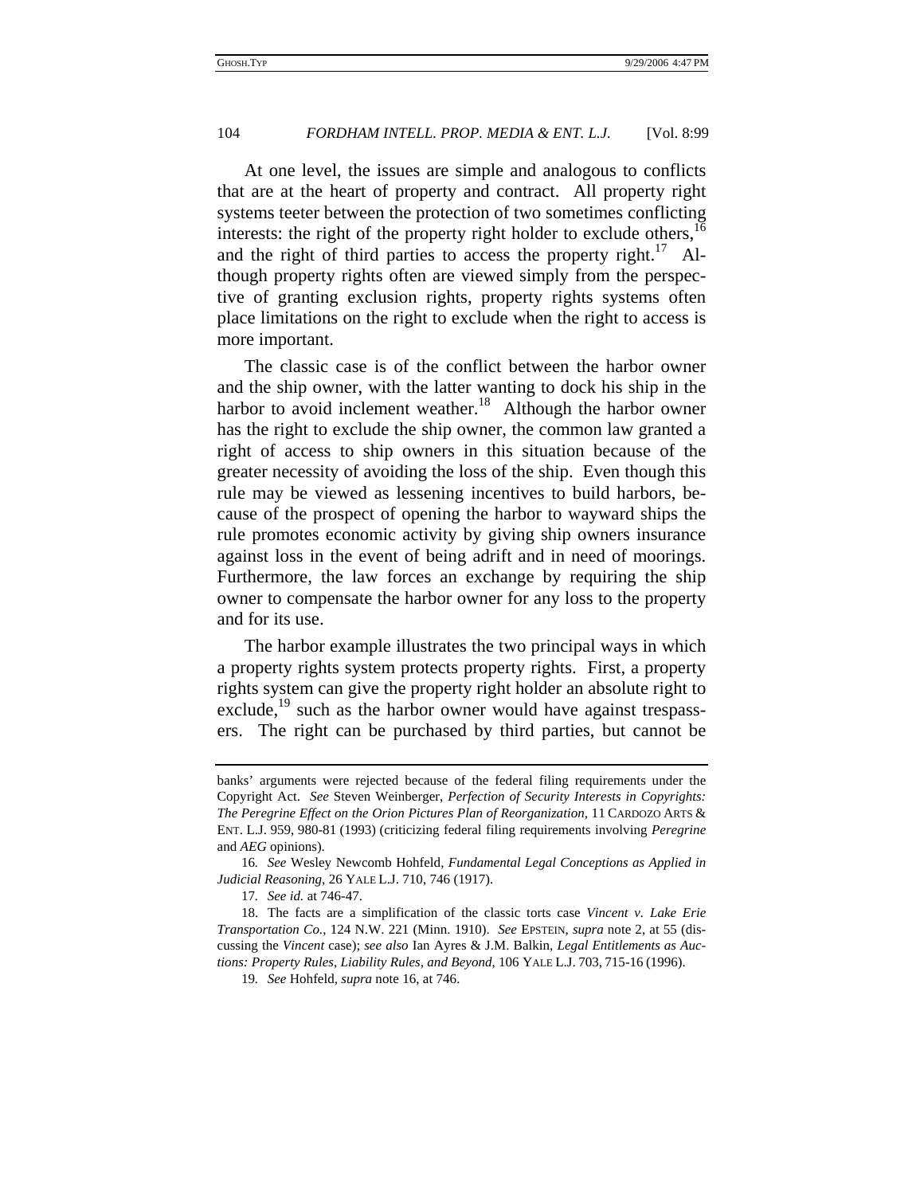At one level, the issues are simple and analogous to conflicts that are at the heart of property and contract. All property right systems teeter between the protection of two sometimes conflicting interests: the right of the property right holder to exclude others,[16] and the right of third parties to access the property right.[17] Although property rights often are viewed simply from the perspective of granting exclusion rights, property rights systems often place limitations on the right to exclude when the right to access is more important.

The classic case is of the conflict between the harbor owner and the ship owner, with the latter wanting to dock his ship in the harbor to avoid inclement weather.[18] Although the harbor owner has the right to exclude the ship owner, the common law granted a right of access to ship owners in this situation because of the greater necessity of avoiding the loss of the ship. Even though this rule may be viewed as lessening incentives to build harbors, because of the prospect of opening the harbor to wayward ships the rule promotes economic activity by giving ship owners insurance against loss in the event of being adrift and in need of moorings. Furthermore, the law forces an exchange by requiring the ship owner to compensate the harbor owner for any loss to the property and for its use.

The harbor example illustrates the two principal ways in which a property rights system protects property rights. First, a property rights system can give the property right holder an absolute right to exclude,[19] such as the harbor owner would have against trespassers. The right can be purchased by third parties, but cannot be

---

banks' arguments were rejected because of the federal filing requirements under the Copyright Act. *See* Steven Weinberger, *Perfection of Security Interests in Copyrights: The Peregrine Effect on the Orion Pictures Plan of Reorganization*, 11 CARDOZO ARTS & ENT. L.J. 959, 980-81 (1993) (criticizing federal filing requirements involving *Peregrine* and *AEG* opinions).

16. *See* Wesley Newcomb Hohfeld, *Fundamental Legal Conceptions as Applied in Judicial Reasoning*, 26 YALE L.J. 710, 746 (1917).

17. *See id.* at 746-47.

18. The facts are a simplification of the classic torts case *Vincent v. Lake Erie Transportation Co.*, 124 N.W. 221 (Minn. 1910). *See* EPSTEIN, *supra* note 2, at 55 (discussing the *Vincent* case); *see also* Ian Ayres & J.M. Balkin, *Legal Entitlements as Auctions: Property Rules, Liability Rules, and Beyond*, 106 YALE L.J. 703, 715-16 (1996).

19. *See* Hohfeld, *supra* note 16, at 746.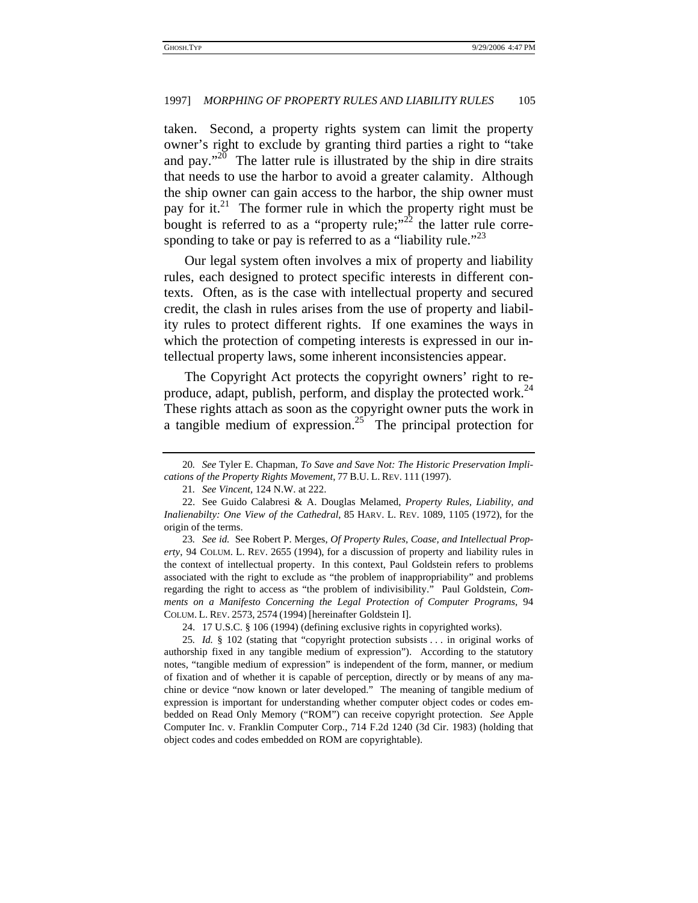taken. Second, a property rights system can limit the property owner's right to exclude by granting third parties a right to "take and pay."[20] The latter rule is illustrated by the ship in dire straits that needs to use the harbor to avoid a greater calamity. Although the ship owner can gain access to the harbor, the ship owner must pay for it.[21] The former rule in which the property right must be bought is referred to as a "property rule;"[22] the latter rule corresponding to take or pay is referred to as a "liability rule."[23]

Our legal system often involves a mix of property and liability rules, each designed to protect specific interests in different contexts. Often, as is the case with intellectual property and secured credit, the clash in rules arises from the use of property and liability rules to protect different rights. If one examines the ways in which the protection of competing interests is expressed in our intellectual property laws, some inherent inconsistencies appear.

The Copyright Act protects the copyright owners' right to reproduce, adapt, publish, perform, and display the protected work.[24] These rights attach as soon as the copyright owner puts the work in a tangible medium of expression.[25] The principal protection for

---

20. *See* Tyler E. Chapman, *To Save and Save Not: The Historic Preservation Implications of the Property Rights Movement*, 77 B.U. L. REV. 111 (1997).

21. *See Vincent*, 124 N.W. at 222.

22. See Guido Calabresi & A. Douglas Melamed, *Property Rules, Liability, and Inalienabilty: One View of the Cathedral*, 85 HARV. L. REV. 1089, 1105 (1972), for the origin of the terms.

23. *See id.* See Robert P. Merges, *Of Property Rules, Coase, and Intellectual Property*, 94 COLUM. L. REV. 2655 (1994), for a discussion of property and liability rules in the context of intellectual property. In this context, Paul Goldstein refers to problems associated with the right to exclude as "the problem of inappropriability" and problems regarding the right to access as "the problem of indivisibility." Paul Goldstein, *Comments on a Manifesto Concerning the Legal Protection of Computer Programs*, 94 COLUM. L. REV. 2573, 2574 (1994) [hereinafter Goldstein I].

24. 17 U.S.C. § 106 (1994) (defining exclusive rights in copyrighted works).

25. *Id.* § 102 (stating that "copyright protection subsists . . . in original works of authorship fixed in any tangible medium of expression"). According to the statutory notes, "tangible medium of expression" is independent of the form, manner, or medium of fixation and of whether it is capable of perception, directly or by means of any machine or device "now known or later developed." The meaning of tangible medium of expression is important for understanding whether computer object codes or codes embedded on Read Only Memory ("ROM") can receive copyright protection. *See* Apple Computer Inc. v. Franklin Computer Corp., 714 F.2d 1240 (3d Cir. 1983) (holding that object codes and codes embedded on ROM are copyrightable).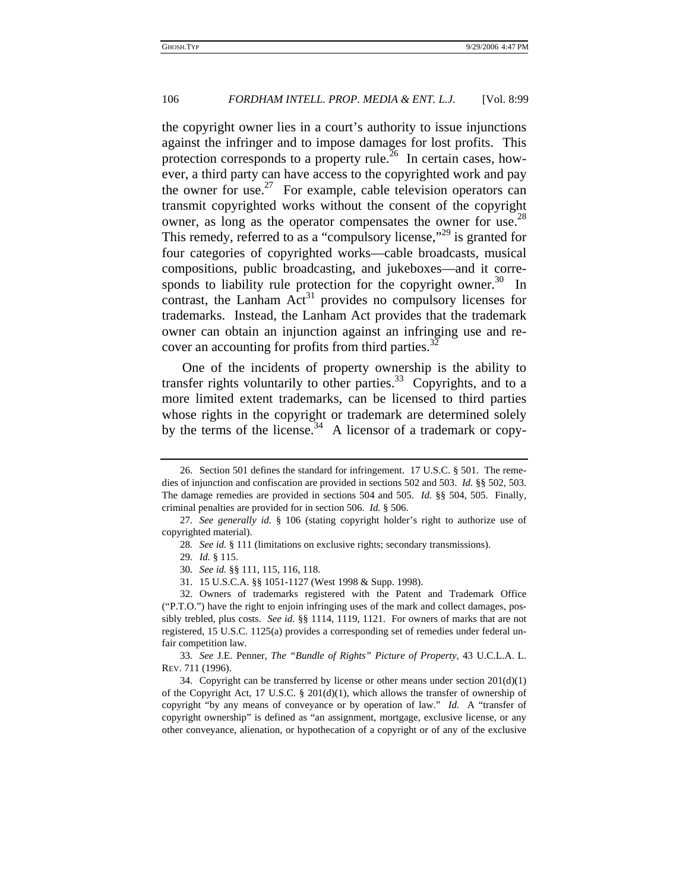the copyright owner lies in a court's authority to issue injunctions against the infringer and to impose damages for lost profits. This protection corresponds to a property rule.[26] In certain cases, however, a third party can have access to the copyrighted work and pay the owner for use.[27] For example, cable television operators can transmit copyrighted works without the consent of the copyright owner, as long as the operator compensates the owner for use.[28] This remedy, referred to as a "compulsory license,"[29] is granted for four categories of copyrighted works—cable broadcasts, musical compositions, public broadcasting, and jukeboxes—and it corresponds to liability rule protection for the copyright owner.[30] In contrast, the Lanham Act[31] provides no compulsory licenses for trademarks. Instead, the Lanham Act provides that the trademark owner can obtain an injunction against an infringing use and recover an accounting for profits from third parties.[32]

One of the incidents of property ownership is the ability to transfer rights voluntarily to other parties.[33] Copyrights, and to a more limited extent trademarks, can be licensed to third parties whose rights in the copyright or trademark are determined solely by the terms of the license.[34] A licensor of a trademark or copy-

---

26. Section 501 defines the standard for infringement. 17 U.S.C. § 501. The remedies of injunction and confiscation are provided in sections 502 and 503. *Id.* §§ 502, 503. The damage remedies are provided in sections 504 and 505. *Id.* §§ 504, 505. Finally, criminal penalties are provided for in section 506. *Id.* § 506.

27. *See generally id.* § 106 (stating copyright holder's right to authorize use of copyrighted material).

28. *See id.* § 111 (limitations on exclusive rights; secondary transmissions).

29. *Id.* § 115.

30. *See id.* §§ 111, 115, 116, 118.

31. 15 U.S.C.A. §§ 1051-1127 (West 1998 & Supp. 1998).

32. Owners of trademarks registered with the Patent and Trademark Office ("P.T.O.") have the right to enjoin infringing uses of the mark and collect damages, possibly trebled, plus costs. *See id.* §§ 1114, 1119, 1121. For owners of marks that are not registered, 15 U.S.C. 1125(a) provides a corresponding set of remedies under federal unfair competition law.

33. *See* J.E. Penner, *The "Bundle of Rights" Picture of Property*, 43 U.C.L.A. L. REV. 711 (1996).

34. Copyright can be transferred by license or other means under section 201(d)(1) of the Copyright Act, 17 U.S.C. § 201(d)(1), which allows the transfer of ownership of copyright "by any means of conveyance or by operation of law." *Id.* A "transfer of copyright ownership" is defined as "an assignment, mortgage, exclusive license, or any other conveyance, alienation, or hypothecation of a copyright or of any of the exclusive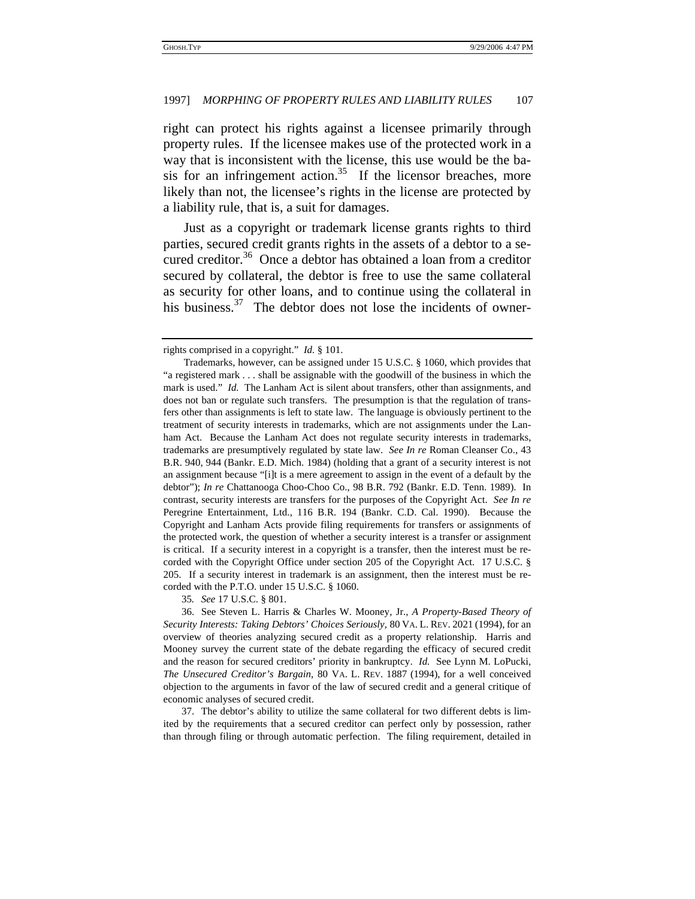right can protect his rights against a licensee primarily through property rules. If the licensee makes use of the protected work in a way that is inconsistent with the license, this use would be the basis for an infringement action.[35] If the licensor breaches, more likely than not, the licensee's rights in the license are protected by a liability rule, that is, a suit for damages.

Just as a copyright or trademark license grants rights to third parties, secured credit grants rights in the assets of a debtor to a secured creditor.[36] Once a debtor has obtained a loan from a creditor secured by collateral, the debtor is free to use the same collateral as security for other loans, and to continue using the collateral in his business.[37] The debtor does not lose the incidents of owner-

---

rights comprised in a copyright." *Id.* § 101.

Trademarks, however, can be assigned under 15 U.S.C. § 1060, which provides that "a registered mark . . . shall be assignable with the goodwill of the business in which the mark is used." *Id.* The Lanham Act is silent about transfers, other than assignments, and does not ban or regulate such transfers. The presumption is that the regulation of transfers other than assignments is left to state law. The language is obviously pertinent to the treatment of security interests in trademarks, which are not assignments under the Lanham Act. Because the Lanham Act does not regulate security interests in trademarks, trademarks are presumptively regulated by state law. *See In re* Roman Cleanser Co., 43 B.R. 940, 944 (Bankr. E.D. Mich. 1984) (holding that a grant of a security interest is not an assignment because "[i]t is a mere agreement to assign in the event of a default by the debtor"); *In re* Chattanooga Choo-Choo Co., 98 B.R. 792 (Bankr. E.D. Tenn. 1989). In contrast, security interests are transfers for the purposes of the Copyright Act. *See In re* Peregrine Entertainment, Ltd., 116 B.R. 194 (Bankr. C.D. Cal. 1990). Because the Copyright and Lanham Acts provide filing requirements for transfers or assignments of the protected work, the question of whether a security interest is a transfer or assignment is critical. If a security interest in a copyright is a transfer, then the interest must be recorded with the Copyright Office under section 205 of the Copyright Act. 17 U.S.C. § 205. If a security interest in trademark is an assignment, then the interest must be recorded with the P.T.O. under 15 U.S.C. § 1060.

35. *See* 17 U.S.C. § 801.

36. See Steven L. Harris & Charles W. Mooney, Jr., *A Property-Based Theory of Security Interests: Taking Debtors' Choices Seriously*, 80 VA. L. REV. 2021 (1994), for an overview of theories analyzing secured credit as a property relationship. Harris and Mooney survey the current state of the debate regarding the efficacy of secured credit and the reason for secured creditors' priority in bankruptcy. *Id.* See Lynn M. LoPucki, *The Unsecured Creditor's Bargain*, 80 VA. L. REV. 1887 (1994), for a well conceived objection to the arguments in favor of the law of secured credit and a general critique of economic analyses of secured credit.

37. The debtor's ability to utilize the same collateral for two different debts is limited by the requirements that a secured creditor can perfect only by possession, rather than through filing or through automatic perfection. The filing requirement, detailed in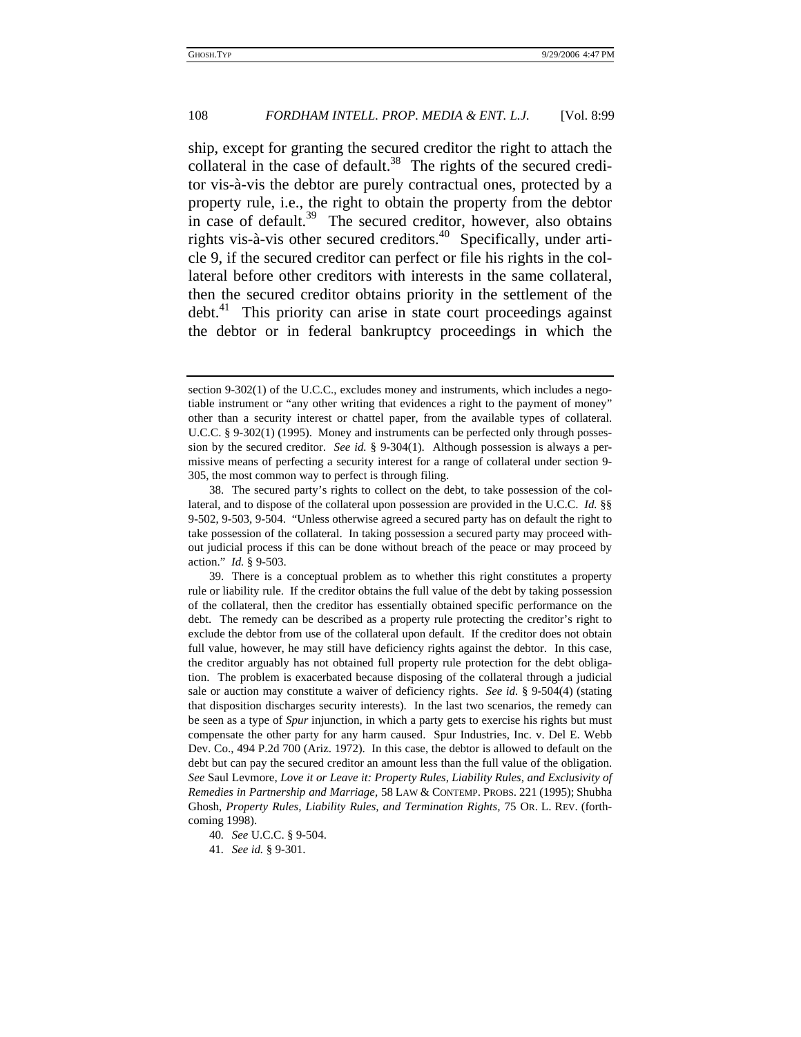ship, except for granting the secured creditor the right to attach the collateral in the case of default.[38] The rights of the secured creditor vis-à-vis the debtor are purely contractual ones, protected by a property rule, i.e., the right to obtain the property from the debtor in case of default.[39] The secured creditor, however, also obtains rights vis-à-vis other secured creditors.[40] Specifically, under article 9, if the secured creditor can perfect or file his rights in the collateral before other creditors with interests in the same collateral, then the secured creditor obtains priority in the settlement of the debt.[41] This priority can arise in state court proceedings against the debtor or in federal bankruptcy proceedings in which the

---

section 9-302(1) of the U.C.C., excludes money and instruments, which includes a negotiable instrument or "any other writing that evidences a right to the payment of money" other than a security interest or chattel paper, from the available types of collateral. U.C.C. § 9-302(1) (1995). Money and instruments can be perfected only through possession by the secured creditor. *See id.* § 9-304(1). Although possession is always a permissive means of perfecting a security interest for a range of collateral under section 9-305, the most common way to perfect is through filing.

38. The secured party's rights to collect on the debt, to take possession of the collateral, and to dispose of the collateral upon possession are provided in the U.C.C. *Id.* §§ 9-502, 9-503, 9-504. "Unless otherwise agreed a secured party has on default the right to take possession of the collateral. In taking possession a secured party may proceed without judicial process if this can be done without breach of the peace or may proceed by action." *Id.* § 9-503.

39. There is a conceptual problem as to whether this right constitutes a property rule or liability rule. If the creditor obtains the full value of the debt by taking possession of the collateral, then the creditor has essentially obtained specific performance on the debt. The remedy can be described as a property rule protecting the creditor's right to exclude the debtor from use of the collateral upon default. If the creditor does not obtain full value, however, he may still have deficiency rights against the debtor. In this case, the creditor arguably has not obtained full property rule protection for the debt obligation. The problem is exacerbated because disposing of the collateral through a judicial sale or auction may constitute a waiver of deficiency rights. *See id.* § 9-504(4) (stating that disposition discharges security interests). In the last two scenarios, the remedy can be seen as a type of *Spur* injunction, in which a party gets to exercise his rights but must compensate the other party for any harm caused. Spur Industries, Inc. v. Del E. Webb Dev. Co., 494 P.2d 700 (Ariz. 1972). In this case, the debtor is allowed to default on the debt but can pay the secured creditor an amount less than the full value of the obligation. *See* Saul Levmore, *Love it or Leave it: Property Rules, Liability Rules, and Exclusivity of Remedies in Partnership and Marriage*, 58 LAW & CONTEMP. PROBS. 221 (1995); Shubha Ghosh, *Property Rules, Liability Rules, and Termination Rights*, 75 OR. L. REV. (forthcoming 1998).

40. *See* U.C.C. § 9-504.

41. *See id.* § 9-301.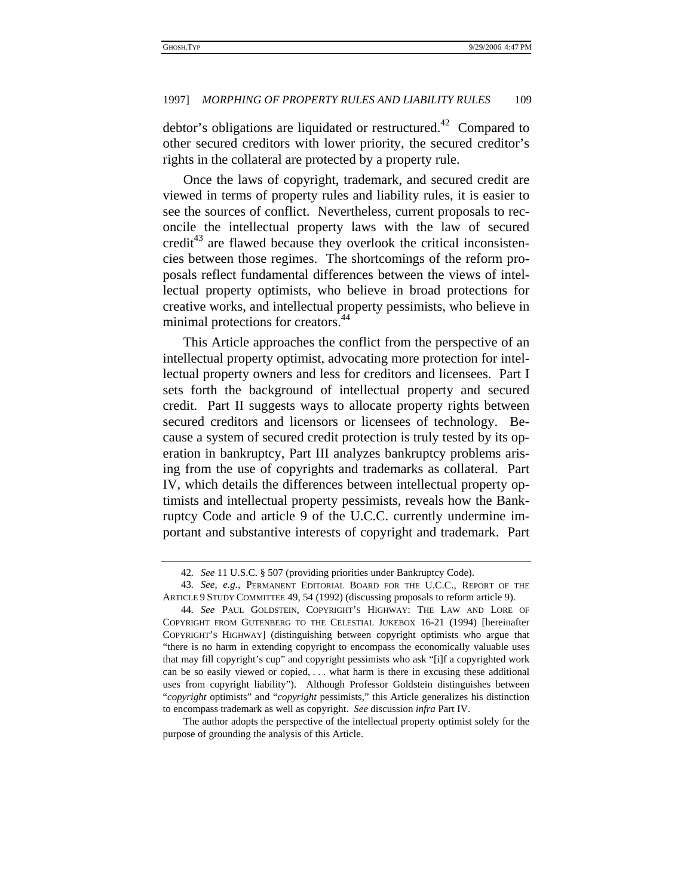debtor's obligations are liquidated or restructured.[42] Compared to other secured creditors with lower priority, the secured creditor's rights in the collateral are protected by a property rule.

Once the laws of copyright, trademark, and secured credit are viewed in terms of property rules and liability rules, it is easier to see the sources of conflict. Nevertheless, current proposals to reconcile the intellectual property laws with the law of secured credit[43] are flawed because they overlook the critical inconsistencies between those regimes. The shortcomings of the reform proposals reflect fundamental differences between the views of intellectual property optimists, who believe in broad protections for creative works, and intellectual property pessimists, who believe in minimal protections for creators.[44]

This Article approaches the conflict from the perspective of an intellectual property optimist, advocating more protection for intellectual property owners and less for creditors and licensees. Part I sets forth the background of intellectual property and secured credit. Part II suggests ways to allocate property rights between secured creditors and licensors or licensees of technology. Because a system of secured credit protection is truly tested by its operation in bankruptcy, Part III analyzes bankruptcy problems arising from the use of copyrights and trademarks as collateral. Part IV, which details the differences between intellectual property optimists and intellectual property pessimists, reveals how the Bankruptcy Code and article 9 of the U.C.C. currently undermine important and substantive interests of copyright and trademark. Part

---

42. *See* 11 U.S.C. § 507 (providing priorities under Bankruptcy Code).

43. *See, e.g.*, PERMANENT EDITORIAL BOARD FOR THE U.C.C., REPORT OF THE ARTICLE 9 STUDY COMMITTEE 49, 54 (1992) (discussing proposals to reform article 9).

44. *See* PAUL GOLDSTEIN, COPYRIGHT'S HIGHWAY: THE LAW AND LORE OF COPYRIGHT FROM GUTENBERG TO THE CELESTIAL JUKEBOX 16-21 (1994) [hereinafter COPYRIGHT'S HIGHWAY] (distinguishing between copyright optimists who argue that "there is no harm in extending copyright to encompass the economically valuable uses that may fill copyright's cup" and copyright pessimists who ask "[i]f a copyrighted work can be so easily viewed or copied, . . . what harm is there in excusing these additional uses from copyright liability"). Although Professor Goldstein distinguishes between "*copyright* optimists" and "*copyright* pessimists," this Article generalizes his distinction to encompass trademark as well as copyright. *See* discussion *infra* Part IV.

The author adopts the perspective of the intellectual property optimist solely for the purpose of grounding the analysis of this Article.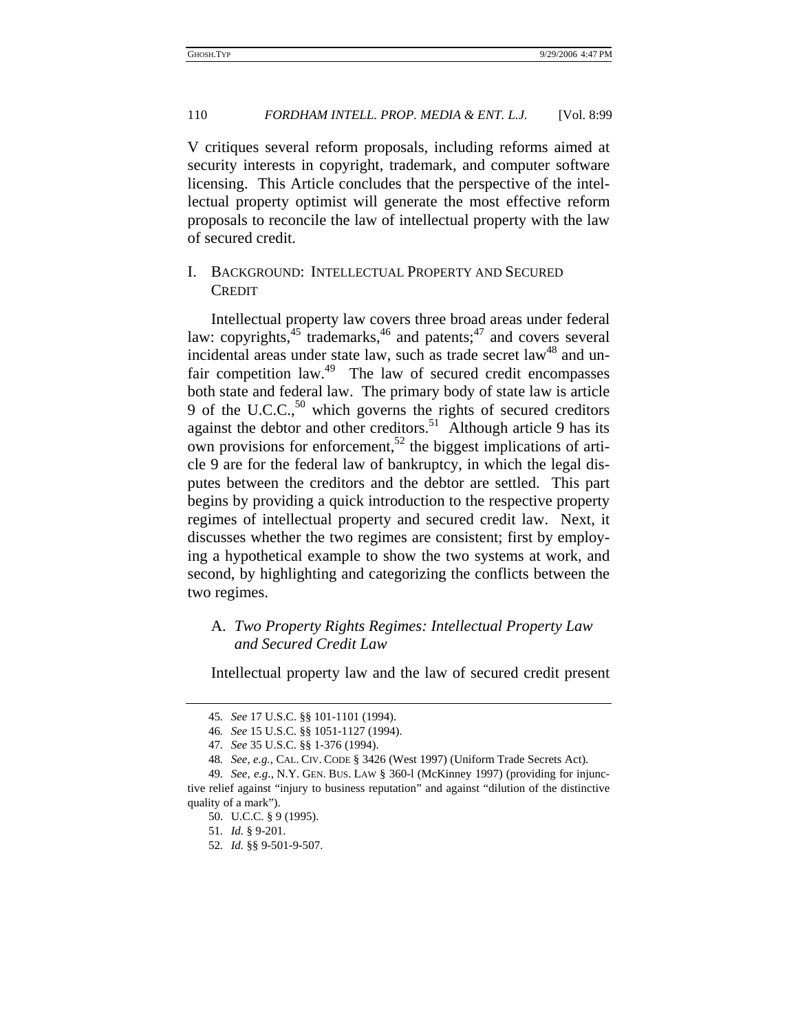V critiques several reform proposals, including reforms aimed at security interests in copyright, trademark, and computer software licensing. This Article concludes that the perspective of the intellectual property optimist will generate the most effective reform proposals to reconcile the law of intellectual property with the law of secured credit.

## I. BACKGROUND: INTELLECTUAL PROPERTY AND SECURED CREDIT

Intellectual property law covers three broad areas under federal law: copyrights,[45] trademarks,[46] and patents;[47] and covers several incidental areas under state law, such as trade secret law[48] and unfair competition law.[49] The law of secured credit encompasses both state and federal law. The primary body of state law is article 9 of the U.C.C.,[50] which governs the rights of secured creditors against the debtor and other creditors.[51] Although article 9 has its own provisions for enforcement,[52] the biggest implications of article 9 are for the federal law of bankruptcy, in which the legal disputes between the creditors and the debtor are settled. This part begins by providing a quick introduction to the respective property regimes of intellectual property and secured credit law. Next, it discusses whether the two regimes are consistent; first by employing a hypothetical example to show the two systems at work, and second, by highlighting and categorizing the conflicts between the two regimes.

### A. *Two Property Rights Regimes: Intellectual Property Law and Secured Credit Law*

Intellectual property law and the law of secured credit present

---

45. *See* 17 U.S.C. §§ 101-1101 (1994).

46. *See* 15 U.S.C. §§ 1051-1127 (1994).

47. *See* 35 U.S.C. §§ 1-376 (1994).

48. *See, e.g.*, CAL. CIV. CODE § 3426 (West 1997) (Uniform Trade Secrets Act).

49. *See, e.g.*, N.Y. GEN. BUS. LAW § 360-l (McKinney 1997) (providing for injunctive relief against "injury to business reputation" and against "dilution of the distinctive quality of a mark").

50. U.C.C. § 9 (1995).

51. *Id.* § 9-201.

52. *Id.* §§ 9-501-9-507.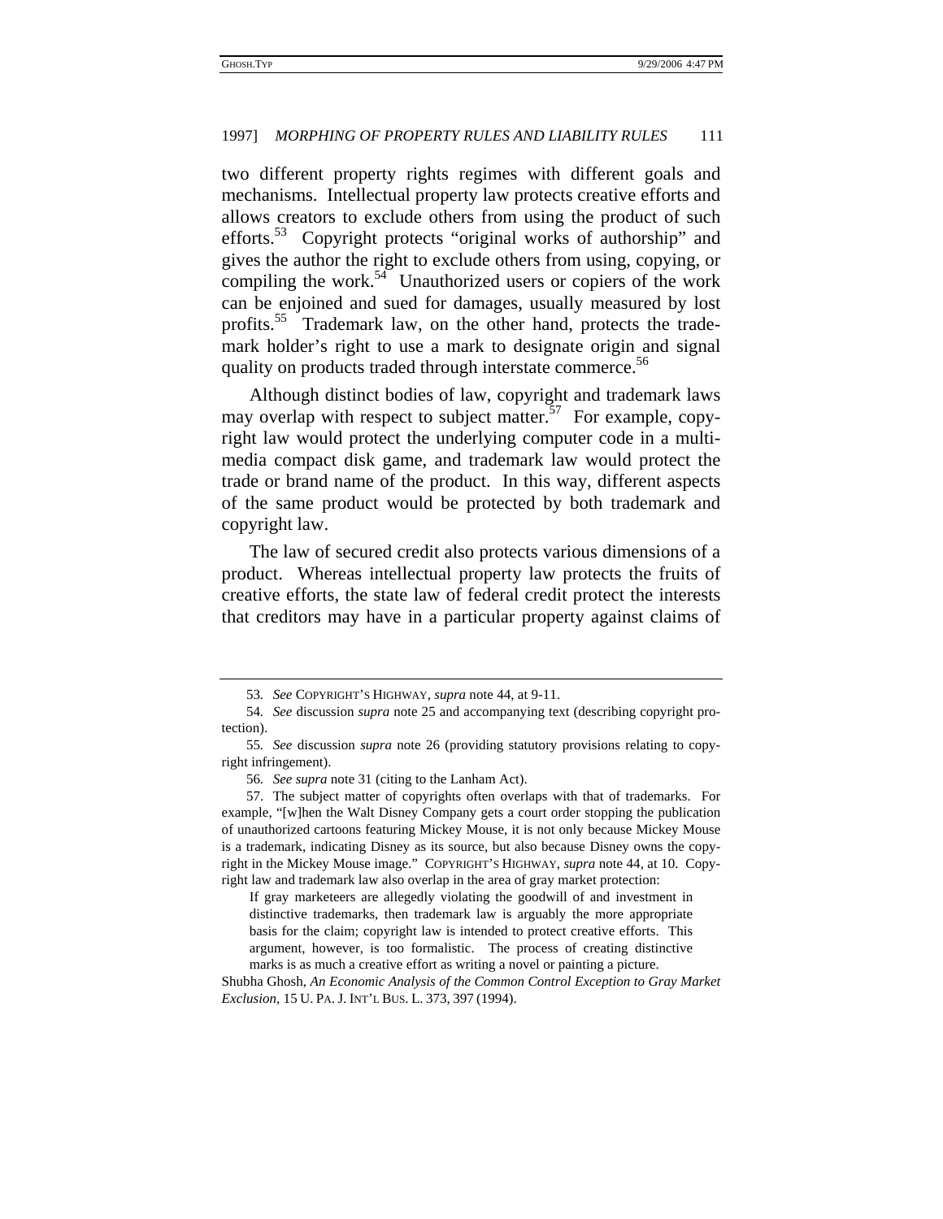two different property rights regimes with different goals and mechanisms. Intellectual property law protects creative efforts and allows creators to exclude others from using the product of such efforts.[53] Copyright protects "original works of authorship" and gives the author the right to exclude others from using, copying, or compiling the work.[54] Unauthorized users or copiers of the work can be enjoined and sued for damages, usually measured by lost profits.[55] Trademark law, on the other hand, protects the trademark holder's right to use a mark to designate origin and signal quality on products traded through interstate commerce.[56]

Although distinct bodies of law, copyright and trademark laws may overlap with respect to subject matter.[57] For example, copyright law would protect the underlying computer code in a multimedia compact disk game, and trademark law would protect the trade or brand name of the product. In this way, different aspects of the same product would be protected by both trademark and copyright law.

The law of secured credit also protects various dimensions of a product. Whereas intellectual property law protects the fruits of creative efforts, the state law of federal credit protect the interests that creditors may have in a particular property against claims of

---

53. *See* COPYRIGHT'S HIGHWAY, *supra* note 44, at 9-11.

54. *See* discussion *supra* note 25 and accompanying text (describing copyright protection).

55. *See* discussion *supra* note 26 (providing statutory provisions relating to copyright infringement).

56. *See supra* note 31 (citing to the Lanham Act).

57. The subject matter of copyrights often overlaps with that of trademarks. For example, "[w]hen the Walt Disney Company gets a court order stopping the publication of unauthorized cartoons featuring Mickey Mouse, it is not only because Mickey Mouse is a trademark, indicating Disney as its source, but also because Disney owns the copyright in the Mickey Mouse image." COPYRIGHT'S HIGHWAY, *supra* note 44, at 10. Copyright law and trademark law also overlap in the area of gray market protection:

> If gray marketeers are allegedly violating the goodwill of and investment in distinctive trademarks, then trademark law is arguably the more appropriate basis for the claim; copyright law is intended to protect creative efforts. This argument, however, is too formalistic. The process of creating distinctive marks is as much a creative effort as writing a novel or painting a picture.

Shubha Ghosh, *An Economic Analysis of the Common Control Exception to Gray Market Exclusion*, 15 U. PA. J. INT'L BUS. L. 373, 397 (1994).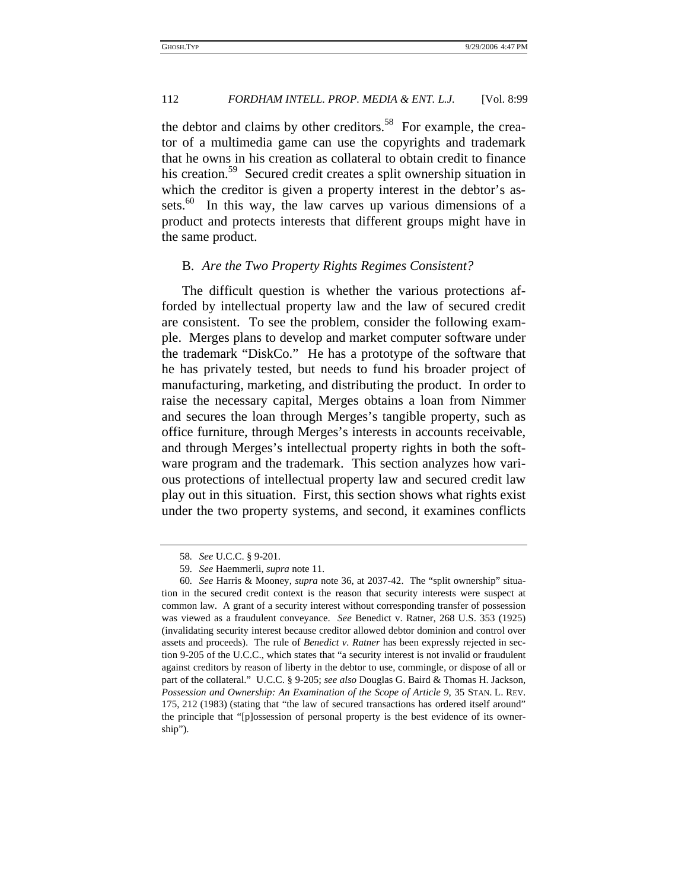the debtor and claims by other creditors.[58] For example, the creator of a multimedia game can use the copyrights and trademark that he owns in his creation as collateral to obtain credit to finance his creation.[59] Secured credit creates a split ownership situation in which the creditor is given a property interest in the debtor's assets.[60] In this way, the law carves up various dimensions of a product and protects interests that different groups might have in the same product.

### B. *Are the Two Property Rights Regimes Consistent?*

The difficult question is whether the various protections afforded by intellectual property law and the law of secured credit are consistent. To see the problem, consider the following example. Merges plans to develop and market computer software under the trademark "DiskCo." He has a prototype of the software that he has privately tested, but needs to fund his broader project of manufacturing, marketing, and distributing the product. In order to raise the necessary capital, Merges obtains a loan from Nimmer and secures the loan through Merges's tangible property, such as office furniture, through Merges's interests in accounts receivable, and through Merges's intellectual property rights in both the software program and the trademark. This section analyzes how various protections of intellectual property law and secured credit law play out in this situation. First, this section shows what rights exist under the two property systems, and second, it examines conflicts

---

58. *See* U.C.C. § 9-201.

59. *See* Haemmerli, *supra* note 11.

60. *See* Harris & Mooney, *supra* note 36, at 2037-42. The "split ownership" situation in the secured credit context is the reason that security interests were suspect at common law. A grant of a security interest without corresponding transfer of possession was viewed as a fraudulent conveyance. *See* Benedict v. Ratner, 268 U.S. 353 (1925) (invalidating security interest because creditor allowed debtor dominion and control over assets and proceeds). The rule of *Benedict v. Ratner* has been expressly rejected in section 9-205 of the U.C.C., which states that "a security interest is not invalid or fraudulent against creditors by reason of liberty in the debtor to use, commingle, or dispose of all or part of the collateral." U.C.C. § 9-205; *see also* Douglas G. Baird & Thomas H. Jackson, *Possession and Ownership: An Examination of the Scope of Article 9*, 35 STAN. L. REV. 175, 212 (1983) (stating that "the law of secured transactions has ordered itself around" the principle that "[p]ossession of personal property is the best evidence of its ownership").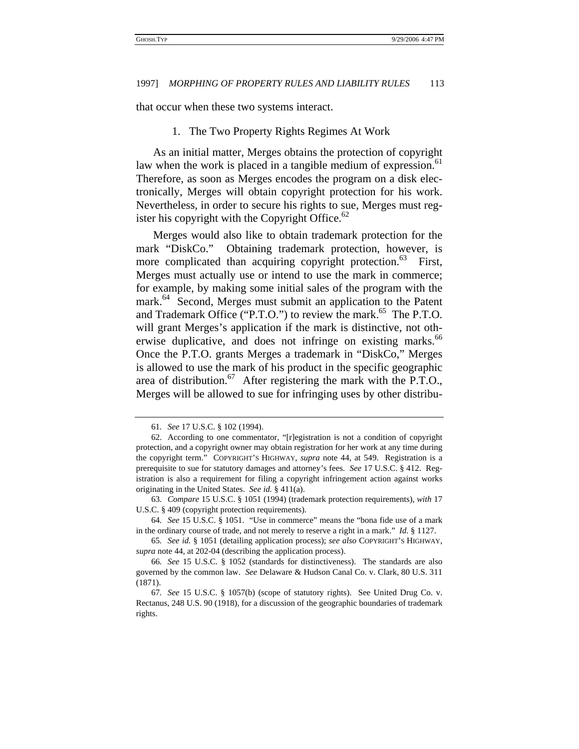that occur when these two systems interact.

### 1. The Two Property Rights Regimes At Work

As an initial matter, Merges obtains the protection of copyright law when the work is placed in a tangible medium of expression.[61] Therefore, as soon as Merges encodes the program on a disk electronically, Merges will obtain copyright protection for his work. Nevertheless, in order to secure his rights to sue, Merges must register his copyright with the Copyright Office.[62]

Merges would also like to obtain trademark protection for the mark "DiskCo." Obtaining trademark protection, however, is more complicated than acquiring copyright protection.[63] First, Merges must actually use or intend to use the mark in commerce; for example, by making some initial sales of the program with the mark.[64] Second, Merges must submit an application to the Patent and Trademark Office ("P.T.O.") to review the mark.[65] The P.T.O. will grant Merges's application if the mark is distinctive, not otherwise duplicative, and does not infringe on existing marks.[66] Once the P.T.O. grants Merges a trademark in "DiskCo," Merges is allowed to use the mark of his product in the specific geographic area of distribution.[67] After registering the mark with the P.T.O., Merges will be allowed to sue for infringing uses by other distribu-

---

61. *See* 17 U.S.C. § 102 (1994).

62. According to one commentator, "[r]egistration is not a condition of copyright protection, and a copyright owner may obtain registration for her work at any time during the copyright term." COPYRIGHT'S HIGHWAY, *supra* note 44, at 549. Registration is a prerequisite to sue for statutory damages and attorney's fees. *See* 17 U.S.C. § 412. Registration is also a requirement for filing a copyright infringement action against works originating in the United States. *See id.* § 411(a).

63. *Compare* 15 U.S.C. § 1051 (1994) (trademark protection requirements), *with* 17 U.S.C. § 409 (copyright protection requirements).

64. *See* 15 U.S.C. § 1051. "Use in commerce" means the "bona fide use of a mark in the ordinary course of trade, and not merely to reserve a right in a mark." *Id.* § 1127.

65. *See id.* § 1051 (detailing application process); *see also* COPYRIGHT'S HIGHWAY, *supra* note 44, at 202-04 (describing the application process).

66. *See* 15 U.S.C. § 1052 (standards for distinctiveness). The standards are also governed by the common law. *See* Delaware & Hudson Canal Co. v. Clark, 80 U.S. 311 (1871).

67. *See* 15 U.S.C. § 1057(b) (scope of statutory rights). See United Drug Co. v. Rectanus, 248 U.S. 90 (1918), for a discussion of the geographic boundaries of trademark rights.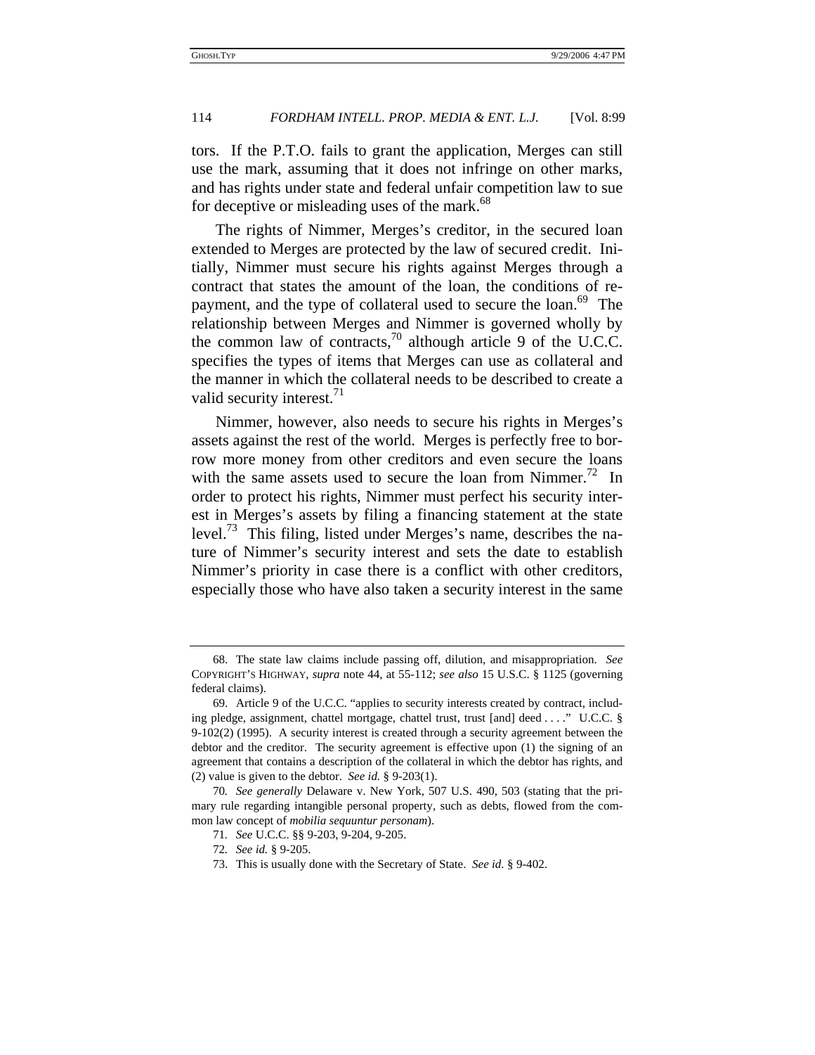tors. If the P.T.O. fails to grant the application, Merges can still use the mark, assuming that it does not infringe on other marks, and has rights under state and federal unfair competition law to sue for deceptive or misleading uses of the mark.[68]

The rights of Nimmer, Merges's creditor, in the secured loan extended to Merges are protected by the law of secured credit. Initially, Nimmer must secure his rights against Merges through a contract that states the amount of the loan, the conditions of repayment, and the type of collateral used to secure the loan.[69] The relationship between Merges and Nimmer is governed wholly by the common law of contracts,[70] although article 9 of the U.C.C. specifies the types of items that Merges can use as collateral and the manner in which the collateral needs to be described to create a valid security interest.[71]

Nimmer, however, also needs to secure his rights in Merges's assets against the rest of the world. Merges is perfectly free to borrow more money from other creditors and even secure the loans with the same assets used to secure the loan from Nimmer.[72] In order to protect his rights, Nimmer must perfect his security interest in Merges's assets by filing a financing statement at the state level.[73] This filing, listed under Merges's name, describes the nature of Nimmer's security interest and sets the date to establish Nimmer's priority in case there is a conflict with other creditors, especially those who have also taken a security interest in the same

---

68. The state law claims include passing off, dilution, and misappropriation. *See* COPYRIGHT'S HIGHWAY, *supra* note 44, at 55-112; *see also* 15 U.S.C. § 1125 (governing federal claims).

69. Article 9 of the U.C.C. "applies to security interests created by contract, including pledge, assignment, chattel mortgage, chattel trust, trust [and] deed . . . ." U.C.C. § 9-102(2) (1995). A security interest is created through a security agreement between the debtor and the creditor. The security agreement is effective upon (1) the signing of an agreement that contains a description of the collateral in which the debtor has rights, and (2) value is given to the debtor. *See id.* § 9-203(1).

70. *See generally* Delaware v. New York, 507 U.S. 490, 503 (stating that the primary rule regarding intangible personal property, such as debts, flowed from the common law concept of *mobilia sequuntur personam*).

71. *See* U.C.C. §§ 9-203, 9-204, 9-205.

72. *See id.* § 9-205.

73. This is usually done with the Secretary of State. *See id.* § 9-402.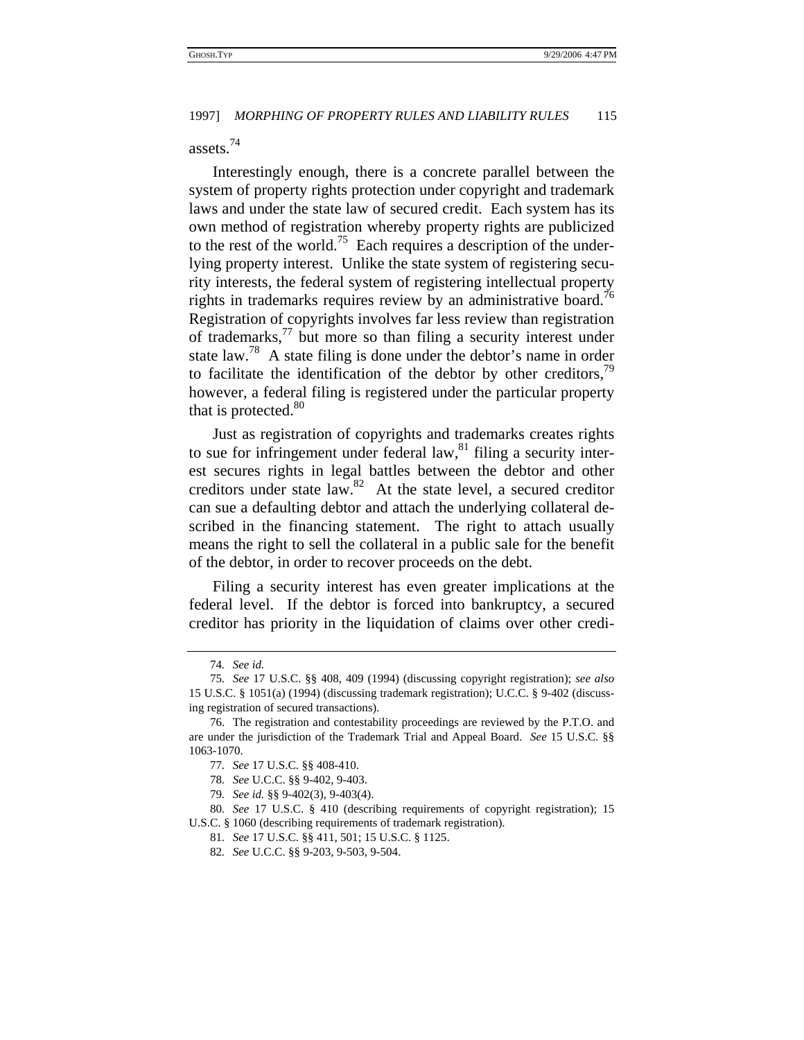assets.[74]

Interestingly enough, there is a concrete parallel between the system of property rights protection under copyright and trademark laws and under the state law of secured credit. Each system has its own method of registration whereby property rights are publicized to the rest of the world.[75] Each requires a description of the underlying property interest. Unlike the state system of registering security interests, the federal system of registering intellectual property rights in trademarks requires review by an administrative board.[76] Registration of copyrights involves far less review than registration of trademarks,[77] but more so than filing a security interest under state law.[78] A state filing is done under the debtor's name in order to facilitate the identification of the debtor by other creditors,[79] however, a federal filing is registered under the particular property that is protected.[80]

Just as registration of copyrights and trademarks creates rights to sue for infringement under federal law,[81] filing a security interest secures rights in legal battles between the debtor and other creditors under state law.[82] At the state level, a secured creditor can sue a defaulting debtor and attach the underlying collateral described in the financing statement. The right to attach usually means the right to sell the collateral in a public sale for the benefit of the debtor, in order to recover proceeds on the debt.

Filing a security interest has even greater implications at the federal level. If the debtor is forced into bankruptcy, a secured creditor has priority in the liquidation of claims over other credi-

---

74. *See id.*

75. *See* 17 U.S.C. §§ 408, 409 (1994) (discussing copyright registration); *see also* 15 U.S.C. § 1051(a) (1994) (discussing trademark registration); U.C.C. § 9-402 (discussing registration of secured transactions).

76. The registration and contestability proceedings are reviewed by the P.T.O. and are under the jurisdiction of the Trademark Trial and Appeal Board. *See* 15 U.S.C. §§ 1063-1070.

77. *See* 17 U.S.C. §§ 408-410.

78. *See* U.C.C. §§ 9-402, 9-403.

79. *See id.* §§ 9-402(3), 9-403(4).

80. *See* 17 U.S.C. § 410 (describing requirements of copyright registration); 15 U.S.C. § 1060 (describing requirements of trademark registration).

81. *See* 17 U.S.C. §§ 411, 501; 15 U.S.C. § 1125.

82. *See* U.C.C. §§ 9-203, 9-503, 9-504.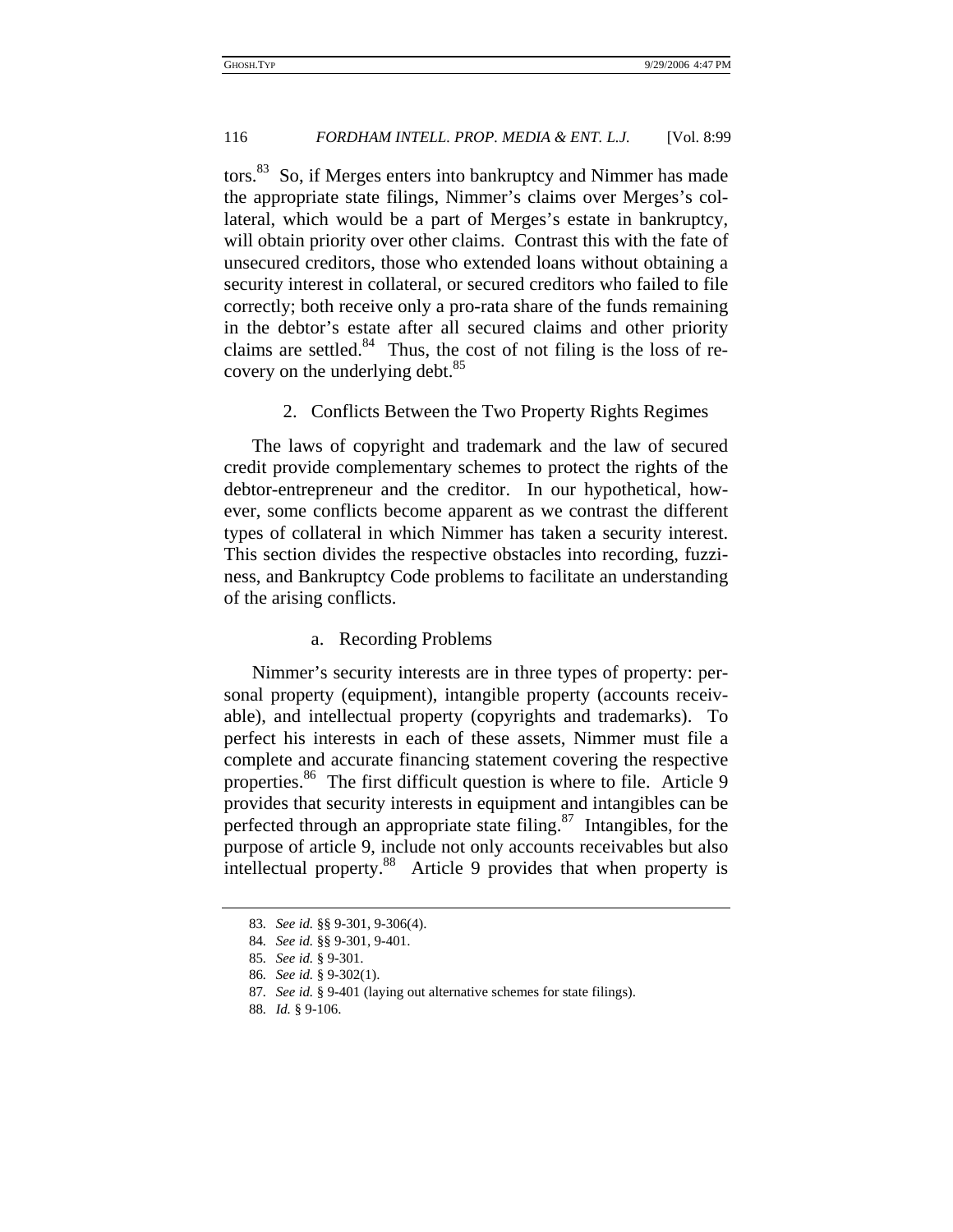tors.[83] So, if Merges enters into bankruptcy and Nimmer has made the appropriate state filings, Nimmer's claims over Merges's collateral, which would be a part of Merges's estate in bankruptcy, will obtain priority over other claims. Contrast this with the fate of unsecured creditors, those who extended loans without obtaining a security interest in collateral, or secured creditors who failed to file correctly; both receive only a pro-rata share of the funds remaining in the debtor's estate after all secured claims and other priority claims are settled.[84] Thus, the cost of not filing is the loss of recovery on the underlying debt.[85]

#### 2. Conflicts Between the Two Property Rights Regimes

The laws of copyright and trademark and the law of secured credit provide complementary schemes to protect the rights of the debtor-entrepreneur and the creditor. In our hypothetical, however, some conflicts become apparent as we contrast the different types of collateral in which Nimmer has taken a security interest. This section divides the respective obstacles into recording, fuzziness, and Bankruptcy Code problems to facilitate an understanding of the arising conflicts.

##### a. Recording Problems

Nimmer's security interests are in three types of property: personal property (equipment), intangible property (accounts receivable), and intellectual property (copyrights and trademarks). To perfect his interests in each of these assets, Nimmer must file a complete and accurate financing statement covering the respective properties.[86] The first difficult question is where to file. Article 9 provides that security interests in equipment and intangibles can be perfected through an appropriate state filing.[87] Intangibles, for the purpose of article 9, include not only accounts receivables but also intellectual property.[88] Article 9 provides that when property is

---

83. *See id.* §§ 9-301, 9-306(4).

84. *See id.* §§ 9-301, 9-401.

85. *See id.* § 9-301.

86. *See id.* § 9-302(1).

87. *See id.* § 9-401 (laying out alternative schemes for state filings).

88. *Id.* § 9-106.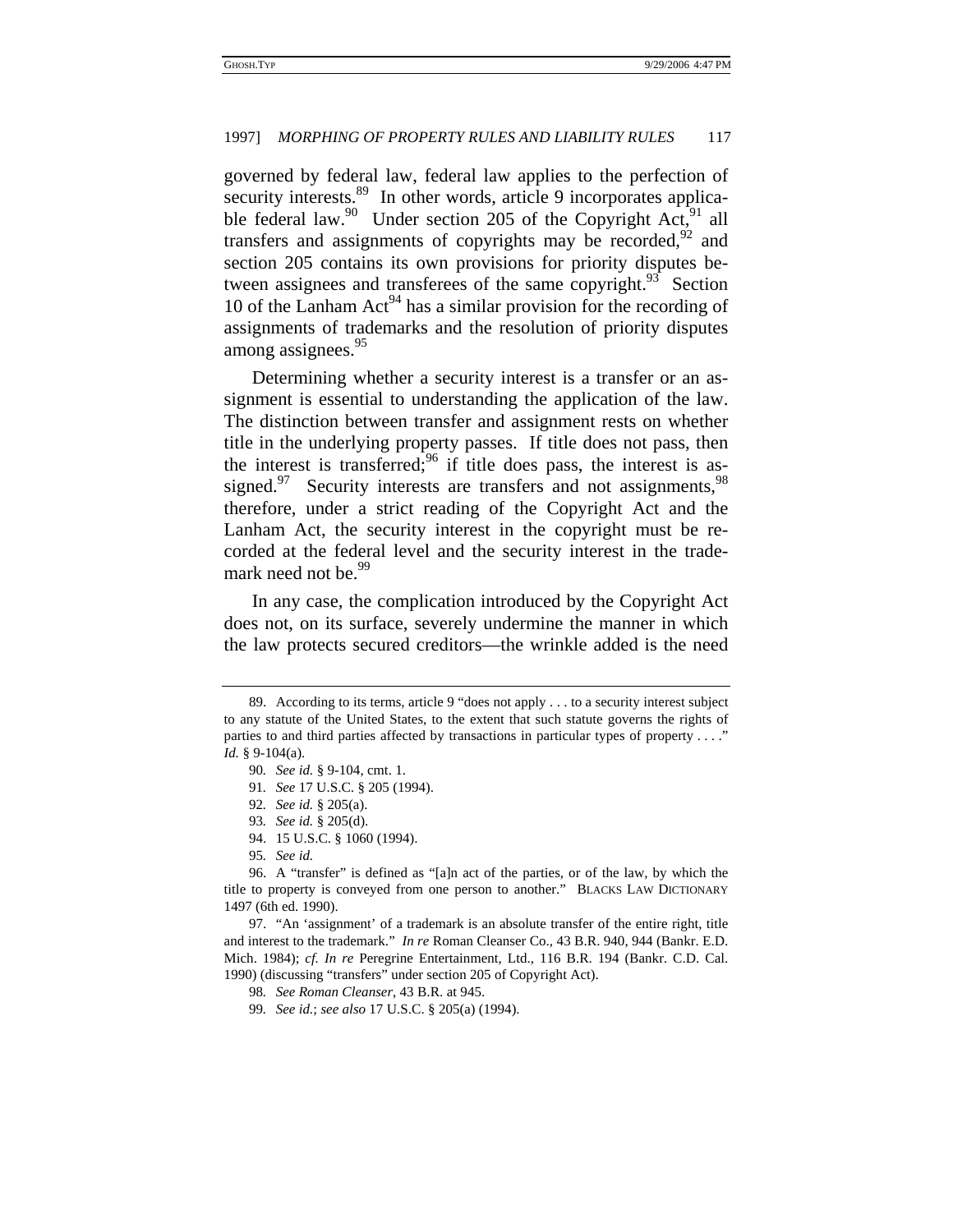governed by federal law, federal law applies to the perfection of security interests.[89] In other words, article 9 incorporates applicable federal law.[90] Under section 205 of the Copyright Act,[91] all transfers and assignments of copyrights may be recorded,[92] and section 205 contains its own provisions for priority disputes between assignees and transferees of the same copyright.[93] Section 10 of the Lanham Act[94] has a similar provision for the recording of assignments of trademarks and the resolution of priority disputes among assignees.[95]

Determining whether a security interest is a transfer or an assignment is essential to understanding the application of the law. The distinction between transfer and assignment rests on whether title in the underlying property passes. If title does not pass, then the interest is transferred;[96] if title does pass, the interest is assigned.[97] Security interests are transfers and not assignments,[98] therefore, under a strict reading of the Copyright Act and the Lanham Act, the security interest in the copyright must be recorded at the federal level and the security interest in the trademark need not be.[99]

In any case, the complication introduced by the Copyright Act does not, on its surface, severely undermine the manner in which the law protects secured creditors—the wrinkle added is the need

---

89. According to its terms, article 9 "does not apply . . . to a security interest subject to any statute of the United States, to the extent that such statute governs the rights of parties to and third parties affected by transactions in particular types of property . . . ." *Id.* § 9-104(a).

90. *See id.* § 9-104, cmt. 1.

91. *See* 17 U.S.C. § 205 (1994).

92. *See id.* § 205(a).

93. *See id.* § 205(d).

94. 15 U.S.C. § 1060 (1994).

95. *See id.*

96. A "transfer" is defined as "[a]n act of the parties, or of the law, by which the title to property is conveyed from one person to another." BLACKS LAW DICTIONARY 1497 (6th ed. 1990).

97. "An 'assignment' of a trademark is an absolute transfer of the entire right, title and interest to the trademark." *In re* Roman Cleanser Co., 43 B.R. 940, 944 (Bankr. E.D. Mich. 1984); *cf. In re* Peregrine Entertainment, Ltd., 116 B.R. 194 (Bankr. C.D. Cal. 1990) (discussing "transfers" under section 205 of Copyright Act).

98. *See Roman Cleanser*, 43 B.R. at 945.

99. *See id.*; *see also* 17 U.S.C. § 205(a) (1994).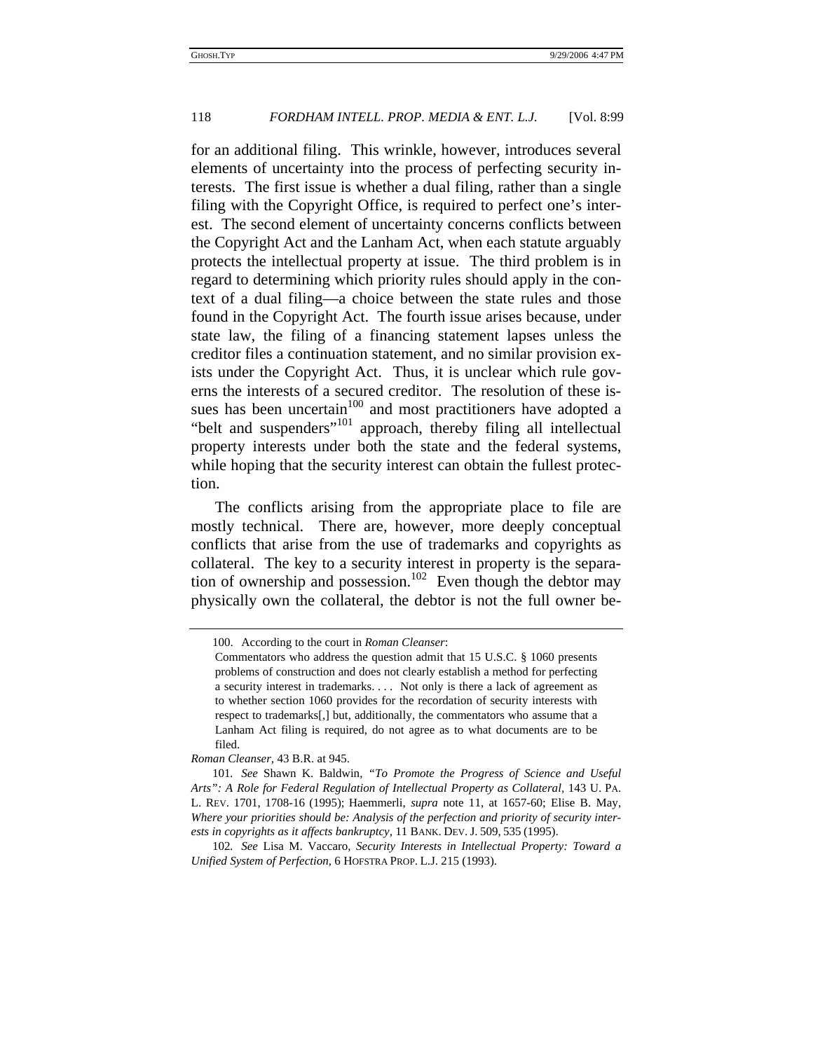for an additional filing. This wrinkle, however, introduces several elements of uncertainty into the process of perfecting security interests. The first issue is whether a dual filing, rather than a single filing with the Copyright Office, is required to perfect one's interest. The second element of uncertainty concerns conflicts between the Copyright Act and the Lanham Act, when each statute arguably protects the intellectual property at issue. The third problem is in regard to determining which priority rules should apply in the context of a dual filing—a choice between the state rules and those found in the Copyright Act. The fourth issue arises because, under state law, the filing of a financing statement lapses unless the creditor files a continuation statement, and no similar provision exists under the Copyright Act. Thus, it is unclear which rule governs the interests of a secured creditor. The resolution of these issues has been uncertain[100] and most practitioners have adopted a "belt and suspenders"[101] approach, thereby filing all intellectual property interests under both the state and the federal systems, while hoping that the security interest can obtain the fullest protection.

The conflicts arising from the appropriate place to file are mostly technical. There are, however, more deeply conceptual conflicts that arise from the use of trademarks and copyrights as collateral. The key to a security interest in property is the separation of ownership and possession.[102] Even though the debtor may physically own the collateral, the debtor is not the full owner be-

---

100. According to the court in *Roman Cleanser*:

> Commentators who address the question admit that 15 U.S.C. § 1060 presents problems of construction and does not clearly establish a method for perfecting a security interest in trademarks. . . . Not only is there a lack of agreement as to whether section 1060 provides for the recordation of security interests with respect to trademarks[,] but, additionally, the commentators who assume that a Lanham Act filing is required, do not agree as to what documents are to be filed.

*Roman Cleanser*, 43 B.R. at 945.

101. *See* Shawn K. Baldwin, *"To Promote the Progress of Science and Useful Arts": A Role for Federal Regulation of Intellectual Property as Collateral*, 143 U. PA. L. REV. 1701, 1708-16 (1995); Haemmerli, *supra* note 11, at 1657-60; Elise B. May, *Where your priorities should be: Analysis of the perfection and priority of security interests in copyrights as it affects bankruptcy*, 11 BANK. DEV. J. 509, 535 (1995).

102. *See* Lisa M. Vaccaro, *Security Interests in Intellectual Property: Toward a Unified System of Perfection*, 6 HOFSTRA PROP. L.J. 215 (1993).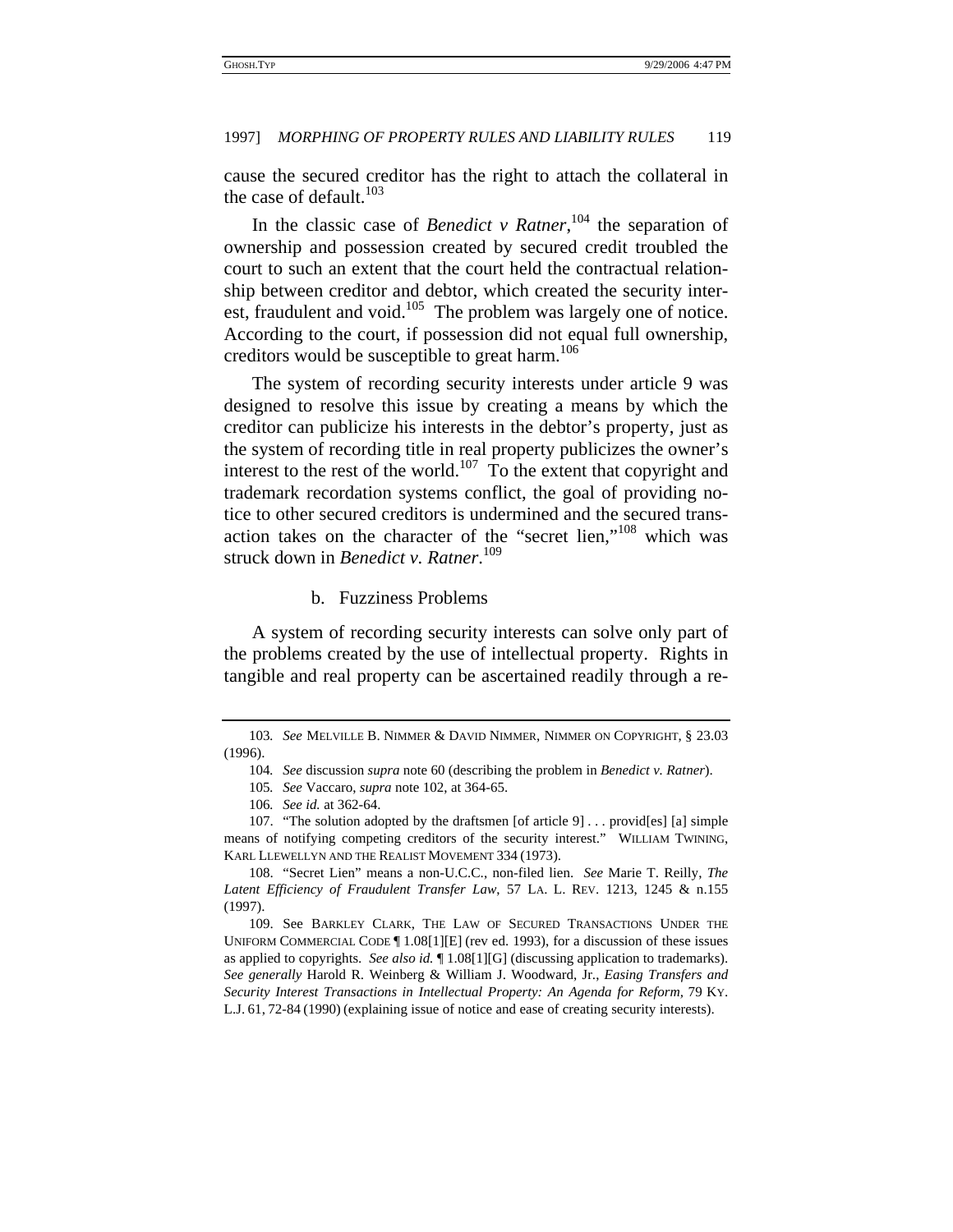cause the secured creditor has the right to attach the collateral in the case of default.[103]

In the classic case of *Benedict v Ratner*,[104] the separation of ownership and possession created by secured credit troubled the court to such an extent that the court held the contractual relationship between creditor and debtor, which created the security interest, fraudulent and void.[105] The problem was largely one of notice. According to the court, if possession did not equal full ownership, creditors would be susceptible to great harm.[106]

The system of recording security interests under article 9 was designed to resolve this issue by creating a means by which the creditor can publicize his interests in the debtor's property, just as the system of recording title in real property publicizes the owner's interest to the rest of the world.[107] To the extent that copyright and trademark recordation systems conflict, the goal of providing notice to other secured creditors is undermined and the secured transaction takes on the character of the "secret lien,"[108] which was struck down in *Benedict v. Ratner*.[109]

### b. Fuzziness Problems

A system of recording security interests can solve only part of the problems created by the use of intellectual property. Rights in tangible and real property can be ascertained readily through a re-

---

103. *See* MELVILLE B. NIMMER & DAVID NIMMER, NIMMER ON COPYRIGHT, § 23.03 (1996).

104. *See* discussion *supra* note 60 (describing the problem in *Benedict v. Ratner*).

105. *See* Vaccaro, *supra* note 102, at 364-65.

106. *See id.* at 362-64.

107. "The solution adopted by the draftsmen [of article 9] . . . provid[es] [a] simple means of notifying competing creditors of the security interest." WILLIAM TWINING, KARL LLEWELLYN AND THE REALIST MOVEMENT 334 (1973).

108. "Secret Lien" means a non-U.C.C., non-filed lien. *See* Marie T. Reilly, *The Latent Efficiency of Fraudulent Transfer Law*, 57 LA. L. REV. 1213, 1245 & n.155 (1997).

109. See BARKLEY CLARK, THE LAW OF SECURED TRANSACTIONS UNDER THE UNIFORM COMMERCIAL CODE ¶ 1.08[1][E] (rev ed. 1993), for a discussion of these issues as applied to copyrights. *See also id.* ¶ 1.08[1][G] (discussing application to trademarks). *See generally* Harold R. Weinberg & William J. Woodward, Jr., *Easing Transfers and Security Interest Transactions in Intellectual Property: An Agenda for Reform*, 79 KY. L.J. 61, 72-84 (1990) (explaining issue of notice and ease of creating security interests).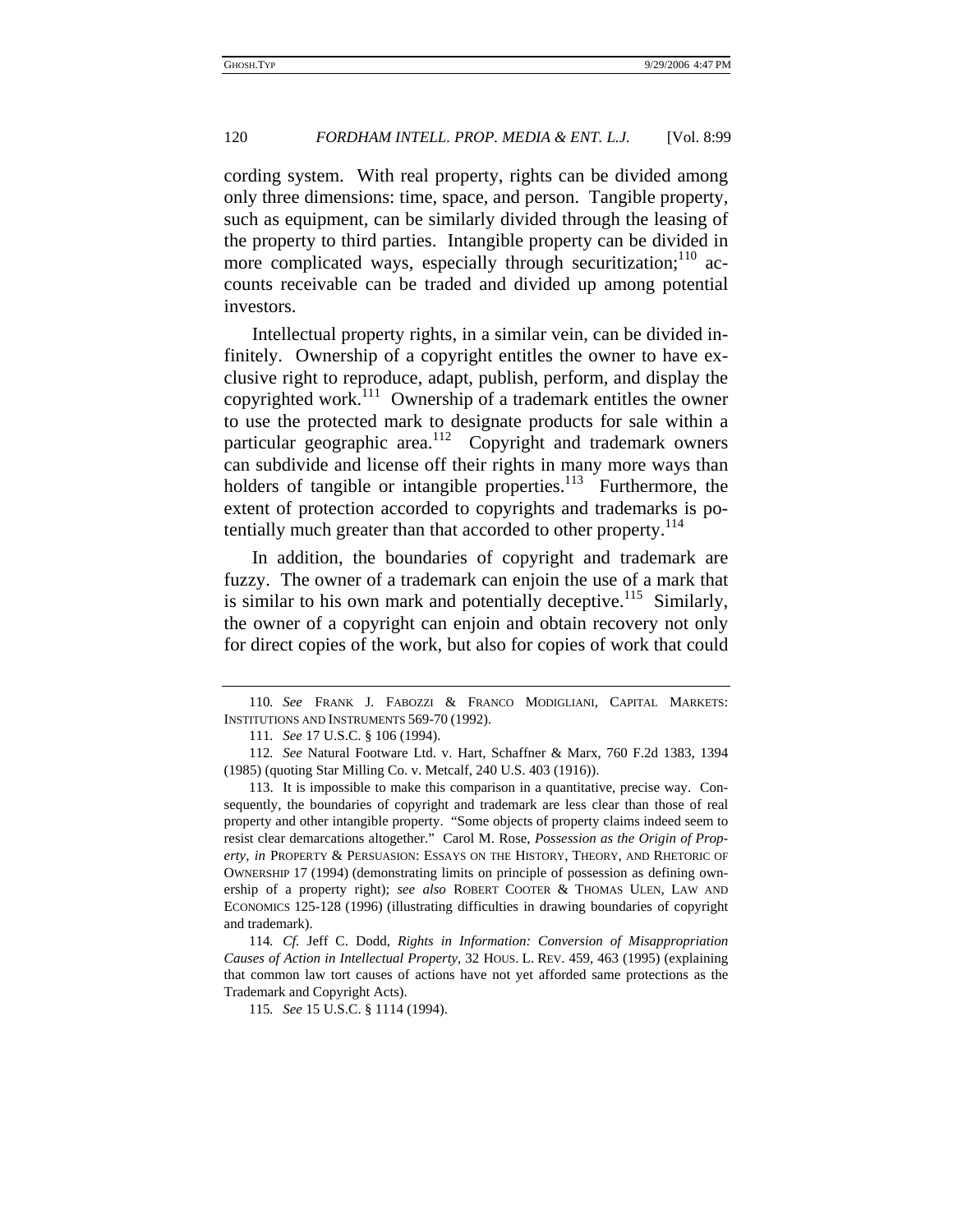cording system. With real property, rights can be divided among only three dimensions: time, space, and person. Tangible property, such as equipment, can be similarly divided through the leasing of the property to third parties. Intangible property can be divided in more complicated ways, especially through securitization;[110] accounts receivable can be traded and divided up among potential investors.

Intellectual property rights, in a similar vein, can be divided infinitely. Ownership of a copyright entitles the owner to have exclusive right to reproduce, adapt, publish, perform, and display the copyrighted work.[111] Ownership of a trademark entitles the owner to use the protected mark to designate products for sale within a particular geographic area.[112] Copyright and trademark owners can subdivide and license off their rights in many more ways than holders of tangible or intangible properties.[113] Furthermore, the extent of protection accorded to copyrights and trademarks is potentially much greater than that accorded to other property.[114]

In addition, the boundaries of copyright and trademark are fuzzy. The owner of a trademark can enjoin the use of a mark that is similar to his own mark and potentially deceptive.[115] Similarly, the owner of a copyright can enjoin and obtain recovery not only for direct copies of the work, but also for copies of work that could

---

110. *See* FRANK J. FABOZZI & FRANCO MODIGLIANI, CAPITAL MARKETS: INSTITUTIONS AND INSTRUMENTS 569-70 (1992).

111. *See* 17 U.S.C. § 106 (1994).

112. *See* Natural Footware Ltd. v. Hart, Schaffner & Marx, 760 F.2d 1383, 1394 (1985) (quoting Star Milling Co. v. Metcalf, 240 U.S. 403 (1916)).

113. It is impossible to make this comparison in a quantitative, precise way. Consequently, the boundaries of copyright and trademark are less clear than those of real property and other intangible property. "Some objects of property claims indeed seem to resist clear demarcations altogether." Carol M. Rose, *Possession as the Origin of Property*, *in* PROPERTY & PERSUASION: ESSAYS ON THE HISTORY, THEORY, AND RHETORIC OF OWNERSHIP 17 (1994) (demonstrating limits on principle of possession as defining ownership of a property right); *see also* ROBERT COOTER & THOMAS ULEN, LAW AND ECONOMICS 125-128 (1996) (illustrating difficulties in drawing boundaries of copyright and trademark).

114. *Cf.* Jeff C. Dodd, *Rights in Information: Conversion of Misappropriation Causes of Action in Intellectual Property*, 32 HOUS. L. REV. 459, 463 (1995) (explaining that common law tort causes of actions have not yet afforded same protections as the Trademark and Copyright Acts).

115. *See* 15 U.S.C. § 1114 (1994).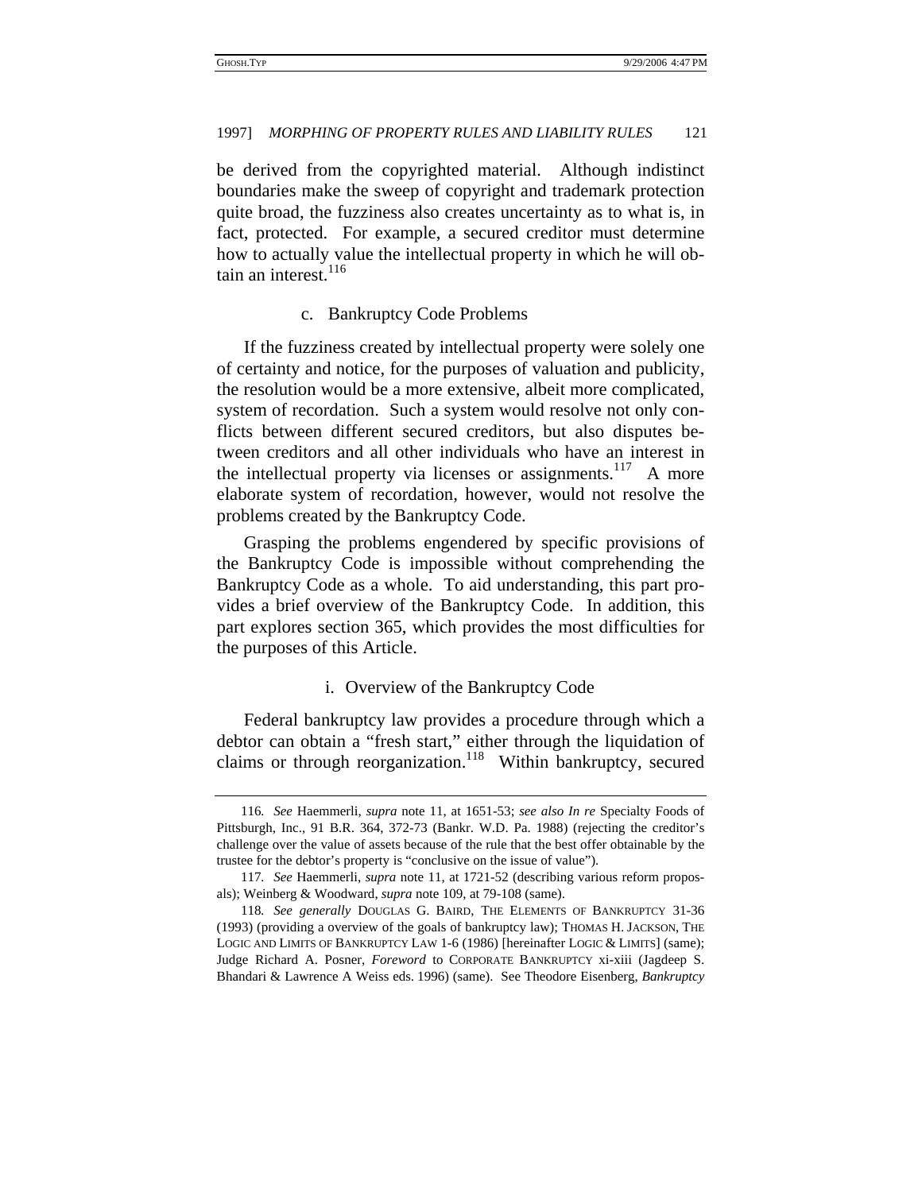be derived from the copyrighted material. Although indistinct boundaries make the sweep of copyright and trademark protection quite broad, the fuzziness also creates uncertainty as to what is, in fact, protected. For example, a secured creditor must determine how to actually value the intellectual property in which he will obtain an interest.[116]

#### c. Bankruptcy Code Problems

If the fuzziness created by intellectual property were solely one of certainty and notice, for the purposes of valuation and publicity, the resolution would be a more extensive, albeit more complicated, system of recordation. Such a system would resolve not only conflicts between different secured creditors, but also disputes between creditors and all other individuals who have an interest in the intellectual property via licenses or assignments.[117] A more elaborate system of recordation, however, would not resolve the problems created by the Bankruptcy Code.

Grasping the problems engendered by specific provisions of the Bankruptcy Code is impossible without comprehending the Bankruptcy Code as a whole. To aid understanding, this part provides a brief overview of the Bankruptcy Code. In addition, this part explores section 365, which provides the most difficulties for the purposes of this Article.

##### i. Overview of the Bankruptcy Code

Federal bankruptcy law provides a procedure through which a debtor can obtain a "fresh start," either through the liquidation of claims or through reorganization.[118] Within bankruptcy, secured

---

116. *See* Haemmerli, *supra* note 11, at 1651-53; *see also In re* Specialty Foods of Pittsburgh, Inc., 91 B.R. 364, 372-73 (Bankr. W.D. Pa. 1988) (rejecting the creditor's challenge over the value of assets because of the rule that the best offer obtainable by the trustee for the debtor's property is "conclusive on the issue of value").

117. *See* Haemmerli, *supra* note 11, at 1721-52 (describing various reform proposals); Weinberg & Woodward, *supra* note 109, at 79-108 (same).

118. *See generally* DOUGLAS G. BAIRD, THE ELEMENTS OF BANKRUPTCY 31-36 (1993) (providing a overview of the goals of bankruptcy law); THOMAS H. JACKSON, THE LOGIC AND LIMITS OF BANKRUPTCY LAW 1-6 (1986) [hereinafter LOGIC & LIMITS] (same); Judge Richard A. Posner, *Foreword* to CORPORATE BANKRUPTCY xi-xiii (Jagdeep S. Bhandari & Lawrence A Weiss eds. 1996) (same). See Theodore Eisenberg, *Bankruptcy*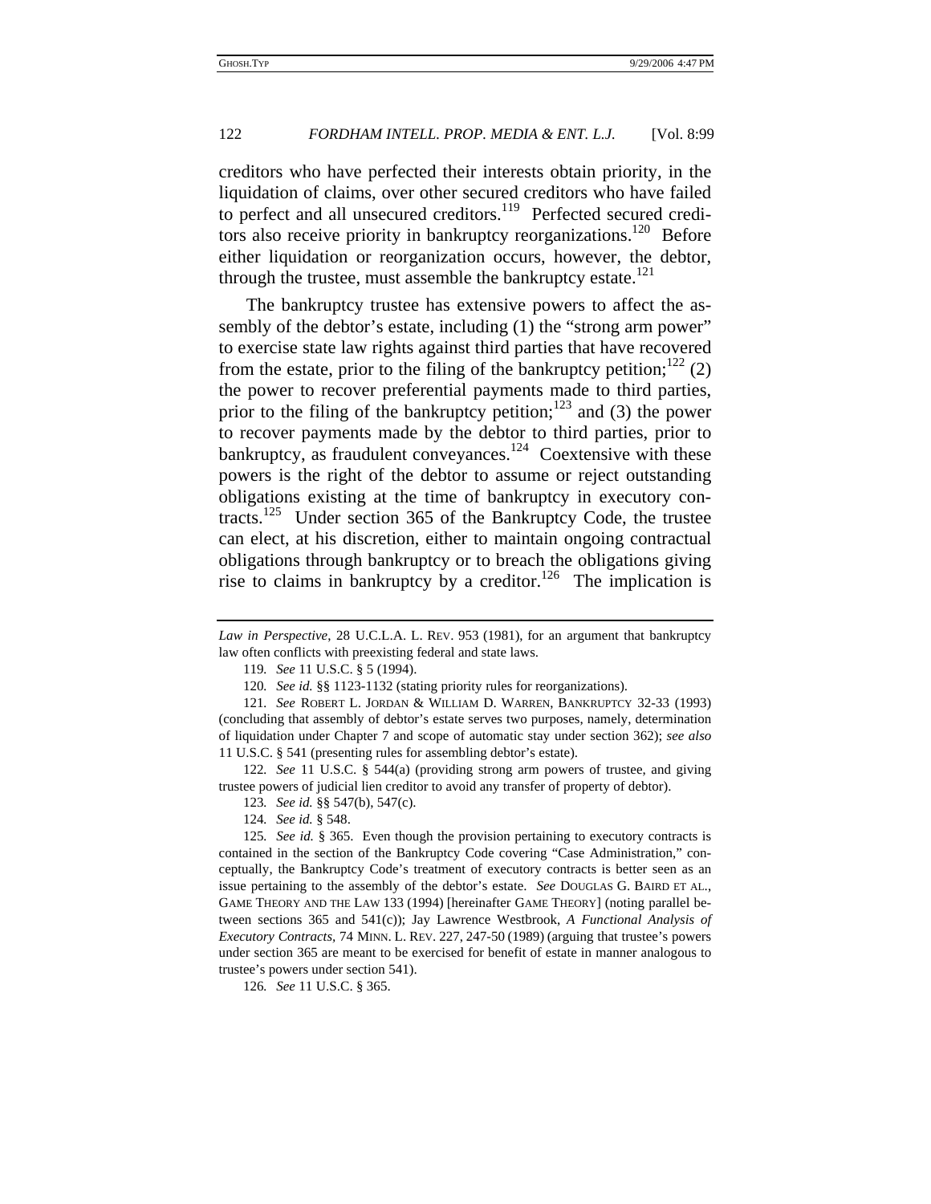creditors who have perfected their interests obtain priority, in the liquidation of claims, over other secured creditors who have failed to perfect and all unsecured creditors.[119] Perfected secured creditors also receive priority in bankruptcy reorganizations.[120] Before either liquidation or reorganization occurs, however, the debtor, through the trustee, must assemble the bankruptcy estate.[121]

The bankruptcy trustee has extensive powers to affect the assembly of the debtor's estate, including (1) the "strong arm power" to exercise state law rights against third parties that have recovered from the estate, prior to the filing of the bankruptcy petition;[122] (2) the power to recover preferential payments made to third parties, prior to the filing of the bankruptcy petition;[123] and (3) the power to recover payments made by the debtor to third parties, prior to bankruptcy, as fraudulent conveyances.[124] Coextensive with these powers is the right of the debtor to assume or reject outstanding obligations existing at the time of bankruptcy in executory contracts.[125] Under section 365 of the Bankruptcy Code, the trustee can elect, at his discretion, either to maintain ongoing contractual obligations through bankruptcy or to breach the obligations giving rise to claims in bankruptcy by a creditor.[126] The implication is

---

*Law in Perspective*, 28 U.C.L.A. L. REV. 953 (1981), for an argument that bankruptcy law often conflicts with preexisting federal and state laws.

119. *See* 11 U.S.C. § 5 (1994).

120. *See id.* §§ 1123-1132 (stating priority rules for reorganizations).

121. *See* ROBERT L. JORDAN & WILLIAM D. WARREN, BANKRUPTCY 32-33 (1993) (concluding that assembly of debtor's estate serves two purposes, namely, determination of liquidation under Chapter 7 and scope of automatic stay under section 362); *see also* 11 U.S.C. § 541 (presenting rules for assembling debtor's estate).

122. *See* 11 U.S.C. § 544(a) (providing strong arm powers of trustee, and giving trustee powers of judicial lien creditor to avoid any transfer of property of debtor).

123. *See id.* §§ 547(b), 547(c).

124. *See id.* § 548.

125. *See id.* § 365. Even though the provision pertaining to executory contracts is contained in the section of the Bankruptcy Code covering "Case Administration," conceptually, the Bankruptcy Code's treatment of executory contracts is better seen as an issue pertaining to the assembly of the debtor's estate. *See* DOUGLAS G. BAIRD ET AL., GAME THEORY AND THE LAW 133 (1994) [hereinafter GAME THEORY] (noting parallel between sections 365 and 541(c)); Jay Lawrence Westbrook, *A Functional Analysis of Executory Contracts*, 74 MINN. L. REV. 227, 247-50 (1989) (arguing that trustee's powers under section 365 are meant to be exercised for benefit of estate in manner analogous to trustee's powers under section 541).

126. *See* 11 U.S.C. § 365.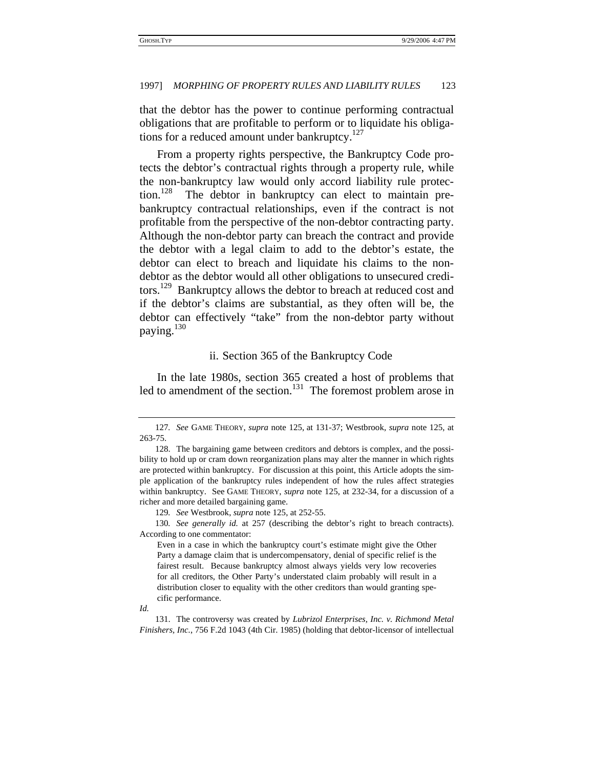that the debtor has the power to continue performing contractual obligations that are profitable to perform or to liquidate his obligations for a reduced amount under bankruptcy.[127]

From a property rights perspective, the Bankruptcy Code protects the debtor's contractual rights through a property rule, while the non-bankruptcy law would only accord liability rule protection.[128] The debtor in bankruptcy can elect to maintain pre-bankruptcy contractual relationships, even if the contract is not profitable from the perspective of the non-debtor contracting party. Although the non-debtor party can breach the contract and provide the debtor with a legal claim to add to the debtor's estate, the debtor can elect to breach and liquidate his claims to the non-debtor as the debtor would all other obligations to unsecured creditors.[129] Bankruptcy allows the debtor to breach at reduced cost and if the debtor's claims are substantial, as they often will be, the debtor can effectively "take" from the non-debtor party without paying.[130]

### ii. Section 365 of the Bankruptcy Code

In the late 1980s, section 365 created a host of problems that led to amendment of the section.[131] The foremost problem arose in

---

127. *See* GAME THEORY, *supra* note 125, at 131-37; Westbrook, *supra* note 125, at 263-75.

128. The bargaining game between creditors and debtors is complex, and the possibility to hold up or cram down reorganization plans may alter the manner in which rights are protected within bankruptcy. For discussion at this point, this Article adopts the simple application of the bankruptcy rules independent of how the rules affect strategies within bankruptcy. See GAME THEORY, *supra* note 125, at 232-34, for a discussion of a richer and more detailed bargaining game.

129. *See* Westbrook, *supra* note 125, at 252-55.

130. *See generally id.* at 257 (describing the debtor's right to breach contracts). According to one commentator:

> Even in a case in which the bankruptcy court's estimate might give the Other Party a damage claim that is undercompensatory, denial of specific relief is the fairest result. Because bankruptcy almost always yields very low recoveries for all creditors, the Other Party's understated claim probably will result in a distribution closer to equality with the other creditors than would granting specific performance.

*Id.*

131. The controversy was created by *Lubrizol Enterprises, Inc. v. Richmond Metal Finishers, Inc.*, 756 F.2d 1043 (4th Cir. 1985) (holding that debtor-licensor of intellectual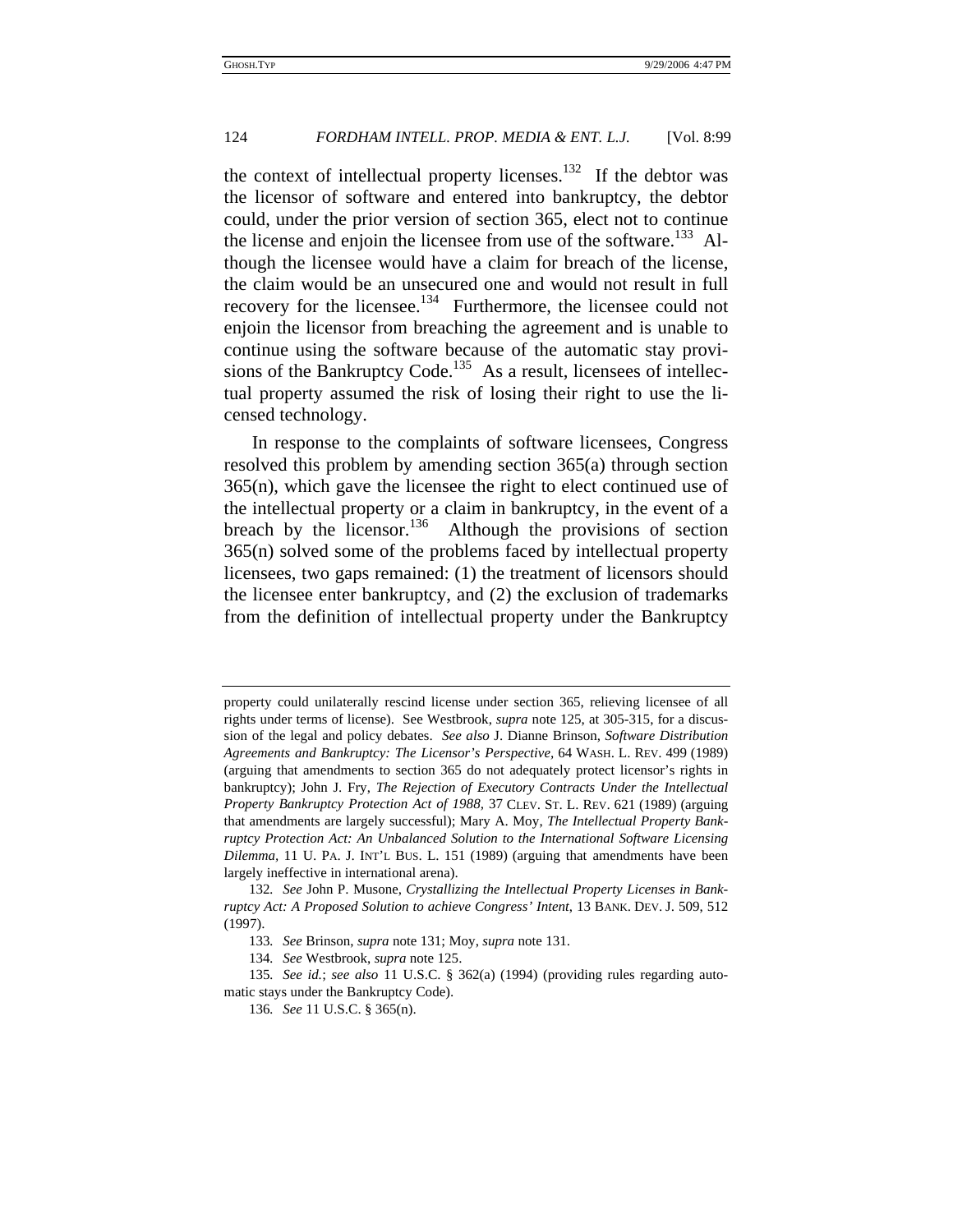the context of intellectual property licenses.[132] If the debtor was the licensor of software and entered into bankruptcy, the debtor could, under the prior version of section 365, elect not to continue the license and enjoin the licensee from use of the software.[133] Although the licensee would have a claim for breach of the license, the claim would be an unsecured one and would not result in full recovery for the licensee.[134] Furthermore, the licensee could not enjoin the licensor from breaching the agreement and is unable to continue using the software because of the automatic stay provisions of the Bankruptcy Code.[135] As a result, licensees of intellectual property assumed the risk of losing their right to use the licensed technology.

In response to the complaints of software licensees, Congress resolved this problem by amending section 365(a) through section 365(n), which gave the licensee the right to elect continued use of the intellectual property or a claim in bankruptcy, in the event of a breach by the licensor.[136] Although the provisions of section 365(n) solved some of the problems faced by intellectual property licensees, two gaps remained: (1) the treatment of licensors should the licensee enter bankruptcy, and (2) the exclusion of trademarks from the definition of intellectual property under the Bankruptcy

---

property could unilaterally rescind license under section 365, relieving licensee of all rights under terms of license). See Westbrook, *supra* note 125, at 305-315, for a discussion of the legal and policy debates. *See also* J. Dianne Brinson, *Software Distribution Agreements and Bankruptcy: The Licensor's Perspective*, 64 WASH. L. REV. 499 (1989) (arguing that amendments to section 365 do not adequately protect licensor's rights in bankruptcy); John J. Fry, *The Rejection of Executory Contracts Under the Intellectual Property Bankruptcy Protection Act of 1988*, 37 CLEV. ST. L. REV. 621 (1989) (arguing that amendments are largely successful); Mary A. Moy, *The Intellectual Property Bankruptcy Protection Act: An Unbalanced Solution to the International Software Licensing Dilemma*, 11 U. PA. J. INT'L BUS. L. 151 (1989) (arguing that amendments have been largely ineffective in international arena).

132. *See* John P. Musone, *Crystallizing the Intellectual Property Licenses in Bankruptcy Act: A Proposed Solution to achieve Congress' Intent*, 13 BANK. DEV. J. 509, 512 (1997).

133. *See* Brinson, *supra* note 131; Moy, *supra* note 131.

134. *See* Westbrook, *supra* note 125.

135. *See id.*; *see also* 11 U.S.C. § 362(a) (1994) (providing rules regarding automatic stays under the Bankruptcy Code).

136. *See* 11 U.S.C. § 365(n).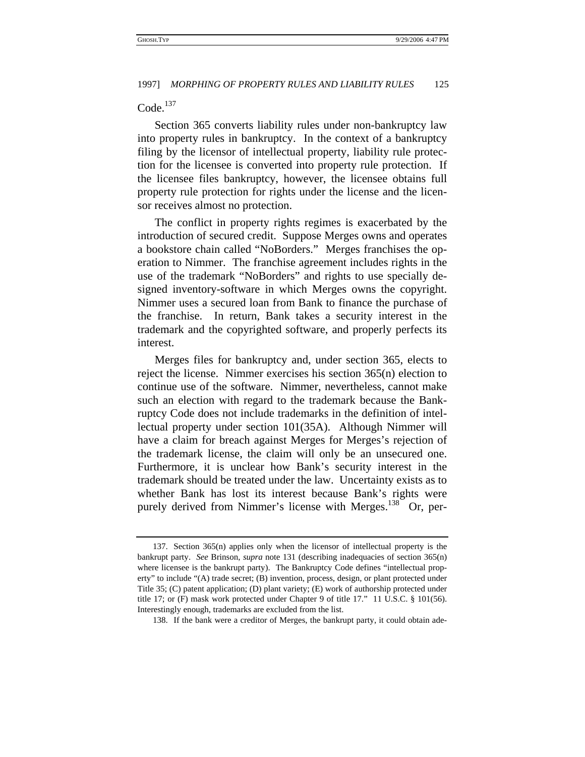Code.[137]

Section 365 converts liability rules under non-bankruptcy law into property rules in bankruptcy. In the context of a bankruptcy filing by the licensor of intellectual property, liability rule protection for the licensee is converted into property rule protection. If the licensee files bankruptcy, however, the licensee obtains full property rule protection for rights under the license and the licensor receives almost no protection.

The conflict in property rights regimes is exacerbated by the introduction of secured credit. Suppose Merges owns and operates a bookstore chain called "NoBorders." Merges franchises the operation to Nimmer. The franchise agreement includes rights in the use of the trademark "NoBorders" and rights to use specially designed inventory-software in which Merges owns the copyright. Nimmer uses a secured loan from Bank to finance the purchase of the franchise. In return, Bank takes a security interest in the trademark and the copyrighted software, and properly perfects its interest.

Merges files for bankruptcy and, under section 365, elects to reject the license. Nimmer exercises his section 365(n) election to continue use of the software. Nimmer, nevertheless, cannot make such an election with regard to the trademark because the Bankruptcy Code does not include trademarks in the definition of intellectual property under section 101(35A). Although Nimmer will have a claim for breach against Merges for Merges's rejection of the trademark license, the claim will only be an unsecured one. Furthermore, it is unclear how Bank's security interest in the trademark should be treated under the law. Uncertainty exists as to whether Bank has lost its interest because Bank's rights were purely derived from Nimmer's license with Merges.[138] Or, per-

---

137. Section 365(n) applies only when the licensor of intellectual property is the bankrupt party. *See* Brinson, *supra* note 131 (describing inadequacies of section 365(n) where licensee is the bankrupt party). The Bankruptcy Code defines "intellectual property" to include "(A) trade secret; (B) invention, process, design, or plant protected under Title 35; (C) patent application; (D) plant variety; (E) work of authorship protected under title 17; or (F) mask work protected under Chapter 9 of title 17." 11 U.S.C. § 101(56). Interestingly enough, trademarks are excluded from the list.

138. If the bank were a creditor of Merges, the bankrupt party, it could obtain ade-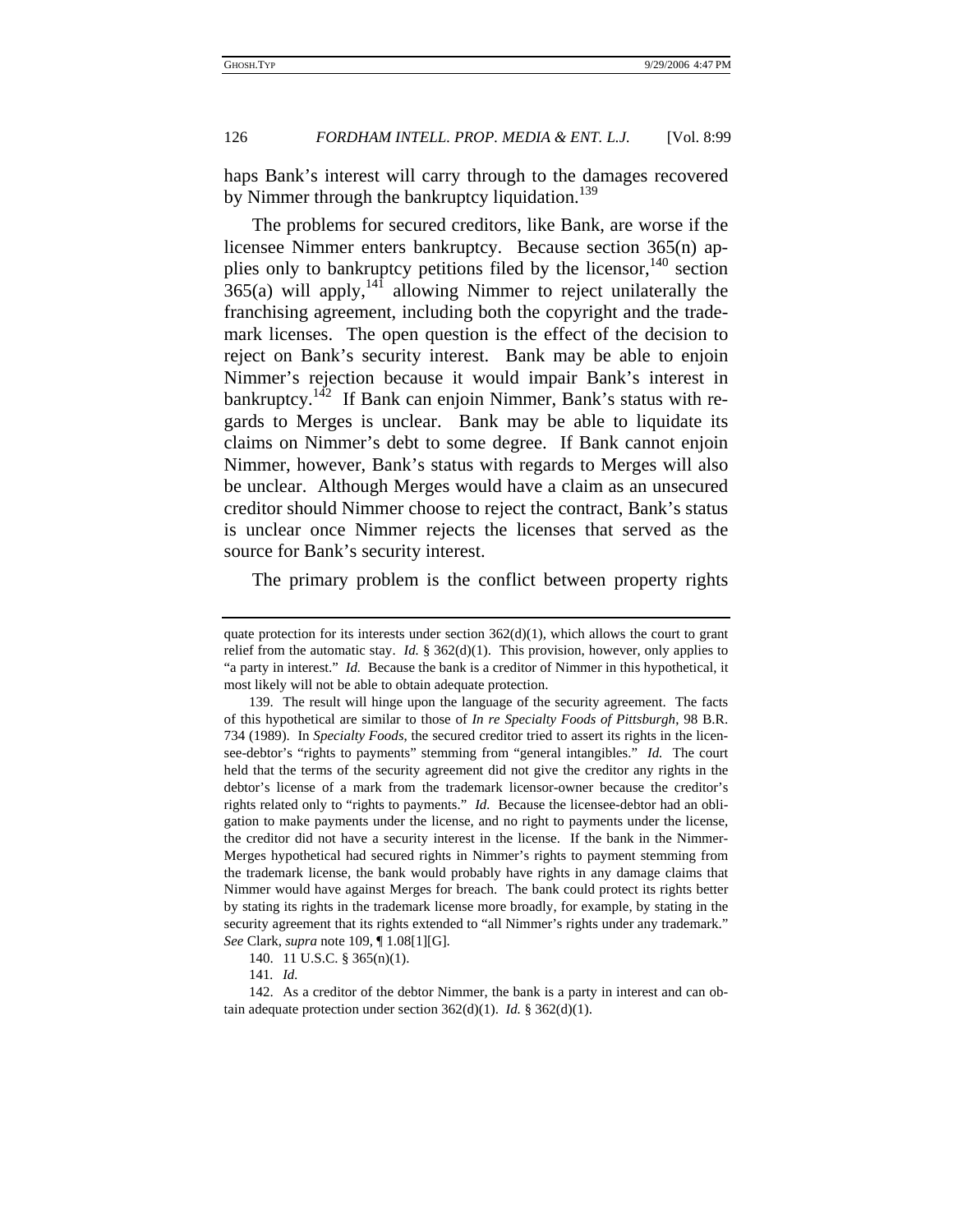haps Bank's interest will carry through to the damages recovered by Nimmer through the bankruptcy liquidation.[139]

The problems for secured creditors, like Bank, are worse if the licensee Nimmer enters bankruptcy. Because section 365(n) applies only to bankruptcy petitions filed by the licensor,[140] section 365(a) will apply,[141] allowing Nimmer to reject unilaterally the franchising agreement, including both the copyright and the trademark licenses. The open question is the effect of the decision to reject on Bank's security interest. Bank may be able to enjoin Nimmer's rejection because it would impair Bank's interest in bankruptcy.[142] If Bank can enjoin Nimmer, Bank's status with regards to Merges is unclear. Bank may be able to liquidate its claims on Nimmer's debt to some degree. If Bank cannot enjoin Nimmer, however, Bank's status with regards to Merges will also be unclear. Although Merges would have a claim as an unsecured creditor should Nimmer choose to reject the contract, Bank's status is unclear once Nimmer rejects the licenses that served as the source for Bank's security interest.

The primary problem is the conflict between property rights

---

quate protection for its interests under section 362(d)(1), which allows the court to grant relief from the automatic stay. *Id.* § 362(d)(1). This provision, however, only applies to "a party in interest." *Id.* Because the bank is a creditor of Nimmer in this hypothetical, it most likely will not be able to obtain adequate protection.

139. The result will hinge upon the language of the security agreement. The facts of this hypothetical are similar to those of *In re Specialty Foods of Pittsburgh*, 98 B.R. 734 (1989). In *Specialty Foods*, the secured creditor tried to assert its rights in the licensee-debtor's "rights to payments" stemming from "general intangibles." *Id.* The court held that the terms of the security agreement did not give the creditor any rights in the debtor's license of a mark from the trademark licensor-owner because the creditor's rights related only to "rights to payments." *Id.* Because the licensee-debtor had an obligation to make payments under the license, and no right to payments under the license, the creditor did not have a security interest in the license. If the bank in the Nimmer-Merges hypothetical had secured rights in Nimmer's rights to payment stemming from the trademark license, the bank would probably have rights in any damage claims that Nimmer would have against Merges for breach. The bank could protect its rights better by stating its rights in the trademark license more broadly, for example, by stating in the security agreement that its rights extended to "all Nimmer's rights under any trademark." *See* Clark, *supra* note 109, ¶ 1.08[1][G].

140. 11 U.S.C. § 365(n)(1).

141. *Id.*

142. As a creditor of the debtor Nimmer, the bank is a party in interest and can obtain adequate protection under section 362(d)(1). *Id.* § 362(d)(1).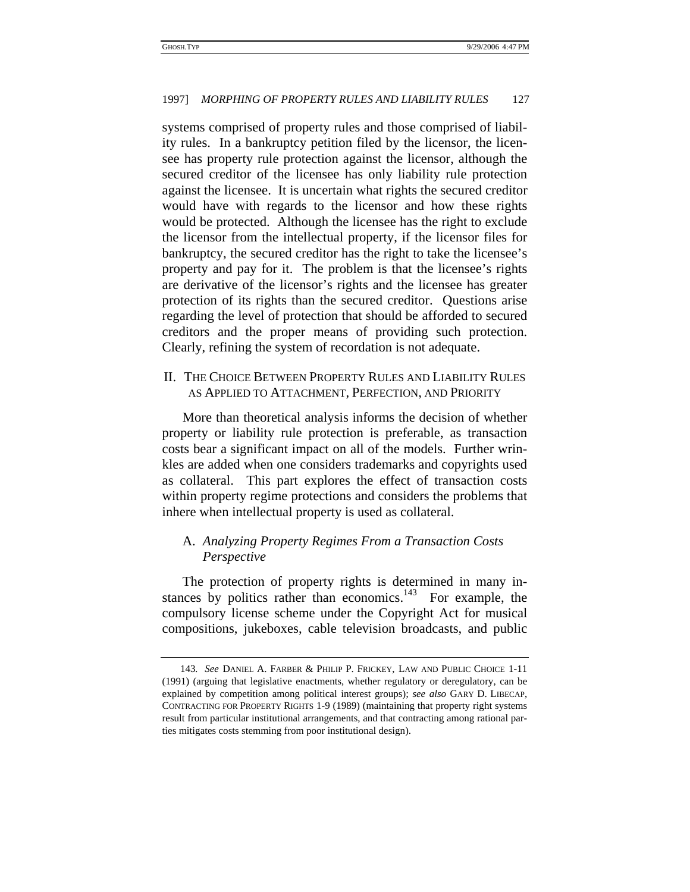systems comprised of property rules and those comprised of liability rules. In a bankruptcy petition filed by the licensor, the licensee has property rule protection against the licensor, although the secured creditor of the licensee has only liability rule protection against the licensee. It is uncertain what rights the secured creditor would have with regards to the licensor and how these rights would be protected. Although the licensee has the right to exclude the licensor from the intellectual property, if the licensor files for bankruptcy, the secured creditor has the right to take the licensee's property and pay for it. The problem is that the licensee's rights are derivative of the licensor's rights and the licensee has greater protection of its rights than the secured creditor. Questions arise regarding the level of protection that should be afforded to secured creditors and the proper means of providing such protection. Clearly, refining the system of recordation is not adequate.

## II. The Choice Between Property Rules and Liability Rules as Applied to Attachment, Perfection, and Priority

More than theoretical analysis informs the decision of whether property or liability rule protection is preferable, as transaction costs bear a significant impact on all of the models. Further wrinkles are added when one considers trademarks and copyrights used as collateral. This part explores the effect of transaction costs within property regime protections and considers the problems that inhere when intellectual property is used as collateral.

### A. *Analyzing Property Regimes From a Transaction Costs Perspective*

The protection of property rights is determined in many instances by politics rather than economics.[143] For example, the compulsory license scheme under the Copyright Act for musical compositions, jukeboxes, cable television broadcasts, and public

---

143. *See* Daniel A. Farber & Philip P. Frickey, Law and Public Choice 1-11 (1991) (arguing that legislative enactments, whether regulatory or deregulatory, can be explained by competition among political interest groups); *see also* Gary D. Libecap, Contracting for Property Rights 1-9 (1989) (maintaining that property right systems result from particular institutional arrangements, and that contracting among rational parties mitigates costs stemming from poor institutional design).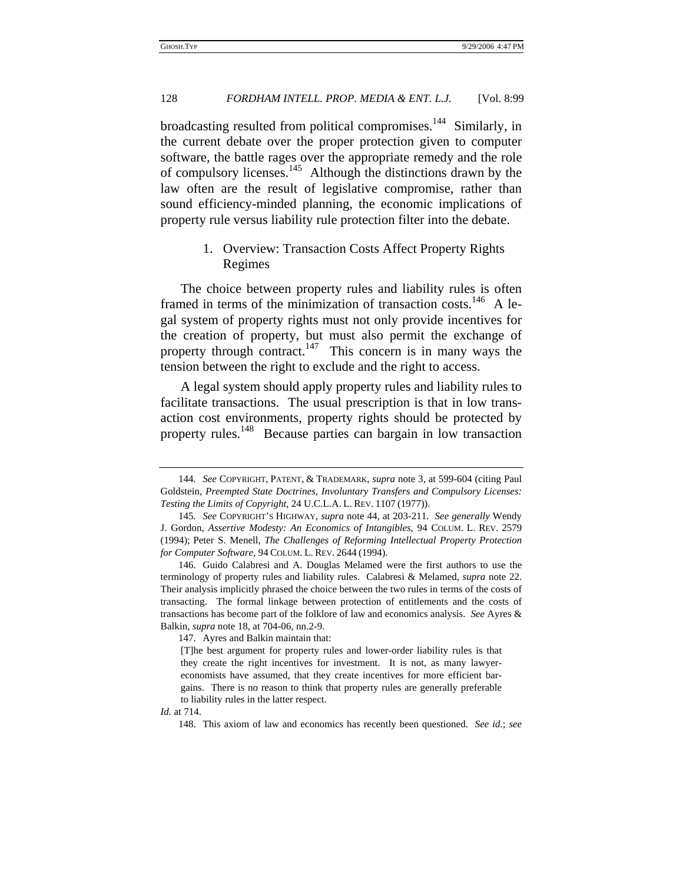broadcasting resulted from political compromises.[144] Similarly, in the current debate over the proper protection given to computer software, the battle rages over the appropriate remedy and the role of compulsory licenses.[145] Although the distinctions drawn by the law often are the result of legislative compromise, rather than sound efficiency-minded planning, the economic implications of property rule versus liability rule protection filter into the debate.

### 1. Overview: Transaction Costs Affect Property Rights Regimes

The choice between property rules and liability rules is often framed in terms of the minimization of transaction costs.[146] A legal system of property rights must not only provide incentives for the creation of property, but must also permit the exchange of property through contract.[147] This concern is in many ways the tension between the right to exclude and the right to access.

A legal system should apply property rules and liability rules to facilitate transactions. The usual prescription is that in low transaction cost environments, property rights should be protected by property rules.[148] Because parties can bargain in low transaction

---

144. *See* COPYRIGHT, PATENT, & TRADEMARK, *supra* note 3, at 599-604 (citing Paul Goldstein, *Preempted State Doctrines, Involuntary Transfers and Compulsory Licenses: Testing the Limits of Copyright*, 24 U.C.L.A. L. REV. 1107 (1977)).

145. *See* COPYRIGHT'S HIGHWAY, *supra* note 44, at 203-211. *See generally* Wendy J. Gordon, *Assertive Modesty: An Economics of Intangibles*, 94 COLUM. L. REV. 2579 (1994); Peter S. Menell, *The Challenges of Reforming Intellectual Property Protection for Computer Software*, 94 COLUM. L. REV. 2644 (1994).

146. Guido Calabresi and A. Douglas Melamed were the first authors to use the terminology of property rules and liability rules. Calabresi & Melamed, *supra* note 22. Their analysis implicitly phrased the choice between the two rules in terms of the costs of transacting. The formal linkage between protection of entitlements and the costs of transactions has become part of the folklore of law and economics analysis. *See* Ayres & Balkin, *supra* note 18, at 704-06, nn.2-9.

147. Ayres and Balkin maintain that:

> [T]he best argument for property rules and lower-order liability rules is that they create the right incentives for investment. It is not, as many lawyer-economists have assumed, that they create incentives for more efficient bargains. There is no reason to think that property rules are generally preferable to liability rules in the latter respect.

*Id.* at 714.

148. This axiom of law and economics has recently been questioned. *See id.*; *see*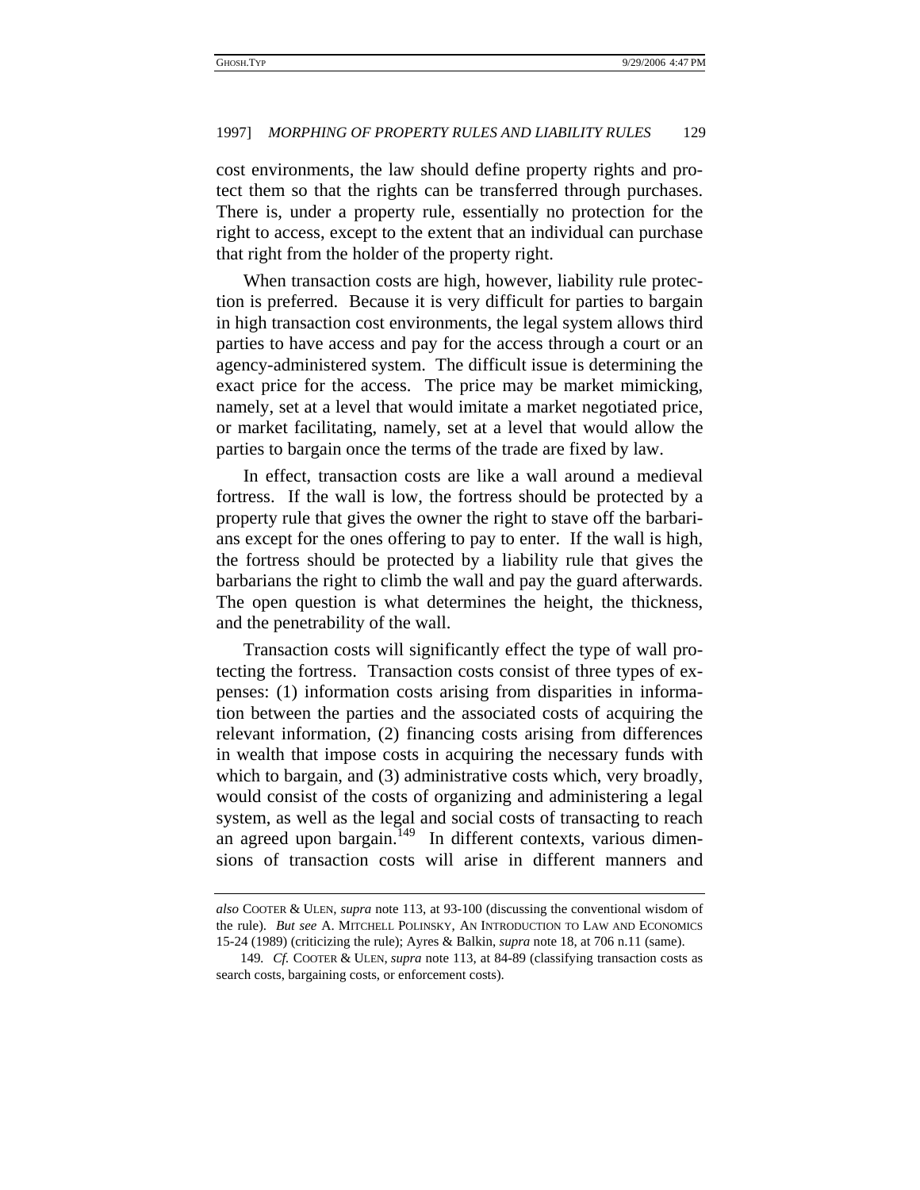cost environments, the law should define property rights and protect them so that the rights can be transferred through purchases. There is, under a property rule, essentially no protection for the right to access, except to the extent that an individual can purchase that right from the holder of the property right.

When transaction costs are high, however, liability rule protection is preferred. Because it is very difficult for parties to bargain in high transaction cost environments, the legal system allows third parties to have access and pay for the access through a court or an agency-administered system. The difficult issue is determining the exact price for the access. The price may be market mimicking, namely, set at a level that would imitate a market negotiated price, or market facilitating, namely, set at a level that would allow the parties to bargain once the terms of the trade are fixed by law.

In effect, transaction costs are like a wall around a medieval fortress. If the wall is low, the fortress should be protected by a property rule that gives the owner the right to stave off the barbarians except for the ones offering to pay to enter. If the wall is high, the fortress should be protected by a liability rule that gives the barbarians the right to climb the wall and pay the guard afterwards. The open question is what determines the height, the thickness, and the penetrability of the wall.

Transaction costs will significantly effect the type of wall protecting the fortress. Transaction costs consist of three types of expenses: (1) information costs arising from disparities in information between the parties and the associated costs of acquiring the relevant information, (2) financing costs arising from differences in wealth that impose costs in acquiring the necessary funds with which to bargain, and (3) administrative costs which, very broadly, would consist of the costs of organizing and administering a legal system, as well as the legal and social costs of transacting to reach an agreed upon bargain.[149] In different contexts, various dimensions of transaction costs will arise in different manners and

---

*also* COOTER & ULEN, *supra* note 113, at 93-100 (discussing the conventional wisdom of the rule). *But see* A. MITCHELL POLINSKY, AN INTRODUCTION TO LAW AND ECONOMICS 15-24 (1989) (criticizing the rule); Ayres & Balkin, *supra* note 18, at 706 n.11 (same).

149. *Cf.* COOTER & ULEN, *supra* note 113, at 84-89 (classifying transaction costs as search costs, bargaining costs, or enforcement costs).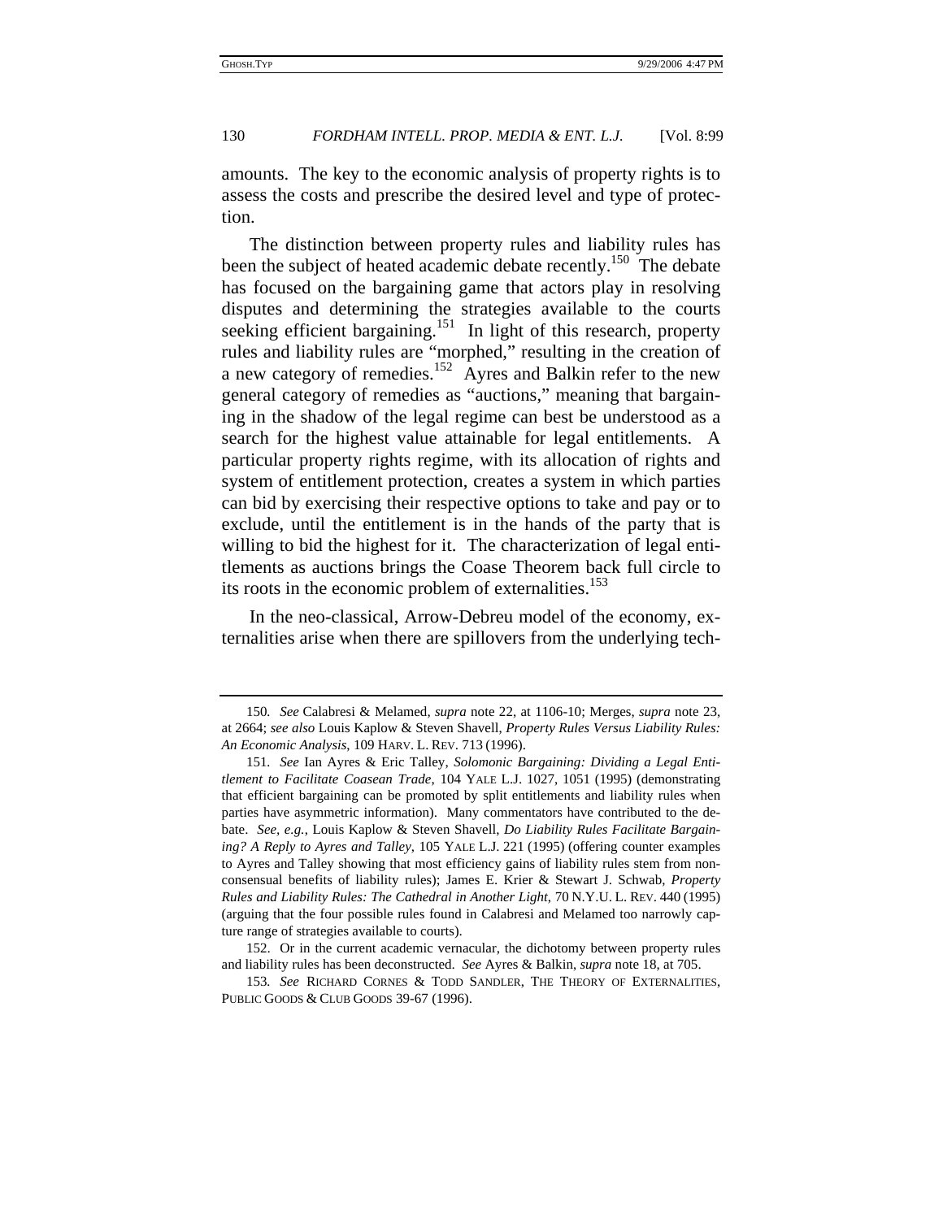amounts. The key to the economic analysis of property rights is to assess the costs and prescribe the desired level and type of protection.

The distinction between property rules and liability rules has been the subject of heated academic debate recently.[150] The debate has focused on the bargaining game that actors play in resolving disputes and determining the strategies available to the courts seeking efficient bargaining.[151] In light of this research, property rules and liability rules are "morphed," resulting in the creation of a new category of remedies.[152] Ayres and Balkin refer to the new general category of remedies as "auctions," meaning that bargaining in the shadow of the legal regime can best be understood as a search for the highest value attainable for legal entitlements. A particular property rights regime, with its allocation of rights and system of entitlement protection, creates a system in which parties can bid by exercising their respective options to take and pay or to exclude, until the entitlement is in the hands of the party that is willing to bid the highest for it. The characterization of legal entitlements as auctions brings the Coase Theorem back full circle to its roots in the economic problem of externalities.[153]

In the neo-classical, Arrow-Debreu model of the economy, externalities arise when there are spillovers from the underlying tech-

---

150. *See* Calabresi & Melamed, *supra* note 22, at 1106-10; Merges, *supra* note 23, at 2664; *see also* Louis Kaplow & Steven Shavell, *Property Rules Versus Liability Rules: An Economic Analysis*, 109 HARV. L. REV. 713 (1996).

151. *See* Ian Ayres & Eric Talley, *Solomonic Bargaining: Dividing a Legal Entitlement to Facilitate Coasean Trade*, 104 YALE L.J. 1027, 1051 (1995) (demonstrating that efficient bargaining can be promoted by split entitlements and liability rules when parties have asymmetric information). Many commentators have contributed to the debate. *See, e.g.*, Louis Kaplow & Steven Shavell, *Do Liability Rules Facilitate Bargaining? A Reply to Ayres and Talley*, 105 YALE L.J. 221 (1995) (offering counter examples to Ayres and Talley showing that most efficiency gains of liability rules stem from non-consensual benefits of liability rules); James E. Krier & Stewart J. Schwab, *Property Rules and Liability Rules: The Cathedral in Another Light*, 70 N.Y.U. L. REV. 440 (1995) (arguing that the four possible rules found in Calabresi and Melamed too narrowly capture range of strategies available to courts).

152. Or in the current academic vernacular, the dichotomy between property rules and liability rules has been deconstructed. *See* Ayres & Balkin, *supra* note 18, at 705.

153. *See* RICHARD CORNES & TODD SANDLER, THE THEORY OF EXTERNALITIES, PUBLIC GOODS & CLUB GOODS 39-67 (1996).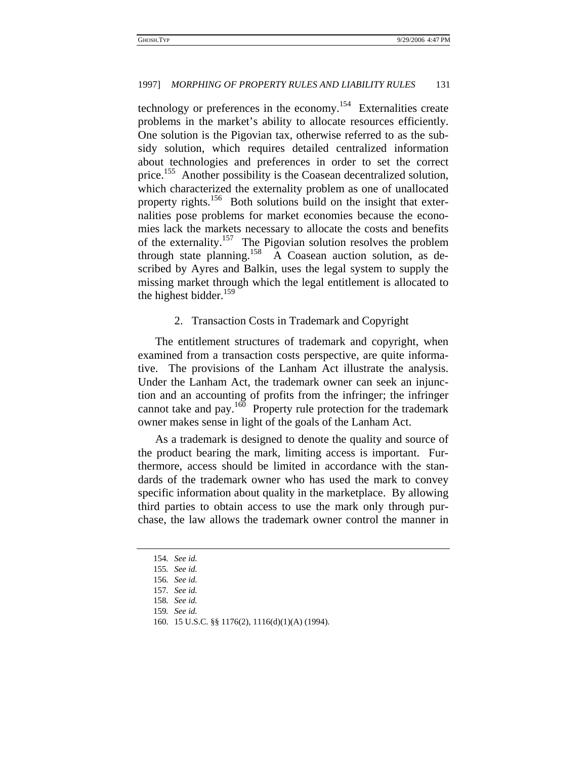technology or preferences in the economy.[154] Externalities create problems in the market's ability to allocate resources efficiently. One solution is the Pigovian tax, otherwise referred to as the subsidy solution, which requires detailed centralized information about technologies and preferences in order to set the correct price.[155] Another possibility is the Coasean decentralized solution, which characterized the externality problem as one of unallocated property rights.[156] Both solutions build on the insight that externalities pose problems for market economies because the economies lack the markets necessary to allocate the costs and benefits of the externality.[157] The Pigovian solution resolves the problem through state planning.[158] A Coasean auction solution, as described by Ayres and Balkin, uses the legal system to supply the missing market through which the legal entitlement is allocated to the highest bidder.[159]

### 2. Transaction Costs in Trademark and Copyright

The entitlement structures of trademark and copyright, when examined from a transaction costs perspective, are quite informative. The provisions of the Lanham Act illustrate the analysis. Under the Lanham Act, the trademark owner can seek an injunction and an accounting of profits from the infringer; the infringer cannot take and pay.[160] Property rule protection for the trademark owner makes sense in light of the goals of the Lanham Act.

As a trademark is designed to denote the quality and source of the product bearing the mark, limiting access is important. Furthermore, access should be limited in accordance with the standards of the trademark owner who has used the mark to convey specific information about quality in the marketplace. By allowing third parties to obtain access to use the mark only through purchase, the law allows the trademark owner control the manner in

---

154. *See id.*

155. *See id.*

156. *See id.*

157. *See id.*

158. *See id.*

159. *See id.*

160. 15 U.S.C. §§ 1176(2), 1116(d)(1)(A) (1994).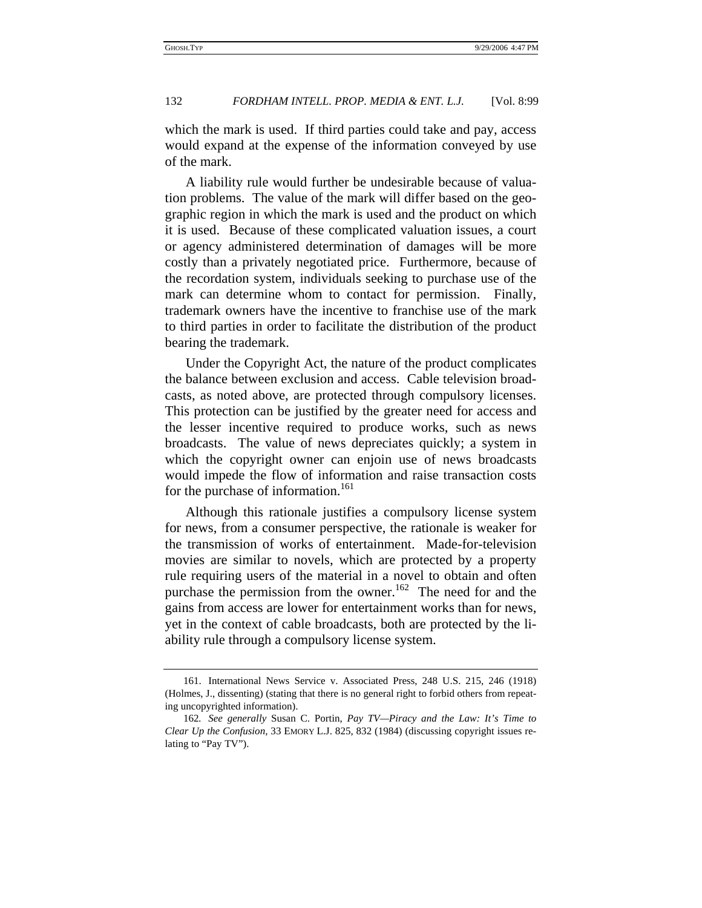which the mark is used. If third parties could take and pay, access would expand at the expense of the information conveyed by use of the mark.

A liability rule would further be undesirable because of valuation problems. The value of the mark will differ based on the geographic region in which the mark is used and the product on which it is used. Because of these complicated valuation issues, a court or agency administered determination of damages will be more costly than a privately negotiated price. Furthermore, because of the recordation system, individuals seeking to purchase use of the mark can determine whom to contact for permission. Finally, trademark owners have the incentive to franchise use of the mark to third parties in order to facilitate the distribution of the product bearing the trademark.

Under the Copyright Act, the nature of the product complicates the balance between exclusion and access. Cable television broadcasts, as noted above, are protected through compulsory licenses. This protection can be justified by the greater need for access and the lesser incentive required to produce works, such as news broadcasts. The value of news depreciates quickly; a system in which the copyright owner can enjoin use of news broadcasts would impede the flow of information and raise transaction costs for the purchase of information.[161]

Although this rationale justifies a compulsory license system for news, from a consumer perspective, the rationale is weaker for the transmission of works of entertainment. Made-for-television movies are similar to novels, which are protected by a property rule requiring users of the material in a novel to obtain and often purchase the permission from the owner.[162] The need for and the gains from access are lower for entertainment works than for news, yet in the context of cable broadcasts, both are protected by the liability rule through a compulsory license system.

---

161. International News Service v. Associated Press, 248 U.S. 215, 246 (1918) (Holmes, J., dissenting) (stating that there is no general right to forbid others from repeating uncopyrighted information).

162. *See generally* Susan C. Portin, *Pay TV—Piracy and the Law: It's Time to Clear Up the Confusion*, 33 EMORY L.J. 825, 832 (1984) (discussing copyright issues relating to "Pay TV").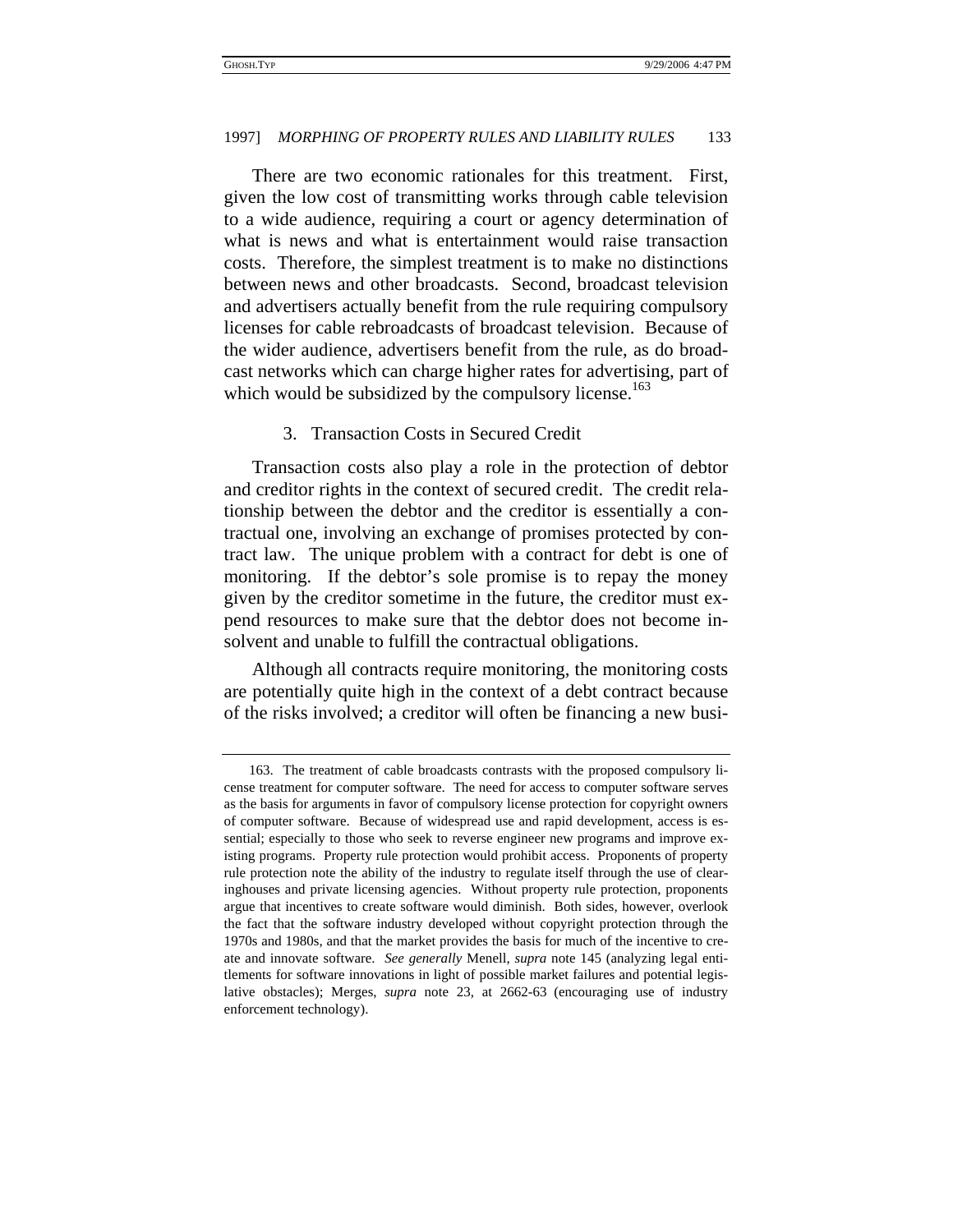There are two economic rationales for this treatment. First, given the low cost of transmitting works through cable television to a wide audience, requiring a court or agency determination of what is news and what is entertainment would raise transaction costs. Therefore, the simplest treatment is to make no distinctions between news and other broadcasts. Second, broadcast television and advertisers actually benefit from the rule requiring compulsory licenses for cable rebroadcasts of broadcast television. Because of the wider audience, advertisers benefit from the rule, as do broadcast networks which can charge higher rates for advertising, part of which would be subsidized by the compulsory license.[163]

### 3. Transaction Costs in Secured Credit

Transaction costs also play a role in the protection of debtor and creditor rights in the context of secured credit. The credit relationship between the debtor and the creditor is essentially a contractual one, involving an exchange of promises protected by contract law. The unique problem with a contract for debt is one of monitoring. If the debtor's sole promise is to repay the money given by the creditor sometime in the future, the creditor must expend resources to make sure that the debtor does not become insolvent and unable to fulfill the contractual obligations.

Although all contracts require monitoring, the monitoring costs are potentially quite high in the context of a debt contract because of the risks involved; a creditor will often be financing a new busi-

---

163. The treatment of cable broadcasts contrasts with the proposed compulsory license treatment for computer software. The need for access to computer software serves as the basis for arguments in favor of compulsory license protection for copyright owners of computer software. Because of widespread use and rapid development, access is essential; especially to those who seek to reverse engineer new programs and improve existing programs. Property rule protection would prohibit access. Proponents of property rule protection note the ability of the industry to regulate itself through the use of clearinghouses and private licensing agencies. Without property rule protection, proponents argue that incentives to create software would diminish. Both sides, however, overlook the fact that the software industry developed without copyright protection through the 1970s and 1980s, and that the market provides the basis for much of the incentive to create and innovate software. *See generally* Menell, *supra* note 145 (analyzing legal entitlements for software innovations in light of possible market failures and potential legislative obstacles); Merges, *supra* note 23, at 2662-63 (encouraging use of industry enforcement technology).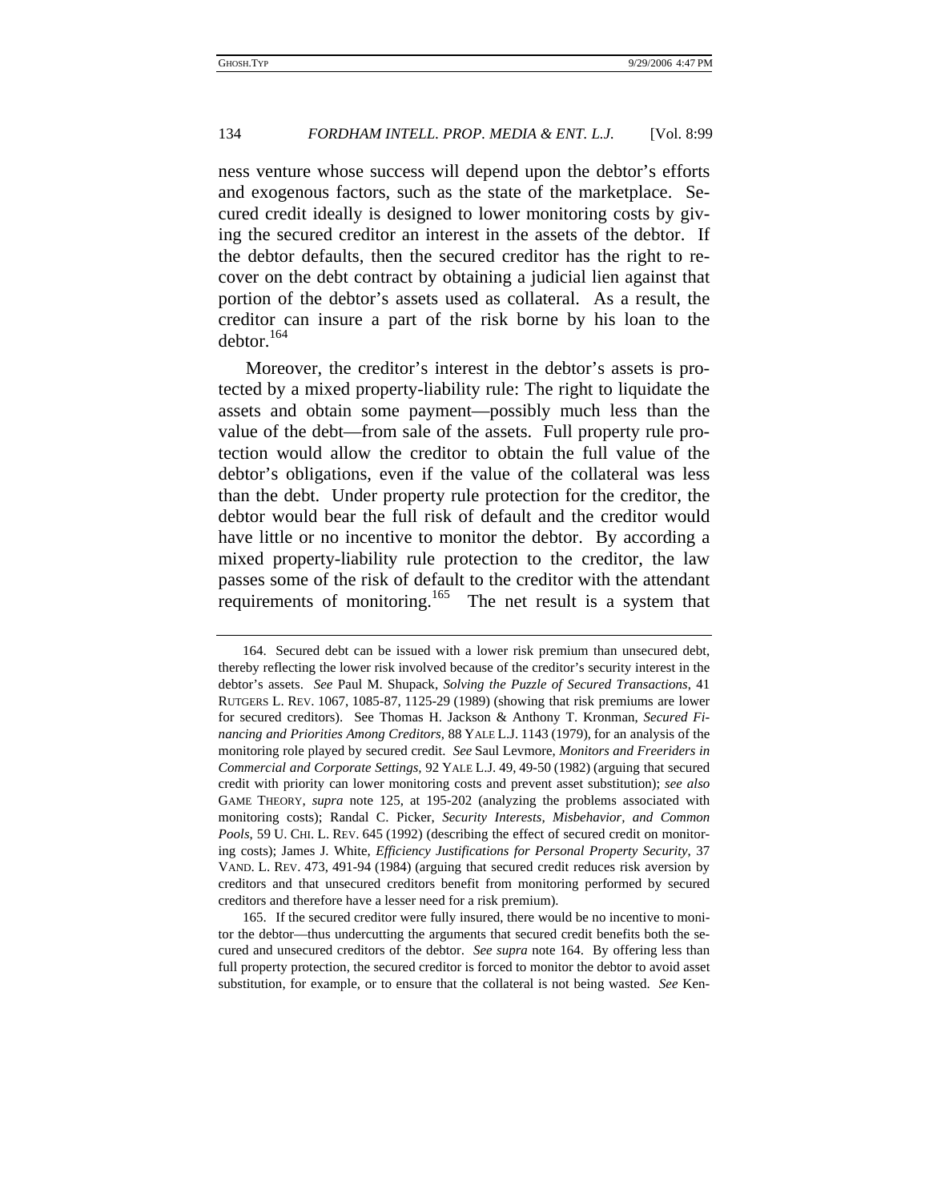ness venture whose success will depend upon the debtor's efforts and exogenous factors, such as the state of the marketplace. Secured credit ideally is designed to lower monitoring costs by giving the secured creditor an interest in the assets of the debtor. If the debtor defaults, then the secured creditor has the right to recover on the debt contract by obtaining a judicial lien against that portion of the debtor's assets used as collateral. As a result, the creditor can insure a part of the risk borne by his loan to the debtor.[164]

Moreover, the creditor's interest in the debtor's assets is protected by a mixed property-liability rule: The right to liquidate the assets and obtain some payment—possibly much less than the value of the debt—from sale of the assets. Full property rule protection would allow the creditor to obtain the full value of the debtor's obligations, even if the value of the collateral was less than the debt. Under property rule protection for the creditor, the debtor would bear the full risk of default and the creditor would have little or no incentive to monitor the debtor. By according a mixed property-liability rule protection to the creditor, the law passes some of the risk of default to the creditor with the attendant requirements of monitoring.[165] The net result is a system that

---

164. Secured debt can be issued with a lower risk premium than unsecured debt, thereby reflecting the lower risk involved because of the creditor's security interest in the debtor's assets. *See* Paul M. Shupack, *Solving the Puzzle of Secured Transactions*, 41 RUTGERS L. REV. 1067, 1085-87, 1125-29 (1989) (showing that risk premiums are lower for secured creditors). See Thomas H. Jackson & Anthony T. Kronman, *Secured Financing and Priorities Among Creditors*, 88 YALE L.J. 1143 (1979), for an analysis of the monitoring role played by secured credit. *See* Saul Levmore, *Monitors and Freeriders in Commercial and Corporate Settings*, 92 YALE L.J. 49, 49-50 (1982) (arguing that secured credit with priority can lower monitoring costs and prevent asset substitution); *see also* GAME THEORY, *supra* note 125, at 195-202 (analyzing the problems associated with monitoring costs); Randal C. Picker, *Security Interests, Misbehavior, and Common Pools*, 59 U. CHI. L. REV. 645 (1992) (describing the effect of secured credit on monitoring costs); James J. White, *Efficiency Justifications for Personal Property Security*, 37 VAND. L. REV. 473, 491-94 (1984) (arguing that secured credit reduces risk aversion by creditors and that unsecured creditors benefit from monitoring performed by secured creditors and therefore have a lesser need for a risk premium).

165. If the secured creditor were fully insured, there would be no incentive to monitor the debtor—thus undercutting the arguments that secured credit benefits both the secured and unsecured creditors of the debtor. *See supra* note 164. By offering less than full property protection, the secured creditor is forced to monitor the debtor to avoid asset substitution, for example, or to ensure that the collateral is not being wasted. *See* Ken-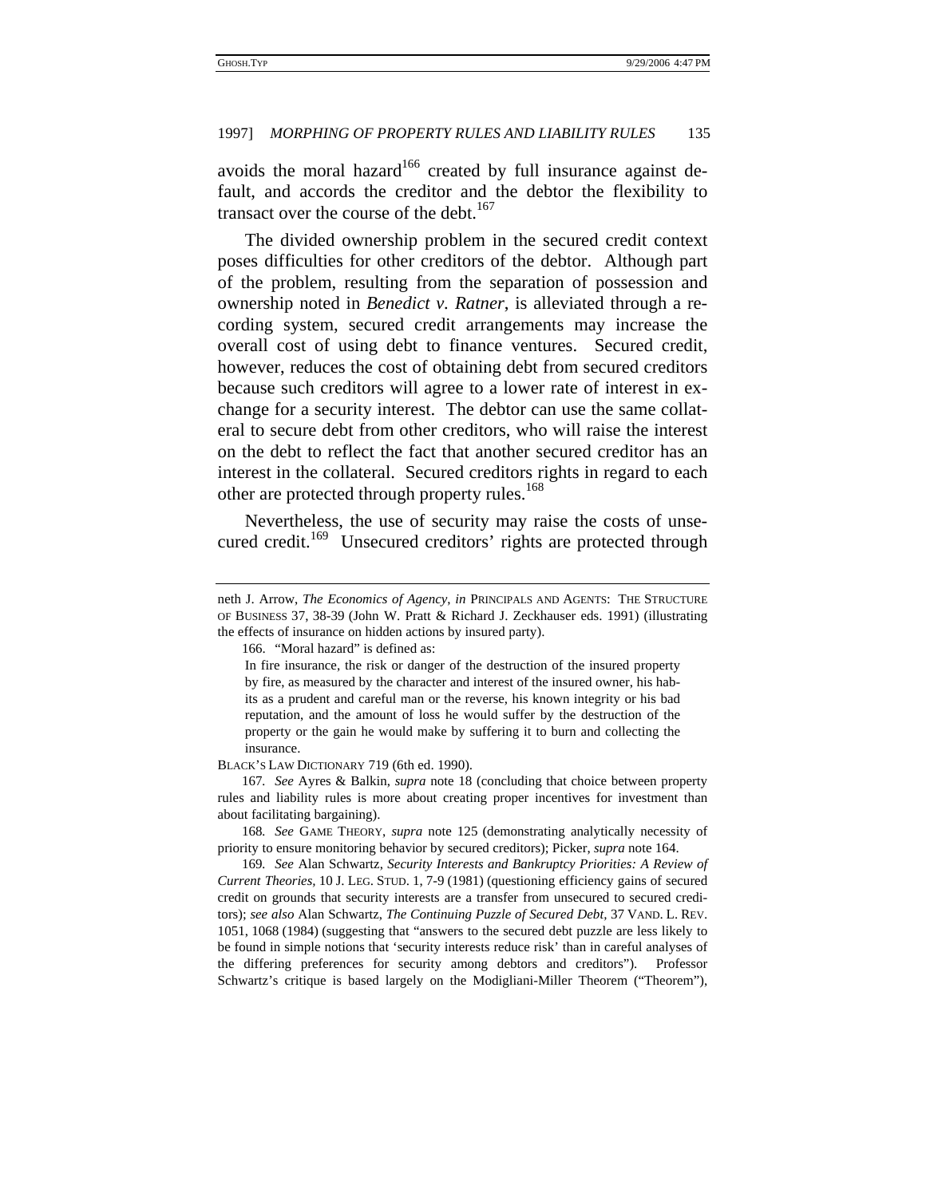avoids the moral hazard[166] created by full insurance against default, and accords the creditor and the debtor the flexibility to transact over the course of the debt.[167]

The divided ownership problem in the secured credit context poses difficulties for other creditors of the debtor. Although part of the problem, resulting from the separation of possession and ownership noted in *Benedict v. Ratner*, is alleviated through a recording system, secured credit arrangements may increase the overall cost of using debt to finance ventures. Secured credit, however, reduces the cost of obtaining debt from secured creditors because such creditors will agree to a lower rate of interest in exchange for a security interest. The debtor can use the same collateral to secure debt from other creditors, who will raise the interest on the debt to reflect the fact that another secured creditor has an interest in the collateral. Secured creditors rights in regard to each other are protected through property rules.[168]

Nevertheless, the use of security may raise the costs of unsecured credit.[169] Unsecured creditors' rights are protected through

---

neth J. Arrow, *The Economics of Agency*, *in* PRINCIPALS AND AGENTS: THE STRUCTURE OF BUSINESS 37, 38-39 (John W. Pratt & Richard J. Zeckhauser eds. 1991) (illustrating the effects of insurance on hidden actions by insured party).

166. "Moral hazard" is defined as:

> In fire insurance, the risk or danger of the destruction of the insured property by fire, as measured by the character and interest of the insured owner, his habits as a prudent and careful man or the reverse, his known integrity or his bad reputation, and the amount of loss he would suffer by the destruction of the property or the gain he would make by suffering it to burn and collecting the insurance.

BLACK'S LAW DICTIONARY 719 (6th ed. 1990).

167. *See* Ayres & Balkin, *supra* note 18 (concluding that choice between property rules and liability rules is more about creating proper incentives for investment than about facilitating bargaining).

168. *See* GAME THEORY, *supra* note 125 (demonstrating analytically necessity of priority to ensure monitoring behavior by secured creditors); Picker, *supra* note 164.

169. *See* Alan Schwartz, *Security Interests and Bankruptcy Priorities: A Review of Current Theories*, 10 J. LEG. STUD. 1, 7-9 (1981) (questioning efficiency gains of secured credit on grounds that security interests are a transfer from unsecured to secured creditors); *see also* Alan Schwartz, *The Continuing Puzzle of Secured Debt*, 37 VAND. L. REV. 1051, 1068 (1984) (suggesting that "answers to the secured debt puzzle are less likely to be found in simple notions that 'security interests reduce risk' than in careful analyses of the differing preferences for security among debtors and creditors"). Professor Schwartz's critique is based largely on the Modigliani-Miller Theorem ("Theorem"),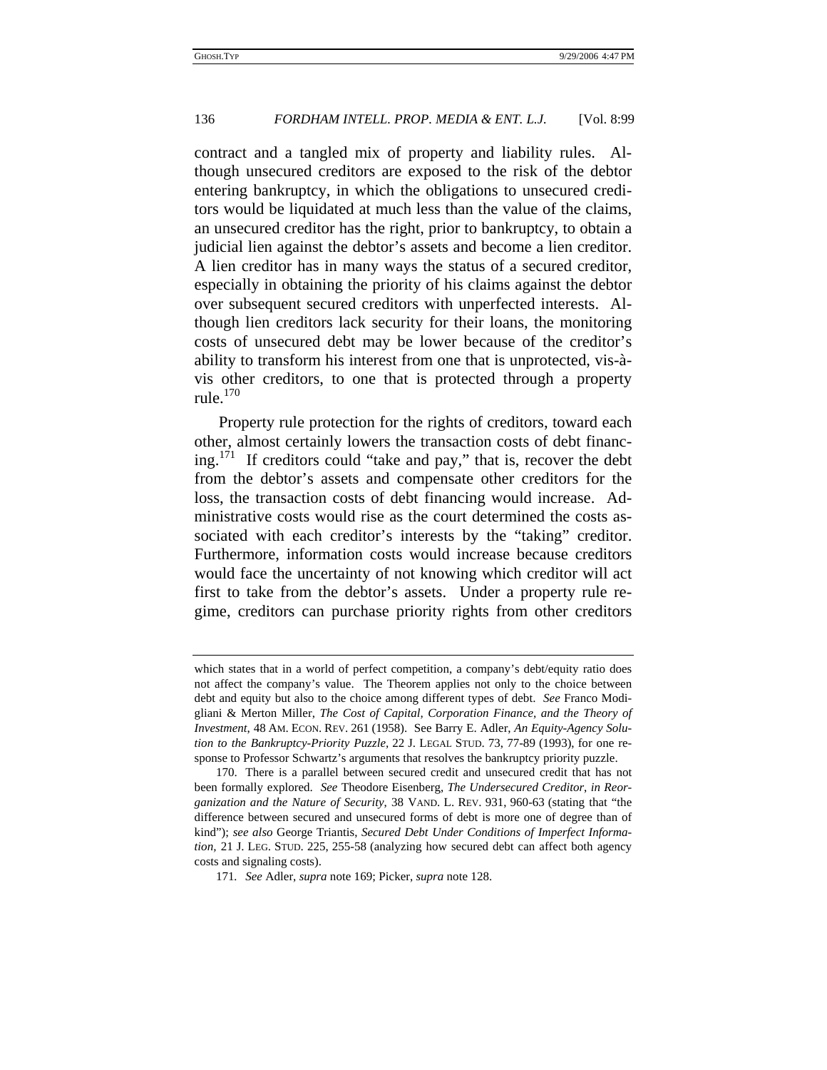contract and a tangled mix of property and liability rules. Although unsecured creditors are exposed to the risk of the debtor entering bankruptcy, in which the obligations to unsecured creditors would be liquidated at much less than the value of the claims, an unsecured creditor has the right, prior to bankruptcy, to obtain a judicial lien against the debtor's assets and become a lien creditor. A lien creditor has in many ways the status of a secured creditor, especially in obtaining the priority of his claims against the debtor over subsequent secured creditors with unperfected interests. Although lien creditors lack security for their loans, the monitoring costs of unsecured debt may be lower because of the creditor's ability to transform his interest from one that is unprotected, vis-à-vis other creditors, to one that is protected through a property rule.[170]

Property rule protection for the rights of creditors, toward each other, almost certainly lowers the transaction costs of debt financing.[171] If creditors could "take and pay," that is, recover the debt from the debtor's assets and compensate other creditors for the loss, the transaction costs of debt financing would increase. Administrative costs would rise as the court determined the costs associated with each creditor's interests by the "taking" creditor. Furthermore, information costs would increase because creditors would face the uncertainty of not knowing which creditor will act first to take from the debtor's assets. Under a property rule regime, creditors can purchase priority rights from other creditors

---

which states that in a world of perfect competition, a company's debt/equity ratio does not affect the company's value. The Theorem applies not only to the choice between debt and equity but also to the choice among different types of debt. *See* Franco Modigliani & Merton Miller, *The Cost of Capital, Corporation Finance, and the Theory of Investment*, 48 AM. ECON. REV. 261 (1958). See Barry E. Adler, *An Equity-Agency Solution to the Bankruptcy-Priority Puzzle*, 22 J. LEGAL STUD. 73, 77-89 (1993), for one response to Professor Schwartz's arguments that resolves the bankruptcy priority puzzle.

170. There is a parallel between secured credit and unsecured credit that has not been formally explored. *See* Theodore Eisenberg, *The Undersecured Creditor*, *in Reorganization and the Nature of Security*, 38 VAND. L. REV. 931, 960-63 (stating that "the difference between secured and unsecured forms of debt is more one of degree than of kind"); *see also* George Triantis, *Secured Debt Under Conditions of Imperfect Information*, 21 J. LEG. STUD. 225, 255-58 (analyzing how secured debt can affect both agency costs and signaling costs).

171. *See* Adler, *supra* note 169; Picker, *supra* note 128.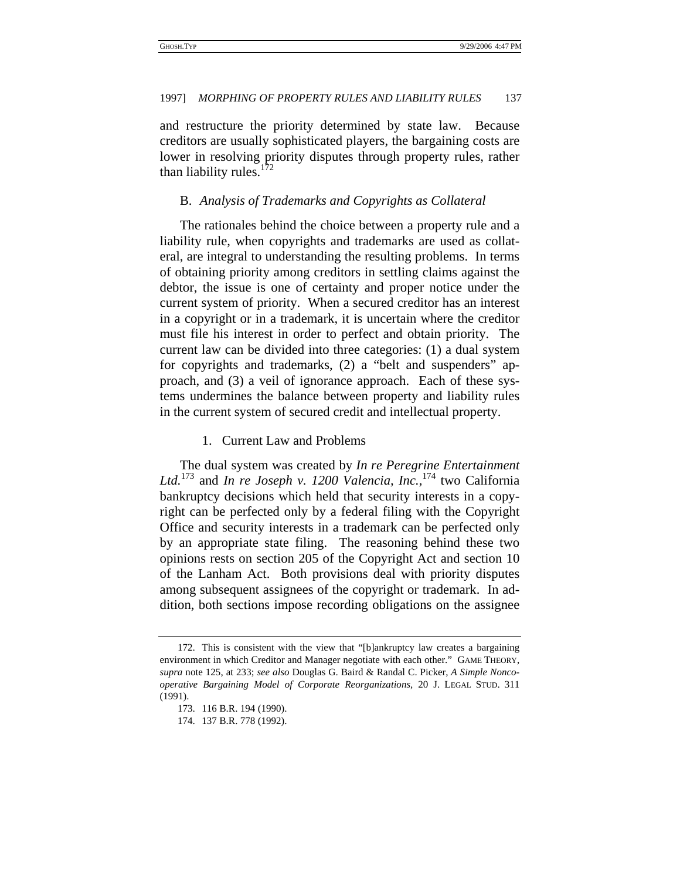and restructure the priority determined by state law. Because creditors are usually sophisticated players, the bargaining costs are lower in resolving priority disputes through property rules, rather than liability rules.[172]

### B. *Analysis of Trademarks and Copyrights as Collateral*

The rationales behind the choice between a property rule and a liability rule, when copyrights and trademarks are used as collateral, are integral to understanding the resulting problems. In terms of obtaining priority among creditors in settling claims against the debtor, the issue is one of certainty and proper notice under the current system of priority. When a secured creditor has an interest in a copyright or in a trademark, it is uncertain where the creditor must file his interest in order to perfect and obtain priority. The current law can be divided into three categories: (1) a dual system for copyrights and trademarks, (2) a "belt and suspenders" approach, and (3) a veil of ignorance approach. Each of these systems undermines the balance between property and liability rules in the current system of secured credit and intellectual property.

#### 1. Current Law and Problems

The dual system was created by *In re Peregrine Entertainment Ltd.*[173] and *In re Joseph v. 1200 Valencia, Inc.*,[174] two California bankruptcy decisions which held that security interests in a copyright can be perfected only by a federal filing with the Copyright Office and security interests in a trademark can be perfected only by an appropriate state filing. The reasoning behind these two opinions rests on section 205 of the Copyright Act and section 10 of the Lanham Act. Both provisions deal with priority disputes among subsequent assignees of the copyright or trademark. In addition, both sections impose recording obligations on the assignee

---

172. This is consistent with the view that "[b]ankruptcy law creates a bargaining environment in which Creditor and Manager negotiate with each other." GAME THEORY, *supra* note 125, at 233; *see also* Douglas G. Baird & Randal C. Picker, *A Simple Noncooperative Bargaining Model of Corporate Reorganizations*, 20 J. LEGAL STUD. 311 (1991).

173. 116 B.R. 194 (1990).

174. 137 B.R. 778 (1992).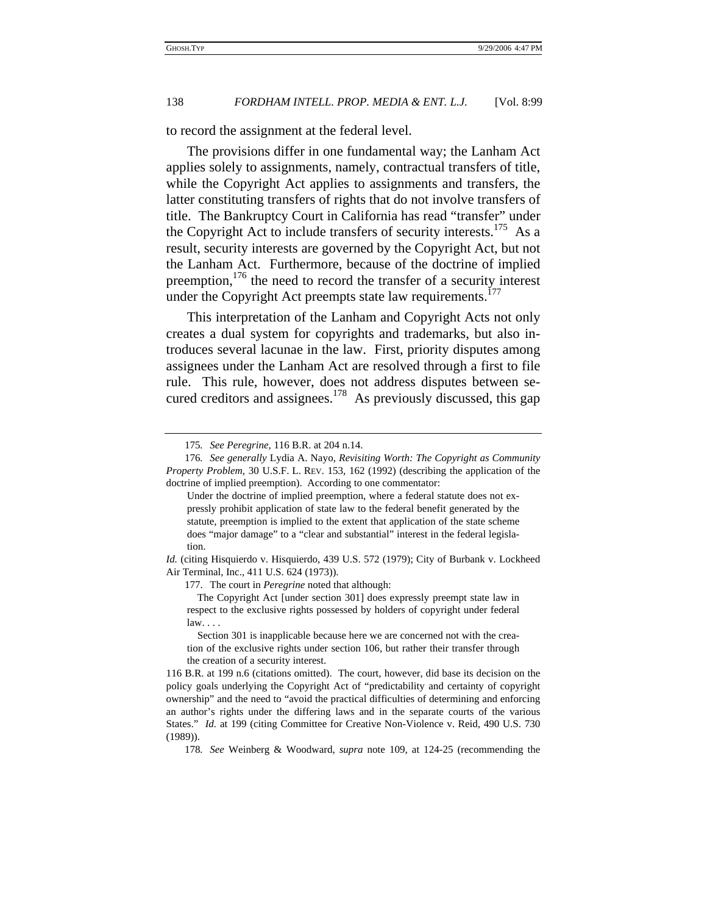to record the assignment at the federal level.

The provisions differ in one fundamental way; the Lanham Act applies solely to assignments, namely, contractual transfers of title, while the Copyright Act applies to assignments and transfers, the latter constituting transfers of rights that do not involve transfers of title. The Bankruptcy Court in California has read "transfer" under the Copyright Act to include transfers of security interests.[175] As a result, security interests are governed by the Copyright Act, but not the Lanham Act. Furthermore, because of the doctrine of implied preemption,[176] the need to record the transfer of a security interest under the Copyright Act preempts state law requirements.[177]

This interpretation of the Lanham and Copyright Acts not only creates a dual system for copyrights and trademarks, but also introduces several lacunae in the law. First, priority disputes among assignees under the Lanham Act are resolved through a first to file rule. This rule, however, does not address disputes between secured creditors and assignees.[178] As previously discussed, this gap

---

175. *See Peregrine*, 116 B.R. at 204 n.14.

176. *See generally* Lydia A. Nayo, *Revisiting Worth: The Copyright as Community Property Problem*, 30 U.S.F. L. REV. 153, 162 (1992) (describing the application of the doctrine of implied preemption). According to one commentator:

> Under the doctrine of implied preemption, where a federal statute does not expressly prohibit application of state law to the federal benefit generated by the statute, preemption is implied to the extent that application of the state scheme does "major damage" to a "clear and substantial" interest in the federal legislation.

*Id.* (citing Hisquierdo v. Hisquierdo, 439 U.S. 572 (1979); City of Burbank v. Lockheed Air Terminal, Inc., 411 U.S. 624 (1973)).

177. The court in *Peregrine* noted that although:

> The Copyright Act [under section 301] does expressly preempt state law in respect to the exclusive rights possessed by holders of copyright under federal law. . . .
>
> Section 301 is inapplicable because here we are concerned not with the creation of the exclusive rights under section 106, but rather their transfer through the creation of a security interest.

116 B.R. at 199 n.6 (citations omitted). The court, however, did base its decision on the policy goals underlying the Copyright Act of "predictability and certainty of copyright ownership" and the need to "avoid the practical difficulties of determining and enforcing an author's rights under the differing laws and in the separate courts of the various States." *Id.* at 199 (citing Committee for Creative Non-Violence v. Reid, 490 U.S. 730 (1989)).

178. *See* Weinberg & Woodward, *supra* note 109, at 124-25 (recommending the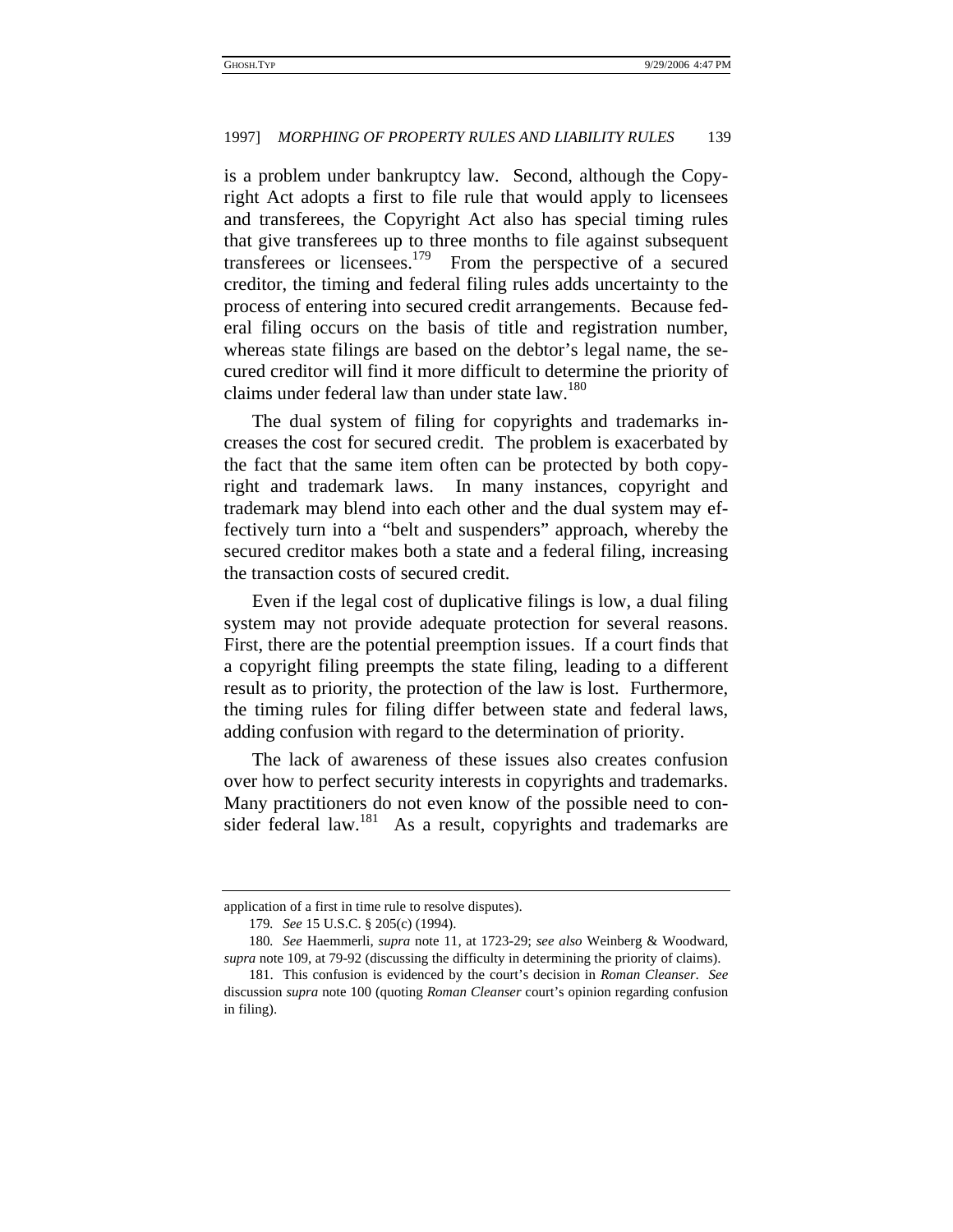is a problem under bankruptcy law. Second, although the Copyright Act adopts a first to file rule that would apply to licensees and transferees, the Copyright Act also has special timing rules that give transferees up to three months to file against subsequent transferees or licensees.[179] From the perspective of a secured creditor, the timing and federal filing rules adds uncertainty to the process of entering into secured credit arrangements. Because federal filing occurs on the basis of title and registration number, whereas state filings are based on the debtor's legal name, the secured creditor will find it more difficult to determine the priority of claims under federal law than under state law.[180]

The dual system of filing for copyrights and trademarks increases the cost for secured credit. The problem is exacerbated by the fact that the same item often can be protected by both copyright and trademark laws. In many instances, copyright and trademark may blend into each other and the dual system may effectively turn into a "belt and suspenders" approach, whereby the secured creditor makes both a state and a federal filing, increasing the transaction costs of secured credit.

Even if the legal cost of duplicative filings is low, a dual filing system may not provide adequate protection for several reasons. First, there are the potential preemption issues. If a court finds that a copyright filing preempts the state filing, leading to a different result as to priority, the protection of the law is lost. Furthermore, the timing rules for filing differ between state and federal laws, adding confusion with regard to the determination of priority.

The lack of awareness of these issues also creates confusion over how to perfect security interests in copyrights and trademarks. Many practitioners do not even know of the possible need to consider federal law.[181] As a result, copyrights and trademarks are

---

application of a first in time rule to resolve disputes).

179. *See* 15 U.S.C. § 205(c) (1994).

180. *See* Haemmerli, *supra* note 11, at 1723-29; *see also* Weinberg & Woodward, *supra* note 109, at 79-92 (discussing the difficulty in determining the priority of claims).

181. This confusion is evidenced by the court's decision in *Roman Cleanser*. *See* discussion *supra* note 100 (quoting *Roman Cleanser* court's opinion regarding confusion in filing).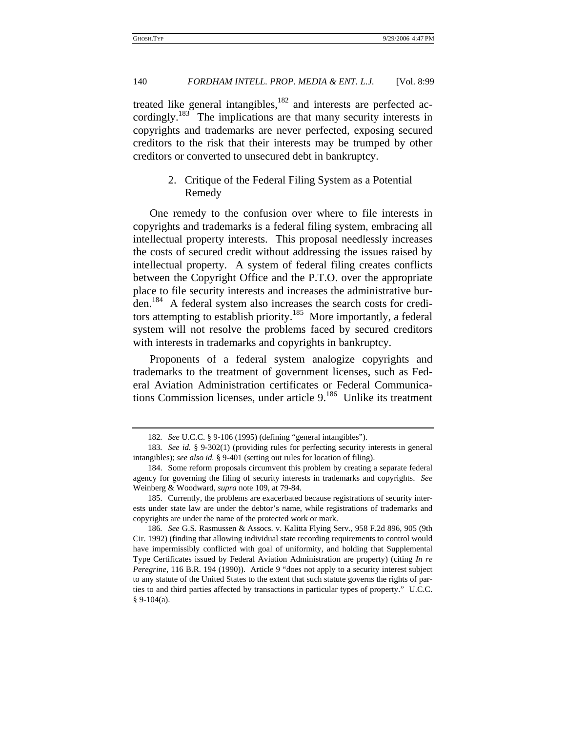treated like general intangibles,[182] and interests are perfected accordingly.[183] The implications are that many security interests in copyrights and trademarks are never perfected, exposing secured creditors to the risk that their interests may be trumped by other creditors or converted to unsecured debt in bankruptcy.

### 2. Critique of the Federal Filing System as a Potential Remedy

One remedy to the confusion over where to file interests in copyrights and trademarks is a federal filing system, embracing all intellectual property interests. This proposal needlessly increases the costs of secured credit without addressing the issues raised by intellectual property. A system of federal filing creates conflicts between the Copyright Office and the P.T.O. over the appropriate place to file security interests and increases the administrative burden.[184] A federal system also increases the search costs for creditors attempting to establish priority.[185] More importantly, a federal system will not resolve the problems faced by secured creditors with interests in trademarks and copyrights in bankruptcy.

Proponents of a federal system analogize copyrights and trademarks to the treatment of government licenses, such as Federal Aviation Administration certificates or Federal Communications Commission licenses, under article 9.[186] Unlike its treatment

---

182. *See* U.C.C. § 9-106 (1995) (defining "general intangibles").

183. *See id.* § 9-302(1) (providing rules for perfecting security interests in general intangibles); *see also id.* § 9-401 (setting out rules for location of filing).

184. Some reform proposals circumvent this problem by creating a separate federal agency for governing the filing of security interests in trademarks and copyrights. *See* Weinberg & Woodward, *supra* note 109, at 79-84.

185. Currently, the problems are exacerbated because registrations of security interests under state law are under the debtor's name, while registrations of trademarks and copyrights are under the name of the protected work or mark.

186. *See* G.S. Rasmussen & Assocs. v. Kalitta Flying Serv., 958 F.2d 896, 905 (9th Cir. 1992) (finding that allowing individual state recording requirements to control would have impermissibly conflicted with goal of uniformity, and holding that Supplemental Type Certificates issued by Federal Aviation Administration are property) (citing *In re Peregrine*, 116 B.R. 194 (1990)). Article 9 "does not apply to a security interest subject to any statute of the United States to the extent that such statute governs the rights of parties to and third parties affected by transactions in particular types of property." U.C.C. § 9-104(a).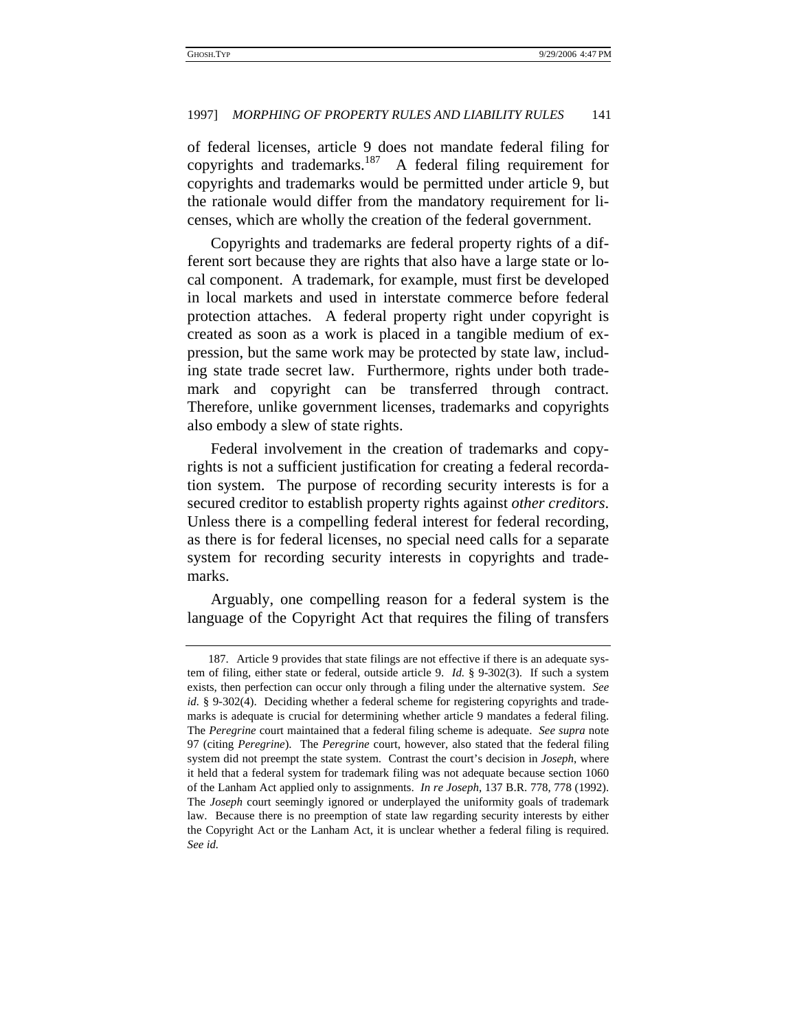of federal licenses, article 9 does not mandate federal filing for copyrights and trademarks.[187] A federal filing requirement for copyrights and trademarks would be permitted under article 9, but the rationale would differ from the mandatory requirement for licenses, which are wholly the creation of the federal government.

Copyrights and trademarks are federal property rights of a different sort because they are rights that also have a large state or local component. A trademark, for example, must first be developed in local markets and used in interstate commerce before federal protection attaches. A federal property right under copyright is created as soon as a work is placed in a tangible medium of expression, but the same work may be protected by state law, including state trade secret law. Furthermore, rights under both trademark and copyright can be transferred through contract. Therefore, unlike government licenses, trademarks and copyrights also embody a slew of state rights.

Federal involvement in the creation of trademarks and copyrights is not a sufficient justification for creating a federal recordation system. The purpose of recording security interests is for a secured creditor to establish property rights against *other creditors*. Unless there is a compelling federal interest for federal recording, as there is for federal licenses, no special need calls for a separate system for recording security interests in copyrights and trademarks.

Arguably, one compelling reason for a federal system is the language of the Copyright Act that requires the filing of transfers

---

187. Article 9 provides that state filings are not effective if there is an adequate system of filing, either state or federal, outside article 9. *Id.* § 9-302(3). If such a system exists, then perfection can occur only through a filing under the alternative system. *See id.* § 9-302(4). Deciding whether a federal scheme for registering copyrights and trademarks is adequate is crucial for determining whether article 9 mandates a federal filing. The *Peregrine* court maintained that a federal filing scheme is adequate. *See supra* note 97 (citing *Peregrine*). The *Peregrine* court, however, also stated that the federal filing system did not preempt the state system. Contrast the court's decision in *Joseph*, where it held that a federal system for trademark filing was not adequate because section 1060 of the Lanham Act applied only to assignments. *In re Joseph*, 137 B.R. 778, 778 (1992). The *Joseph* court seemingly ignored or underplayed the uniformity goals of trademark law. Because there is no preemption of state law regarding security interests by either the Copyright Act or the Lanham Act, it is unclear whether a federal filing is required. *See id.*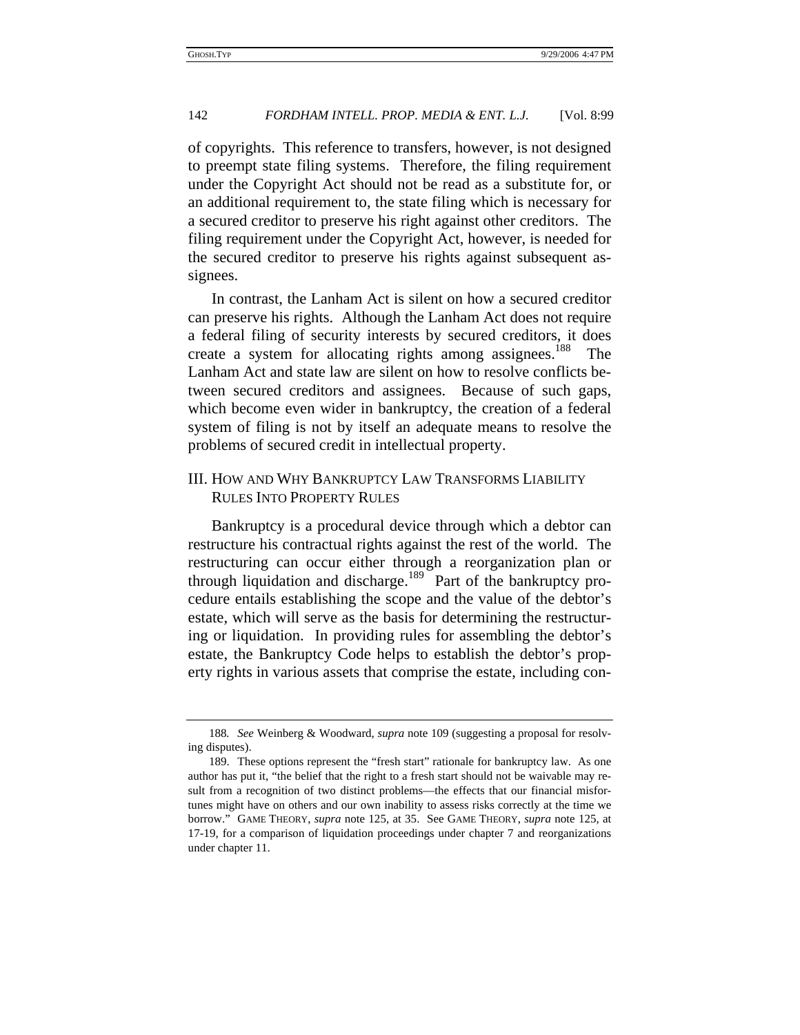of copyrights. This reference to transfers, however, is not designed to preempt state filing systems. Therefore, the filing requirement under the Copyright Act should not be read as a substitute for, or an additional requirement to, the state filing which is necessary for a secured creditor to preserve his right against other creditors. The filing requirement under the Copyright Act, however, is needed for the secured creditor to preserve his rights against subsequent assignees.

In contrast, the Lanham Act is silent on how a secured creditor can preserve his rights. Although the Lanham Act does not require a federal filing of security interests by secured creditors, it does create a system for allocating rights among assignees.[188] The Lanham Act and state law are silent on how to resolve conflicts between secured creditors and assignees. Because of such gaps, which become even wider in bankruptcy, the creation of a federal system of filing is not by itself an adequate means to resolve the problems of secured credit in intellectual property.

## III. How and Why Bankruptcy Law Transforms Liability Rules Into Property Rules

Bankruptcy is a procedural device through which a debtor can restructure his contractual rights against the rest of the world. The restructuring can occur either through a reorganization plan or through liquidation and discharge.[189] Part of the bankruptcy procedure entails establishing the scope and the value of the debtor's estate, which will serve as the basis for determining the restructuring or liquidation. In providing rules for assembling the debtor's estate, the Bankruptcy Code helps to establish the debtor's property rights in various assets that comprise the estate, including con-

---

188. *See* Weinberg & Woodward, *supra* note 109 (suggesting a proposal for resolving disputes).

189. These options represent the "fresh start" rationale for bankruptcy law. As one author has put it, "the belief that the right to a fresh start should not be waivable may result from a recognition of two distinct problems—the effects that our financial misfortunes might have on others and our own inability to assess risks correctly at the time we borrow." GAME THEORY, *supra* note 125, at 35. See GAME THEORY, *supra* note 125, at 17-19, for a comparison of liquidation proceedings under chapter 7 and reorganizations under chapter 11.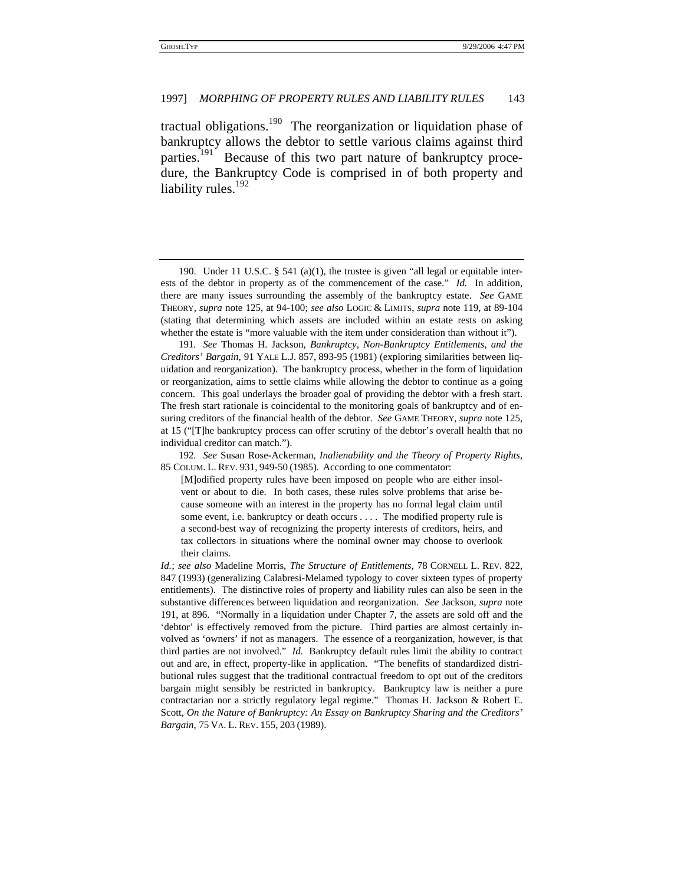tractual obligations.[190] The reorganization or liquidation phase of bankruptcy allows the debtor to settle various claims against third parties.[191] Because of this two part nature of bankruptcy procedure, the Bankruptcy Code is comprised in of both property and liability rules.[192]

---

190. Under 11 U.S.C. § 541 (a)(1), the trustee is given "all legal or equitable interests of the debtor in property as of the commencement of the case." *Id.* In addition, there are many issues surrounding the assembly of the bankruptcy estate. *See* GAME THEORY, *supra* note 125, at 94-100; *see also* LOGIC & LIMITS, *supra* note 119, at 89-104 (stating that determining which assets are included within an estate rests on asking whether the estate is "more valuable with the item under consideration than without it").

191. *See* Thomas H. Jackson, *Bankruptcy, Non-Bankruptcy Entitlements, and the Creditors' Bargain*, 91 YALE L.J. 857, 893-95 (1981) (exploring similarities between liquidation and reorganization). The bankruptcy process, whether in the form of liquidation or reorganization, aims to settle claims while allowing the debtor to continue as a going concern. This goal underlays the broader goal of providing the debtor with a fresh start. The fresh start rationale is coincidental to the monitoring goals of bankruptcy and of ensuring creditors of the financial health of the debtor. *See* GAME THEORY, *supra* note 125, at 15 ("[T]he bankruptcy process can offer scrutiny of the debtor's overall health that no individual creditor can match.").

192. *See* Susan Rose-Ackerman, *Inalienability and the Theory of Property Rights*, 85 COLUM. L. REV. 931, 949-50 (1985). According to one commentator:

> [M]odified property rules have been imposed on people who are either insolvent or about to die. In both cases, these rules solve problems that arise because someone with an interest in the property has no formal legal claim until some event, i.e. bankruptcy or death occurs . . . . The modified property rule is a second-best way of recognizing the property interests of creditors, heirs, and tax collectors in situations where the nominal owner may choose to overlook their claims.

*Id.*; *see also* Madeline Morris, *The Structure of Entitlements*, 78 CORNELL L. REV. 822, 847 (1993) (generalizing Calabresi-Melamed typology to cover sixteen types of property entitlements). The distinctive roles of property and liability rules can also be seen in the substantive differences between liquidation and reorganization. *See* Jackson, *supra* note 191, at 896. "Normally in a liquidation under Chapter 7, the assets are sold off and the 'debtor' is effectively removed from the picture. Third parties are almost certainly involved as 'owners' if not as managers. The essence of a reorganization, however, is that third parties are not involved." *Id.* Bankruptcy default rules limit the ability to contract out and are, in effect, property-like in application. "The benefits of standardized distributional rules suggest that the traditional contractual freedom to opt out of the creditors bargain might sensibly be restricted in bankruptcy. Bankruptcy law is neither a pure contractarian nor a strictly regulatory legal regime." Thomas H. Jackson & Robert E. Scott, *On the Nature of Bankruptcy: An Essay on Bankruptcy Sharing and the Creditors' Bargain*, 75 VA. L. REV. 155, 203 (1989).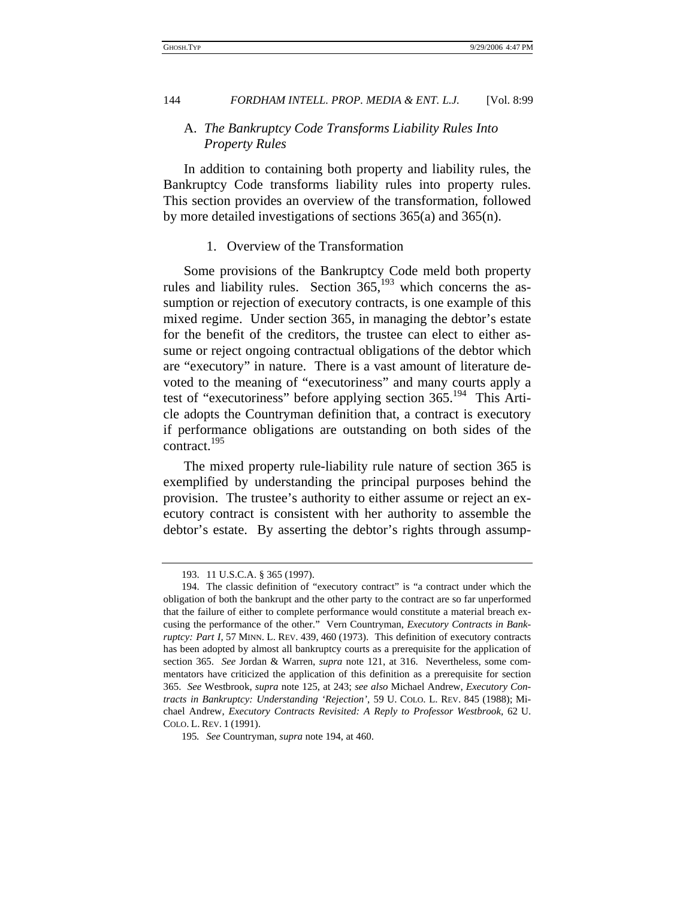### A. *The Bankruptcy Code Transforms Liability Rules Into Property Rules*

In addition to containing both property and liability rules, the Bankruptcy Code transforms liability rules into property rules. This section provides an overview of the transformation, followed by more detailed investigations of sections 365(a) and 365(n).

#### 1. Overview of the Transformation

Some provisions of the Bankruptcy Code meld both property rules and liability rules. Section 365,[193] which concerns the assumption or rejection of executory contracts, is one example of this mixed regime. Under section 365, in managing the debtor's estate for the benefit of the creditors, the trustee can elect to either assume or reject ongoing contractual obligations of the debtor which are "executory" in nature. There is a vast amount of literature devoted to the meaning of "executoriness" and many courts apply a test of "executoriness" before applying section 365.[194] This Article adopts the Countryman definition that, a contract is executory if performance obligations are outstanding on both sides of the contract.[195]

The mixed property rule-liability rule nature of section 365 is exemplified by understanding the principal purposes behind the provision. The trustee's authority to either assume or reject an executory contract is consistent with her authority to assemble the debtor's estate. By asserting the debtor's rights through assump-

---

193. 11 U.S.C.A. § 365 (1997).

194. The classic definition of "executory contract" is "a contract under which the obligation of both the bankrupt and the other party to the contract are so far unperformed that the failure of either to complete performance would constitute a material breach excusing the performance of the other." Vern Countryman, *Executory Contracts in Bankruptcy: Part I,* 57 MINN. L. REV. 439, 460 (1973). This definition of executory contracts has been adopted by almost all bankruptcy courts as a prerequisite for the application of section 365. *See* Jordan & Warren, *supra* note 121, at 316. Nevertheless, some commentators have criticized the application of this definition as a prerequisite for section 365. *See* Westbrook, *supra* note 125, at 243; *see also* Michael Andrew, *Executory Contracts in Bankruptcy: Understanding 'Rejection'*, 59 U. COLO. L. REV. 845 (1988); Michael Andrew, *Executory Contracts Revisited: A Reply to Professor Westbrook*, 62 U. COLO. L. REV. 1 (1991).

195. *See* Countryman, *supra* note 194, at 460.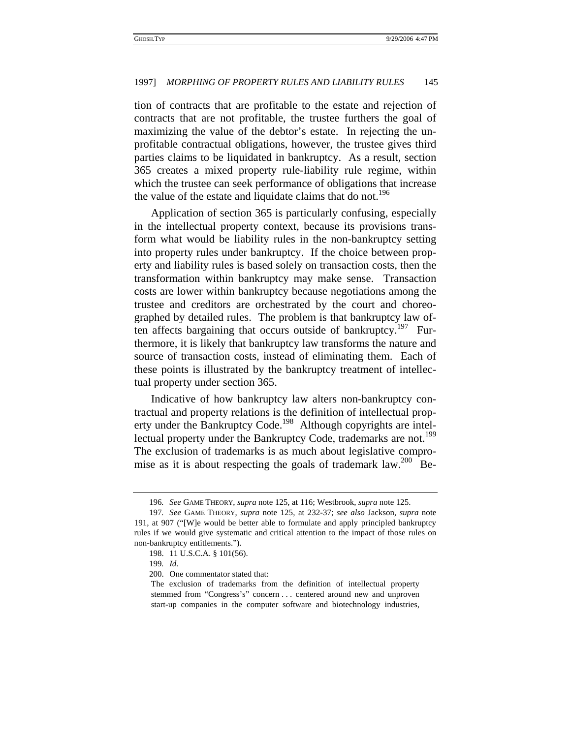tion of contracts that are profitable to the estate and rejection of contracts that are not profitable, the trustee furthers the goal of maximizing the value of the debtor's estate. In rejecting the unprofitable contractual obligations, however, the trustee gives third parties claims to be liquidated in bankruptcy. As a result, section 365 creates a mixed property rule-liability rule regime, within which the trustee can seek performance of obligations that increase the value of the estate and liquidate claims that do not.[196]

Application of section 365 is particularly confusing, especially in the intellectual property context, because its provisions transform what would be liability rules in the non-bankruptcy setting into property rules under bankruptcy. If the choice between property and liability rules is based solely on transaction costs, then the transformation within bankruptcy may make sense. Transaction costs are lower within bankruptcy because negotiations among the trustee and creditors are orchestrated by the court and choreographed by detailed rules. The problem is that bankruptcy law often affects bargaining that occurs outside of bankruptcy.[197] Furthermore, it is likely that bankruptcy law transforms the nature and source of transaction costs, instead of eliminating them. Each of these points is illustrated by the bankruptcy treatment of intellectual property under section 365.

Indicative of how bankruptcy law alters non-bankruptcy contractual and property relations is the definition of intellectual property under the Bankruptcy Code.[198] Although copyrights are intellectual property under the Bankruptcy Code, trademarks are not.[199] The exclusion of trademarks is as much about legislative compromise as it is about respecting the goals of trademark law.[200] Be-

---

196. *See* GAME THEORY, *supra* note 125, at 116; Westbrook, *supra* note 125.

197. *See* GAME THEORY, *supra* note 125, at 232-37; *see also* Jackson, *supra* note 191, at 907 ("[W]e would be better able to formulate and apply principled bankruptcy rules if we would give systematic and critical attention to the impact of those rules on non-bankruptcy entitlements.").

198. 11 U.S.C.A. § 101(56).

199. *Id.*

200. One commentator stated that:

> The exclusion of trademarks from the definition of intellectual property stemmed from "Congress's" concern . . . centered around new and unproven start-up companies in the computer software and biotechnology industries,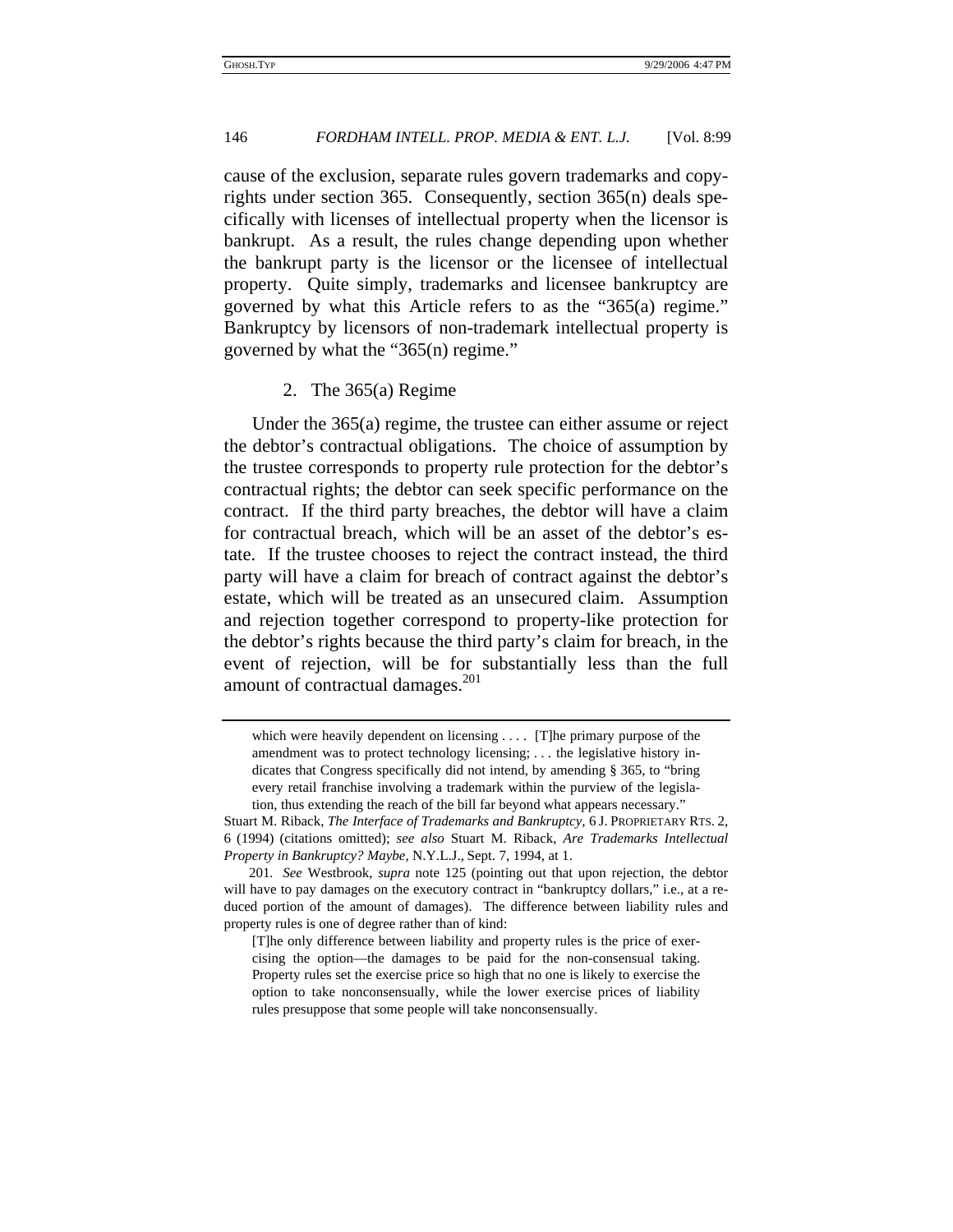cause of the exclusion, separate rules govern trademarks and copyrights under section 365. Consequently, section 365(n) deals specifically with licenses of intellectual property when the licensor is bankrupt. As a result, the rules change depending upon whether the bankrupt party is the licensor or the licensee of intellectual property. Quite simply, trademarks and licensee bankruptcy are governed by what this Article refers to as the "365(a) regime." Bankruptcy by licensors of non-trademark intellectual property is governed by what the "365(n) regime."

### 2. The 365(a) Regime

Under the 365(a) regime, the trustee can either assume or reject the debtor's contractual obligations. The choice of assumption by the trustee corresponds to property rule protection for the debtor's contractual rights; the debtor can seek specific performance on the contract. If the third party breaches, the debtor will have a claim for contractual breach, which will be an asset of the debtor's estate. If the trustee chooses to reject the contract instead, the third party will have a claim for breach of contract against the debtor's estate, which will be treated as an unsecured claim. Assumption and rejection together correspond to property-like protection for the debtor's rights because the third party's claim for breach, in the event of rejection, will be for substantially less than the full amount of contractual damages.[201]

---

> which were heavily dependent on licensing . . . . [T]he primary purpose of the amendment was to protect technology licensing; . . . the legislative history indicates that Congress specifically did not intend, by amending § 365, to "bring every retail franchise involving a trademark within the purview of the legislation, thus extending the reach of the bill far beyond what appears necessary."

Stuart M. Riback, *The Interface of Trademarks and Bankruptcy*, 6 J. PROPRIETARY RTS. 2, 6 (1994) (citations omitted); *see also* Stuart M. Riback, *Are Trademarks Intellectual Property in Bankruptcy? Maybe*, N.Y.L.J., Sept. 7, 1994, at 1.

201. *See* Westbrook, *supra* note 125 (pointing out that upon rejection, the debtor will have to pay damages on the executory contract in "bankruptcy dollars," i.e., at a reduced portion of the amount of damages). The difference between liability rules and property rules is one of degree rather than of kind:

> [T]he only difference between liability and property rules is the price of exercising the option—the damages to be paid for the non-consensual taking. Property rules set the exercise price so high that no one is likely to exercise the option to take nonconsensually, while the lower exercise prices of liability rules presuppose that some people will take nonconsensually.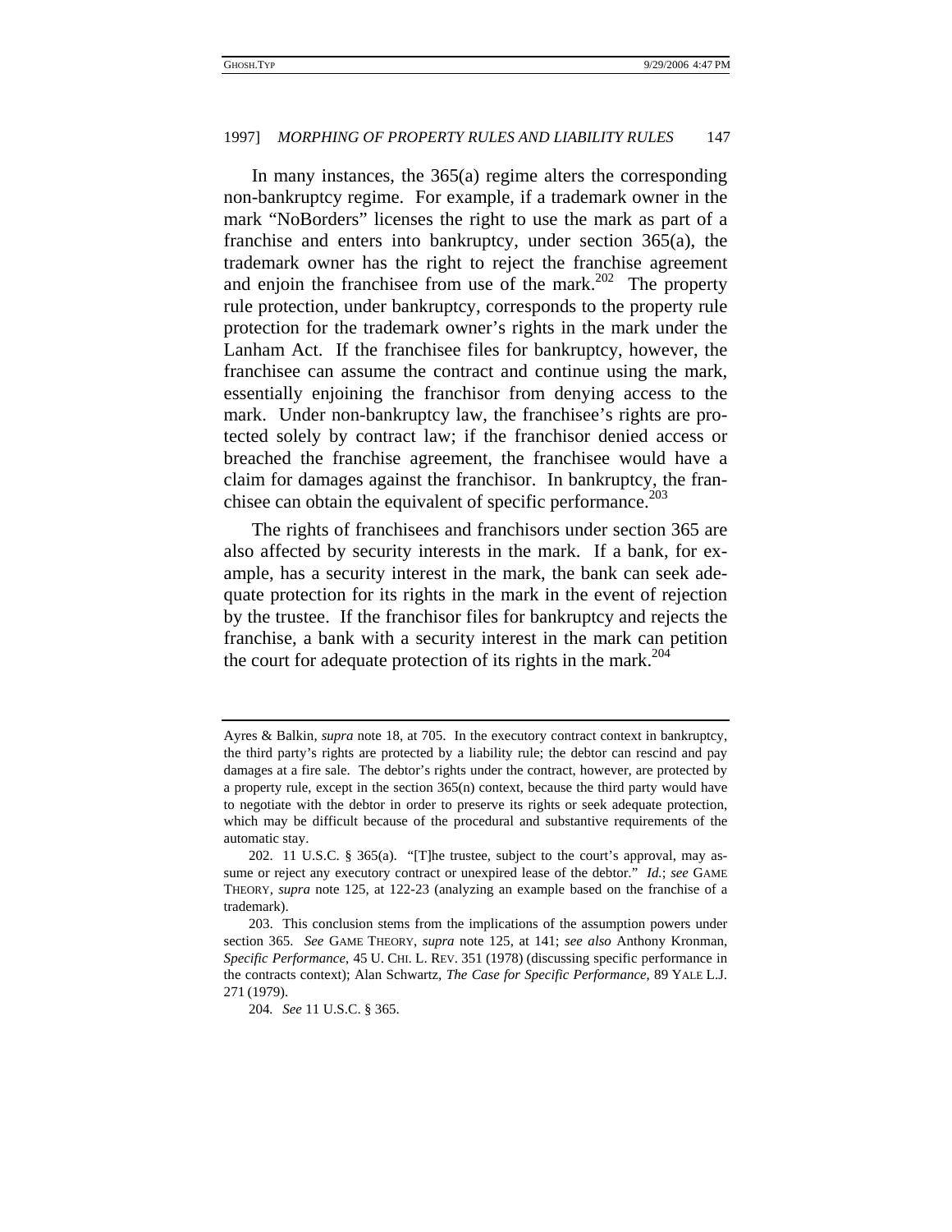In many instances, the 365(a) regime alters the corresponding non-bankruptcy regime. For example, if a trademark owner in the mark "NoBorders" licenses the right to use the mark as part of a franchise and enters into bankruptcy, under section 365(a), the trademark owner has the right to reject the franchise agreement and enjoin the franchisee from use of the mark.[202] The property rule protection, under bankruptcy, corresponds to the property rule protection for the trademark owner's rights in the mark under the Lanham Act. If the franchisee files for bankruptcy, however, the franchisee can assume the contract and continue using the mark, essentially enjoining the franchisor from denying access to the mark. Under non-bankruptcy law, the franchisee's rights are protected solely by contract law; if the franchisor denied access or breached the franchise agreement, the franchisee would have a claim for damages against the franchisor. In bankruptcy, the franchisee can obtain the equivalent of specific performance.[203]

The rights of franchisees and franchisors under section 365 are also affected by security interests in the mark. If a bank, for example, has a security interest in the mark, the bank can seek adequate protection for its rights in the mark in the event of rejection by the trustee. If the franchisor files for bankruptcy and rejects the franchise, a bank with a security interest in the mark can petition the court for adequate protection of its rights in the mark.[204]

---

Ayres & Balkin, *supra* note 18, at 705. In the executory contract context in bankruptcy, the third party's rights are protected by a liability rule; the debtor can rescind and pay damages at a fire sale. The debtor's rights under the contract, however, are protected by a property rule, except in the section 365(n) context, because the third party would have to negotiate with the debtor in order to preserve its rights or seek adequate protection, which may be difficult because of the procedural and substantive requirements of the automatic stay.

202. 11 U.S.C. § 365(a). "[T]he trustee, subject to the court's approval, may assume or reject any executory contract or unexpired lease of the debtor." *Id.*; *see* GAME THEORY, *supra* note 125, at 122-23 (analyzing an example based on the franchise of a trademark).

203. This conclusion stems from the implications of the assumption powers under section 365. *See* GAME THEORY, *supra* note 125, at 141; *see also* Anthony Kronman, *Specific Performance*, 45 U. CHI. L. REV. 351 (1978) (discussing specific performance in the contracts context); Alan Schwartz, *The Case for Specific Performance*, 89 YALE L.J. 271 (1979).

204. *See* 11 U.S.C. § 365.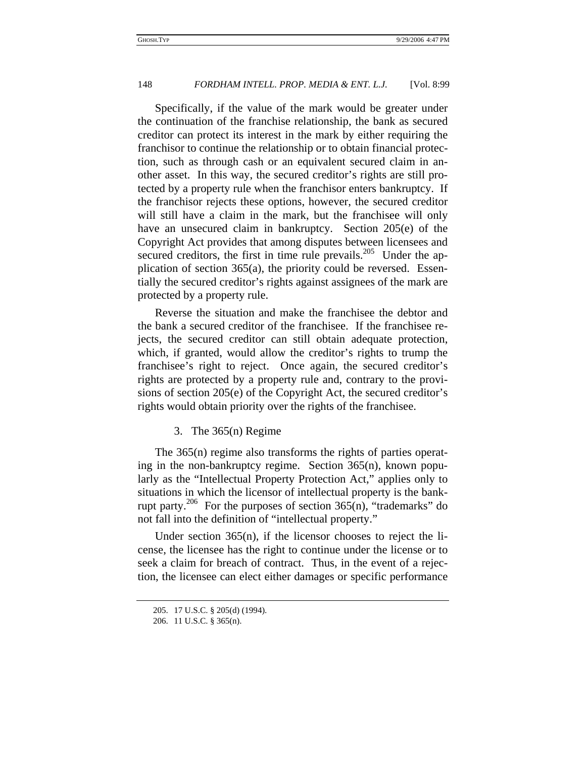Specifically, if the value of the mark would be greater under the continuation of the franchise relationship, the bank as secured creditor can protect its interest in the mark by either requiring the franchisor to continue the relationship or to obtain financial protection, such as through cash or an equivalent secured claim in another asset. In this way, the secured creditor's rights are still protected by a property rule when the franchisor enters bankruptcy. If the franchisor rejects these options, however, the secured creditor will still have a claim in the mark, but the franchisee will only have an unsecured claim in bankruptcy. Section 205(e) of the Copyright Act provides that among disputes between licensees and secured creditors, the first in time rule prevails.[205] Under the application of section 365(a), the priority could be reversed. Essentially the secured creditor's rights against assignees of the mark are protected by a property rule.

Reverse the situation and make the franchisee the debtor and the bank a secured creditor of the franchisee. If the franchisee rejects, the secured creditor can still obtain adequate protection, which, if granted, would allow the creditor's rights to trump the franchisee's right to reject. Once again, the secured creditor's rights are protected by a property rule and, contrary to the provisions of section 205(e) of the Copyright Act, the secured creditor's rights would obtain priority over the rights of the franchisee.

### 3. The 365(n) Regime

The 365(n) regime also transforms the rights of parties operating in the non-bankruptcy regime. Section 365(n), known popularly as the "Intellectual Property Protection Act," applies only to situations in which the licensor of intellectual property is the bankrupt party.[206] For the purposes of section 365(n), "trademarks" do not fall into the definition of "intellectual property."

Under section 365(n), if the licensor chooses to reject the license, the licensee has the right to continue under the license or to seek a claim for breach of contract. Thus, in the event of a rejection, the licensee can elect either damages or specific performance

205. 17 U.S.C. § 205(d) (1994).

206. 11 U.S.C. § 365(n).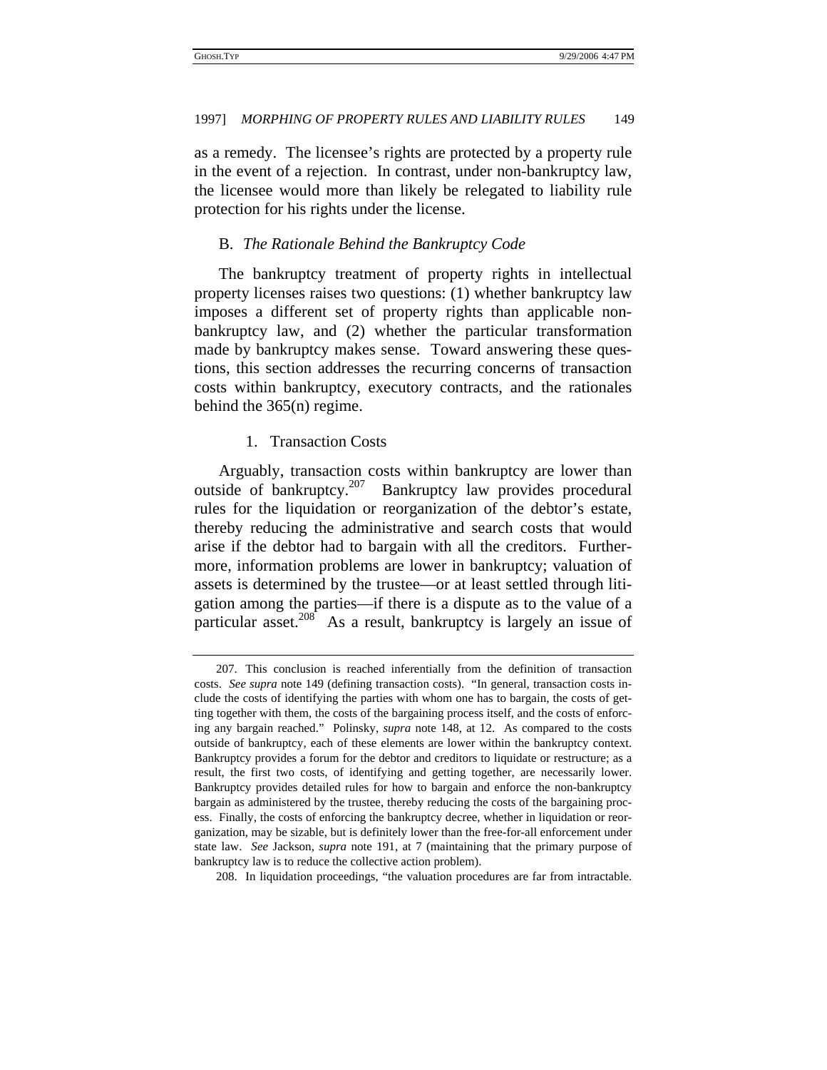as a remedy. The licensee's rights are protected by a property rule in the event of a rejection. In contrast, under non-bankruptcy law, the licensee would more than likely be relegated to liability rule protection for his rights under the license.

### B. *The Rationale Behind the Bankruptcy Code*

The bankruptcy treatment of property rights in intellectual property licenses raises two questions: (1) whether bankruptcy law imposes a different set of property rights than applicable non-bankruptcy law, and (2) whether the particular transformation made by bankruptcy makes sense. Toward answering these questions, this section addresses the recurring concerns of transaction costs within bankruptcy, executory contracts, and the rationales behind the 365(n) regime.

#### 1. Transaction Costs

Arguably, transaction costs within bankruptcy are lower than outside of bankruptcy.[207] Bankruptcy law provides procedural rules for the liquidation or reorganization of the debtor's estate, thereby reducing the administrative and search costs that would arise if the debtor had to bargain with all the creditors. Furthermore, information problems are lower in bankruptcy; valuation of assets is determined by the trustee—or at least settled through litigation among the parties—if there is a dispute as to the value of a particular asset.[208] As a result, bankruptcy is largely an issue of

---

207. This conclusion is reached inferentially from the definition of transaction costs. *See supra* note 149 (defining transaction costs). "In general, transaction costs include the costs of identifying the parties with whom one has to bargain, the costs of getting together with them, the costs of the bargaining process itself, and the costs of enforcing any bargain reached." Polinsky, *supra* note 148, at 12. As compared to the costs outside of bankruptcy, each of these elements are lower within the bankruptcy context. Bankruptcy provides a forum for the debtor and creditors to liquidate or restructure; as a result, the first two costs, of identifying and getting together, are necessarily lower. Bankruptcy provides detailed rules for how to bargain and enforce the non-bankruptcy bargain as administered by the trustee, thereby reducing the costs of the bargaining process. Finally, the costs of enforcing the bankruptcy decree, whether in liquidation or reorganization, may be sizable, but is definitely lower than the free-for-all enforcement under state law. *See* Jackson, *supra* note 191, at 7 (maintaining that the primary purpose of bankruptcy law is to reduce the collective action problem).

208. In liquidation proceedings, "the valuation procedures are far from intractable.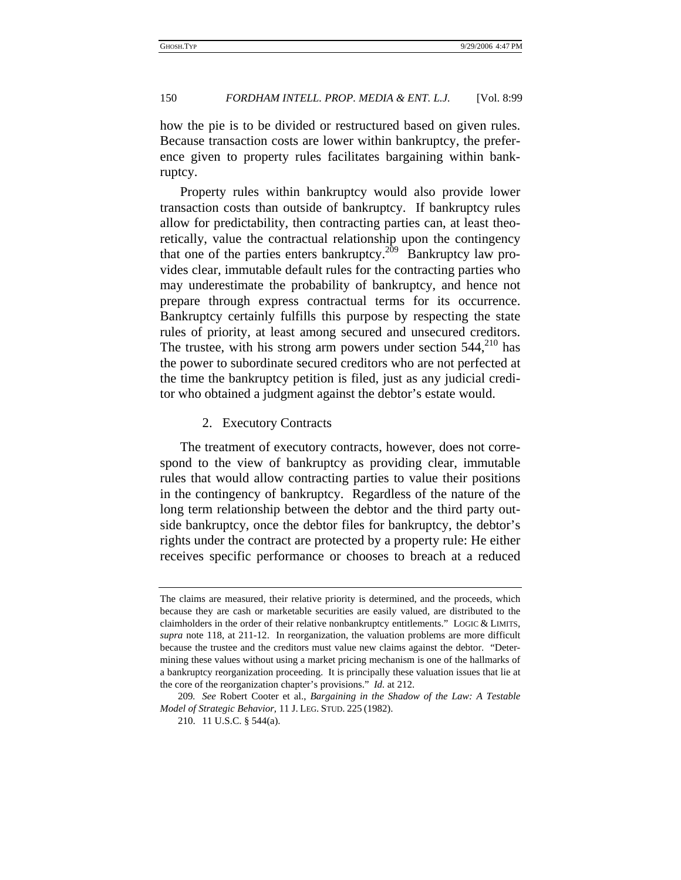how the pie is to be divided or restructured based on given rules. Because transaction costs are lower within bankruptcy, the preference given to property rules facilitates bargaining within bankruptcy.

Property rules within bankruptcy would also provide lower transaction costs than outside of bankruptcy. If bankruptcy rules allow for predictability, then contracting parties can, at least theoretically, value the contractual relationship upon the contingency that one of the parties enters bankruptcy.[209] Bankruptcy law provides clear, immutable default rules for the contracting parties who may underestimate the probability of bankruptcy, and hence not prepare through express contractual terms for its occurrence. Bankruptcy certainly fulfills this purpose by respecting the state rules of priority, at least among secured and unsecured creditors. The trustee, with his strong arm powers under section 544,[210] has the power to subordinate secured creditors who are not perfected at the time the bankruptcy petition is filed, just as any judicial creditor who obtained a judgment against the debtor's estate would.

### 2. Executory Contracts

The treatment of executory contracts, however, does not correspond to the view of bankruptcy as providing clear, immutable rules that would allow contracting parties to value their positions in the contingency of bankruptcy. Regardless of the nature of the long term relationship between the debtor and the third party outside bankruptcy, once the debtor files for bankruptcy, the debtor's rights under the contract are protected by a property rule: He either receives specific performance or chooses to breach at a reduced

---

The claims are measured, their relative priority is determined, and the proceeds, which because they are cash or marketable securities are easily valued, are distributed to the claimholders in the order of their relative nonbankruptcy entitlements." LOGIC & LIMITS, *supra* note 118, at 211-12. In reorganization, the valuation problems are more difficult because the trustee and the creditors must value new claims against the debtor. "Determining these values without using a market pricing mechanism is one of the hallmarks of a bankruptcy reorganization proceeding. It is principally these valuation issues that lie at the core of the reorganization chapter's provisions." *Id.* at 212.

209. *See* Robert Cooter et al., *Bargaining in the Shadow of the Law: A Testable Model of Strategic Behavior*, 11 J. LEG. STUD. 225 (1982).

210. 11 U.S.C. § 544(a).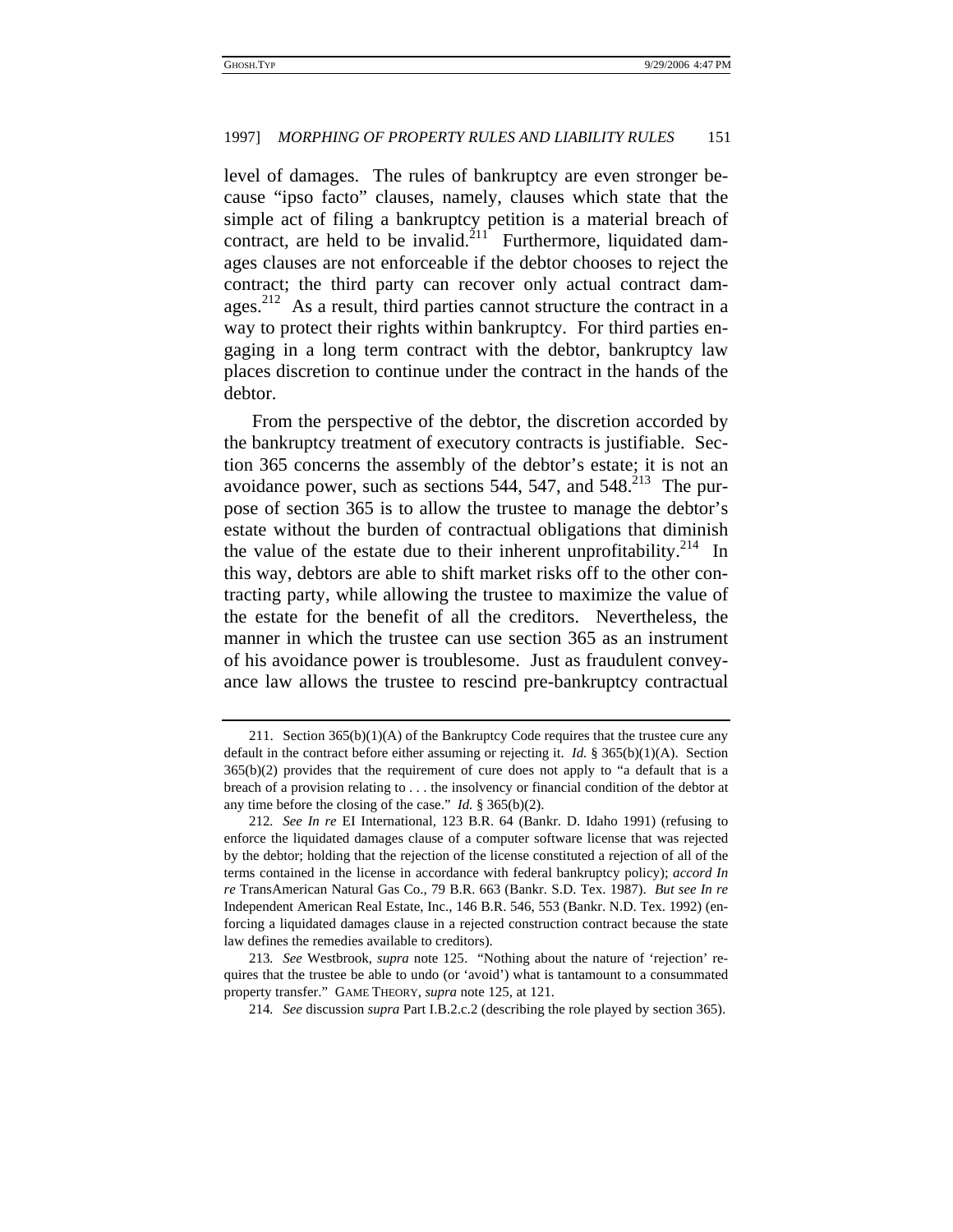level of damages. The rules of bankruptcy are even stronger because "ipso facto" clauses, namely, clauses which state that the simple act of filing a bankruptcy petition is a material breach of contract, are held to be invalid.[211] Furthermore, liquidated damages clauses are not enforceable if the debtor chooses to reject the contract; the third party can recover only actual contract damages.[212] As a result, third parties cannot structure the contract in a way to protect their rights within bankruptcy. For third parties engaging in a long term contract with the debtor, bankruptcy law places discretion to continue under the contract in the hands of the debtor.

From the perspective of the debtor, the discretion accorded by the bankruptcy treatment of executory contracts is justifiable. Section 365 concerns the assembly of the debtor's estate; it is not an avoidance power, such as sections 544, 547, and 548.[213] The purpose of section 365 is to allow the trustee to manage the debtor's estate without the burden of contractual obligations that diminish the value of the estate due to their inherent unprofitability.[214] In this way, debtors are able to shift market risks off to the other contracting party, while allowing the trustee to maximize the value of the estate for the benefit of all the creditors. Nevertheless, the manner in which the trustee can use section 365 as an instrument of his avoidance power is troublesome. Just as fraudulent conveyance law allows the trustee to rescind pre-bankruptcy contractual

---

211. Section 365(b)(1)(A) of the Bankruptcy Code requires that the trustee cure any default in the contract before either assuming or rejecting it. *Id.* § 365(b)(1)(A). Section 365(b)(2) provides that the requirement of cure does not apply to "a default that is a breach of a provision relating to . . . the insolvency or financial condition of the debtor at any time before the closing of the case." *Id.* § 365(b)(2).

212. *See In re* EI International, 123 B.R. 64 (Bankr. D. Idaho 1991) (refusing to enforce the liquidated damages clause of a computer software license that was rejected by the debtor; holding that the rejection of the license constituted a rejection of all of the terms contained in the license in accordance with federal bankruptcy policy); *accord In re* TransAmerican Natural Gas Co., 79 B.R. 663 (Bankr. S.D. Tex. 1987). *But see In re* Independent American Real Estate, Inc., 146 B.R. 546, 553 (Bankr. N.D. Tex. 1992) (enforcing a liquidated damages clause in a rejected construction contract because the state law defines the remedies available to creditors).

213. *See* Westbrook, *supra* note 125. "Nothing about the nature of 'rejection' requires that the trustee be able to undo (or 'avoid') what is tantamount to a consummated property transfer." GAME THEORY, *supra* note 125, at 121.

214. *See* discussion *supra* Part I.B.2.c.2 (describing the role played by section 365).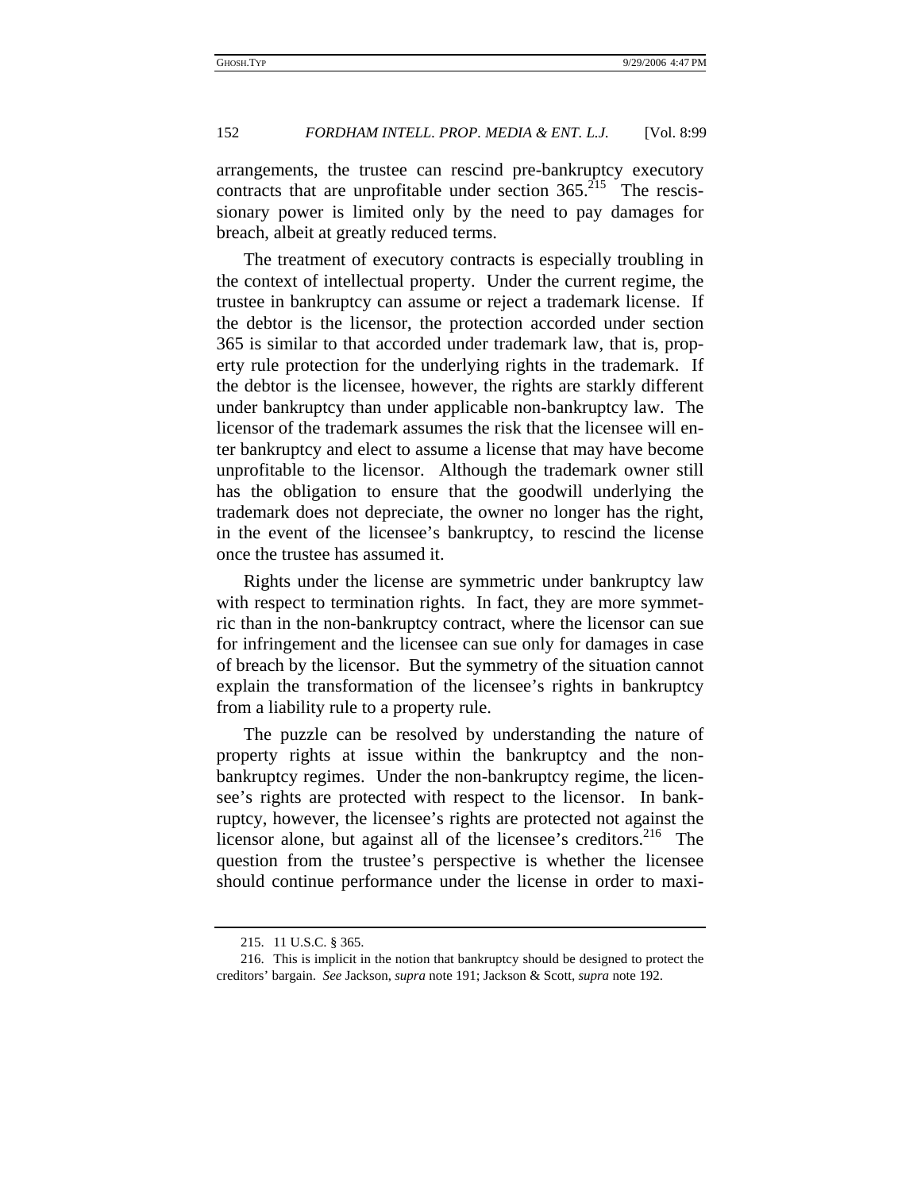arrangements, the trustee can rescind pre-bankruptcy executory contracts that are unprofitable under section 365.[215] The rescissionary power is limited only by the need to pay damages for breach, albeit at greatly reduced terms.

The treatment of executory contracts is especially troubling in the context of intellectual property. Under the current regime, the trustee in bankruptcy can assume or reject a trademark license. If the debtor is the licensor, the protection accorded under section 365 is similar to that accorded under trademark law, that is, property rule protection for the underlying rights in the trademark. If the debtor is the licensee, however, the rights are starkly different under bankruptcy than under applicable non-bankruptcy law. The licensor of the trademark assumes the risk that the licensee will enter bankruptcy and elect to assume a license that may have become unprofitable to the licensor. Although the trademark owner still has the obligation to ensure that the goodwill underlying the trademark does not depreciate, the owner no longer has the right, in the event of the licensee's bankruptcy, to rescind the license once the trustee has assumed it.

Rights under the license are symmetric under bankruptcy law with respect to termination rights. In fact, they are more symmetric than in the non-bankruptcy contract, where the licensor can sue for infringement and the licensee can sue only for damages in case of breach by the licensor. But the symmetry of the situation cannot explain the transformation of the licensee's rights in bankruptcy from a liability rule to a property rule.

The puzzle can be resolved by understanding the nature of property rights at issue within the bankruptcy and the non-bankruptcy regimes. Under the non-bankruptcy regime, the licensee's rights are protected with respect to the licensor. In bankruptcy, however, the licensee's rights are protected not against the licensor alone, but against all of the licensee's creditors.[216] The question from the trustee's perspective is whether the licensee should continue performance under the license in order to maxi-

215. 11 U.S.C. § 365.

216. This is implicit in the notion that bankruptcy should be designed to protect the creditors' bargain. *See* Jackson, *supra* note 191; Jackson & Scott, *supra* note 192.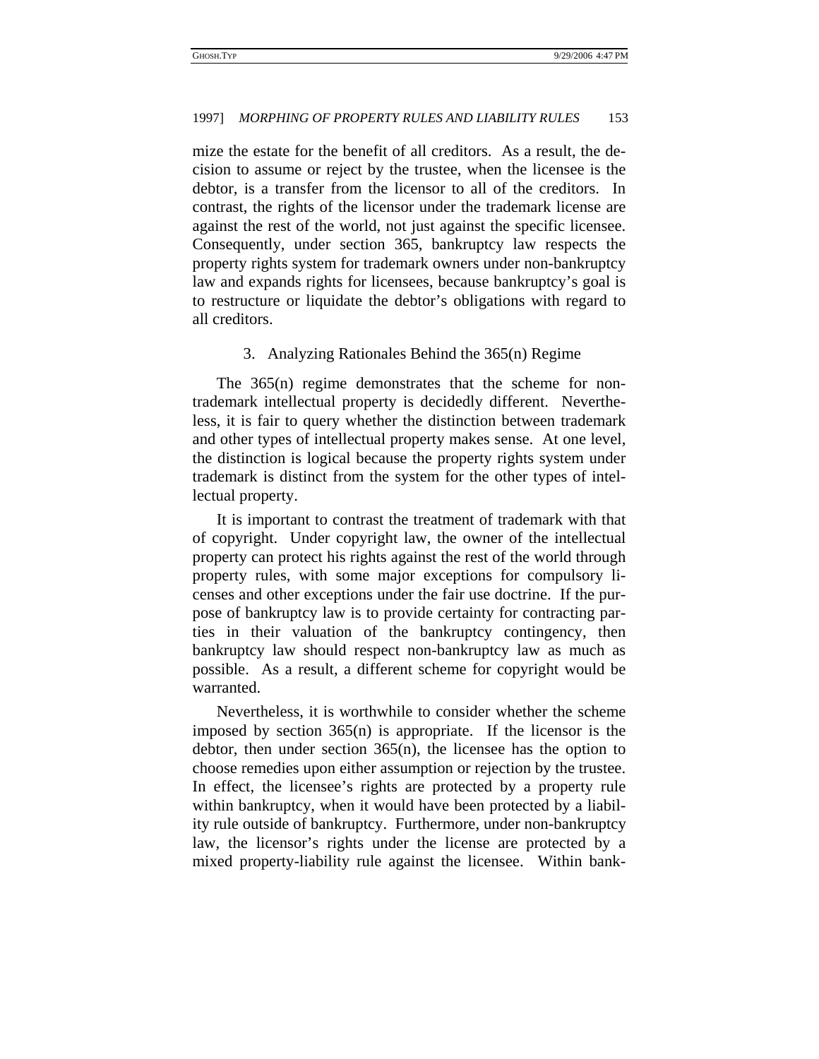mize the estate for the benefit of all creditors. As a result, the decision to assume or reject by the trustee, when the licensee is the debtor, is a transfer from the licensor to all of the creditors. In contrast, the rights of the licensor under the trademark license are against the rest of the world, not just against the specific licensee. Consequently, under section 365, bankruptcy law respects the property rights system for trademark owners under non-bankruptcy law and expands rights for licensees, because bankruptcy's goal is to restructure or liquidate the debtor's obligations with regard to all creditors.

### 3. Analyzing Rationales Behind the 365(n) Regime

The 365(n) regime demonstrates that the scheme for non-trademark intellectual property is decidedly different. Nevertheless, it is fair to query whether the distinction between trademark and other types of intellectual property makes sense. At one level, the distinction is logical because the property rights system under trademark is distinct from the system for the other types of intellectual property.

It is important to contrast the treatment of trademark with that of copyright. Under copyright law, the owner of the intellectual property can protect his rights against the rest of the world through property rules, with some major exceptions for compulsory licenses and other exceptions under the fair use doctrine. If the purpose of bankruptcy law is to provide certainty for contracting parties in their valuation of the bankruptcy contingency, then bankruptcy law should respect non-bankruptcy law as much as possible. As a result, a different scheme for copyright would be warranted.

Nevertheless, it is worthwhile to consider whether the scheme imposed by section 365(n) is appropriate. If the licensor is the debtor, then under section 365(n), the licensee has the option to choose remedies upon either assumption or rejection by the trustee. In effect, the licensee's rights are protected by a property rule within bankruptcy, when it would have been protected by a liability rule outside of bankruptcy. Furthermore, under non-bankruptcy law, the licensor's rights under the license are protected by a mixed property-liability rule against the licensee. Within bank-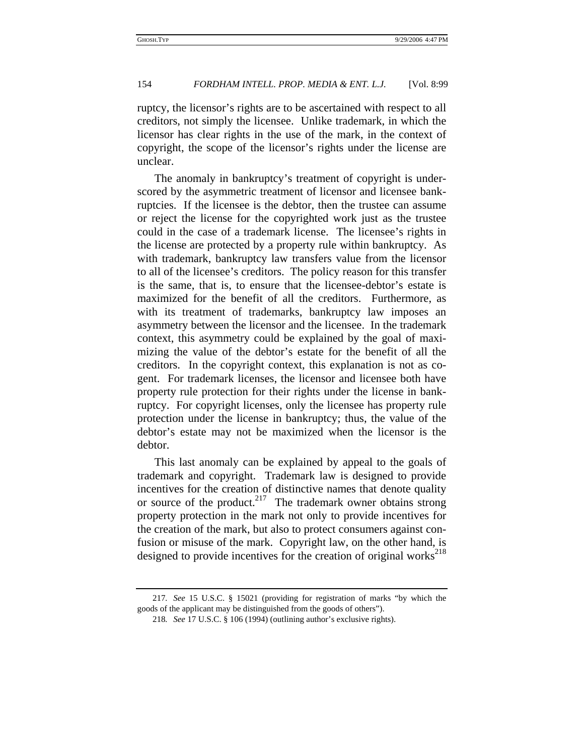ruptcy, the licensor's rights are to be ascertained with respect to all creditors, not simply the licensee. Unlike trademark, in which the licensor has clear rights in the use of the mark, in the context of copyright, the scope of the licensor's rights under the license are unclear.

The anomaly in bankruptcy's treatment of copyright is underscored by the asymmetric treatment of licensor and licensee bankruptcies. If the licensee is the debtor, then the trustee can assume or reject the license for the copyrighted work just as the trustee could in the case of a trademark license. The licensee's rights in the license are protected by a property rule within bankruptcy. As with trademark, bankruptcy law transfers value from the licensor to all of the licensee's creditors. The policy reason for this transfer is the same, that is, to ensure that the licensee-debtor's estate is maximized for the benefit of all the creditors. Furthermore, as with its treatment of trademarks, bankruptcy law imposes an asymmetry between the licensor and the licensee. In the trademark context, this asymmetry could be explained by the goal of maximizing the value of the debtor's estate for the benefit of all the creditors. In the copyright context, this explanation is not as cogent. For trademark licenses, the licensor and licensee both have property rule protection for their rights under the license in bankruptcy. For copyright licenses, only the licensee has property rule protection under the license in bankruptcy; thus, the value of the debtor's estate may not be maximized when the licensor is the debtor.

This last anomaly can be explained by appeal to the goals of trademark and copyright. Trademark law is designed to provide incentives for the creation of distinctive names that denote quality or source of the product.[217] The trademark owner obtains strong property protection in the mark not only to provide incentives for the creation of the mark, but also to protect consumers against confusion or misuse of the mark. Copyright law, on the other hand, is designed to provide incentives for the creation of original works[218]

---

217. *See* 15 U.S.C. § 15021 (providing for registration of marks "by which the goods of the applicant may be distinguished from the goods of others").

218. *See* 17 U.S.C. § 106 (1994) (outlining author's exclusive rights).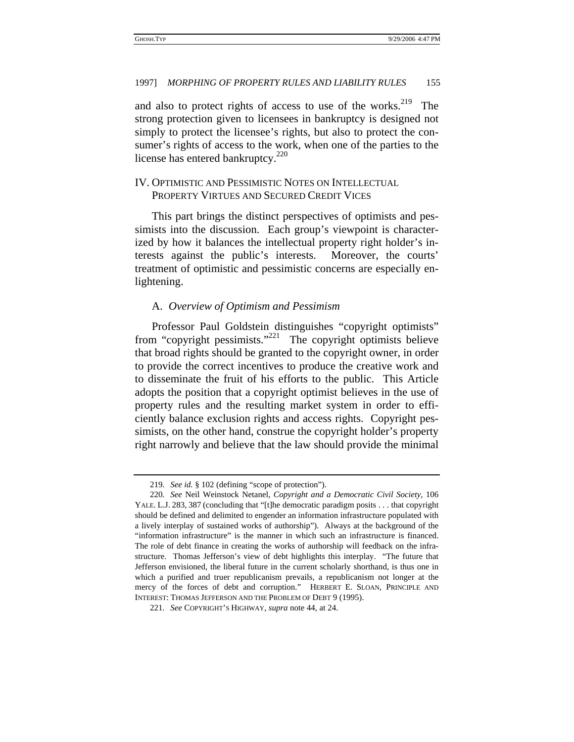and also to protect rights of access to use of the works.[219] The strong protection given to licensees in bankruptcy is designed not simply to protect the licensee's rights, but also to protect the consumer's rights of access to the work, when one of the parties to the license has entered bankruptcy.[220]

## IV. Optimistic and Pessimistic Notes on Intellectual Property Virtues and Secured Credit Vices

This part brings the distinct perspectives of optimists and pessimists into the discussion. Each group's viewpoint is characterized by how it balances the intellectual property right holder's interests against the public's interests. Moreover, the courts' treatment of optimistic and pessimistic concerns are especially enlightening.

### A. *Overview of Optimism and Pessimism*

Professor Paul Goldstein distinguishes "copyright optimists" from "copyright pessimists."[221] The copyright optimists believe that broad rights should be granted to the copyright owner, in order to provide the correct incentives to produce the creative work and to disseminate the fruit of his efforts to the public. This Article adopts the position that a copyright optimist believes in the use of property rules and the resulting market system in order to efficiently balance exclusion rights and access rights. Copyright pessimists, on the other hand, construe the copyright holder's property right narrowly and believe that the law should provide the minimal

---

219. *See id.* § 102 (defining "scope of protection").

220. *See* Neil Weinstock Netanel, *Copyright and a Democratic Civil Society*, 106 YALE. L.J. 283, 387 (concluding that "[t]he democratic paradigm posits . . . that copyright should be defined and delimited to engender an information infrastructure populated with a lively interplay of sustained works of authorship"). Always at the background of the "information infrastructure" is the manner in which such an infrastructure is financed. The role of debt finance in creating the works of authorship will feedback on the infrastructure. Thomas Jefferson's view of debt highlights this interplay. "The future that Jefferson envisioned, the liberal future in the current scholarly shorthand, is thus one in which a purified and truer republicanism prevails, a republicanism not longer at the mercy of the forces of debt and corruption." HERBERT E. SLOAN, PRINCIPLE AND INTEREST: THOMAS JEFFERSON AND THE PROBLEM OF DEBT 9 (1995).

221. *See* COPYRIGHT'S HIGHWAY, *supra* note 44, at 24.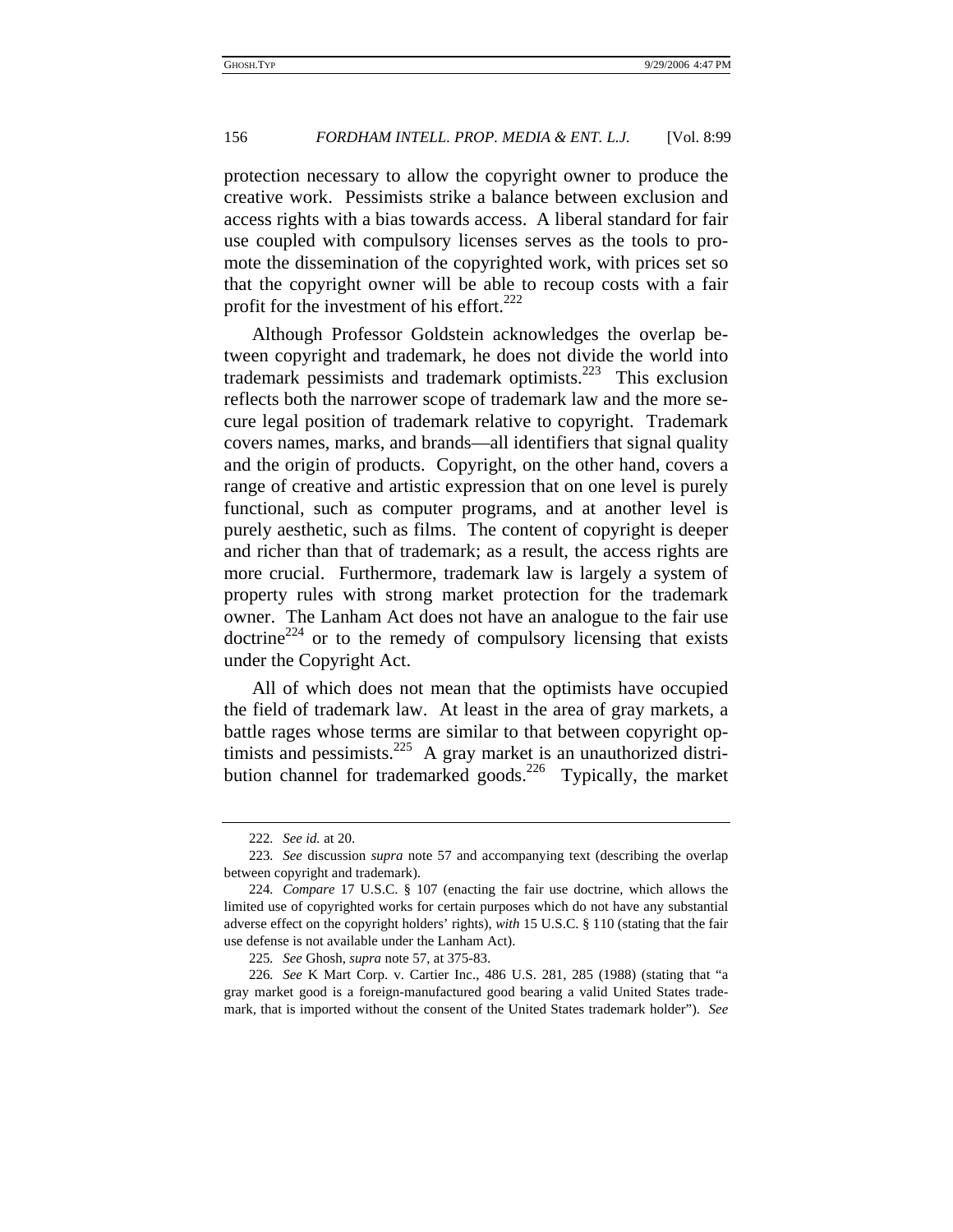protection necessary to allow the copyright owner to produce the creative work. Pessimists strike a balance between exclusion and access rights with a bias towards access. A liberal standard for fair use coupled with compulsory licenses serves as the tools to promote the dissemination of the copyrighted work, with prices set so that the copyright owner will be able to recoup costs with a fair profit for the investment of his effort.[222]

Although Professor Goldstein acknowledges the overlap between copyright and trademark, he does not divide the world into trademark pessimists and trademark optimists.[223] This exclusion reflects both the narrower scope of trademark law and the more secure legal position of trademark relative to copyright. Trademark covers names, marks, and brands—all identifiers that signal quality and the origin of products. Copyright, on the other hand, covers a range of creative and artistic expression that on one level is purely functional, such as computer programs, and at another level is purely aesthetic, such as films. The content of copyright is deeper and richer than that of trademark; as a result, the access rights are more crucial. Furthermore, trademark law is largely a system of property rules with strong market protection for the trademark owner. The Lanham Act does not have an analogue to the fair use doctrine[224] or to the remedy of compulsory licensing that exists under the Copyright Act.

All of which does not mean that the optimists have occupied the field of trademark law. At least in the area of gray markets, a battle rages whose terms are similar to that between copyright optimists and pessimists.[225] A gray market is an unauthorized distribution channel for trademarked goods.[226] Typically, the market

---

222. *See id.* at 20.

223. *See* discussion *supra* note 57 and accompanying text (describing the overlap between copyright and trademark).

224. *Compare* 17 U.S.C. § 107 (enacting the fair use doctrine, which allows the limited use of copyrighted works for certain purposes which do not have any substantial adverse effect on the copyright holders' rights), *with* 15 U.S.C. § 110 (stating that the fair use defense is not available under the Lanham Act).

225. *See* Ghosh, *supra* note 57, at 375-83.

226. *See* K Mart Corp. v. Cartier Inc., 486 U.S. 281, 285 (1988) (stating that "a gray market good is a foreign-manufactured good bearing a valid United States trademark, that is imported without the consent of the United States trademark holder"). *See*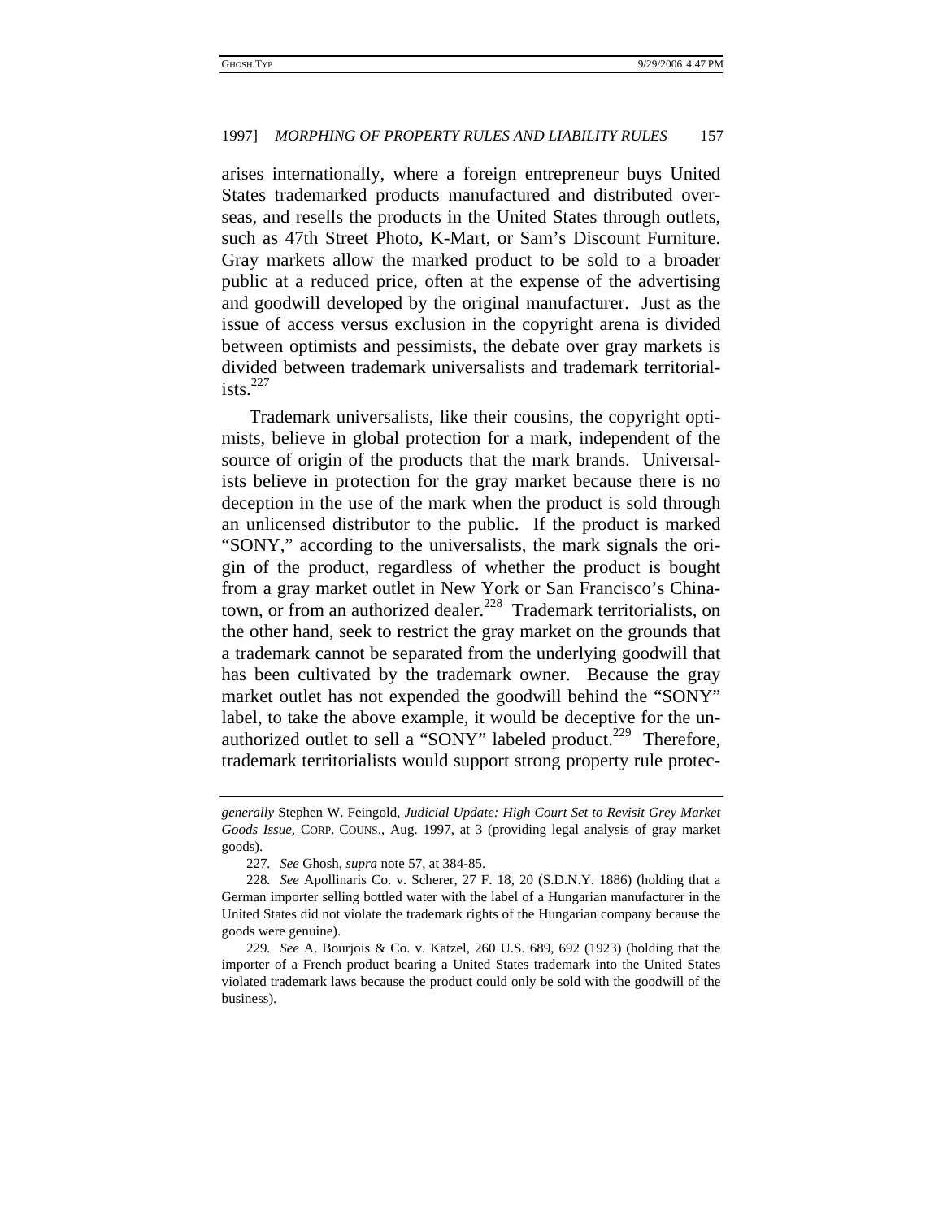arises internationally, where a foreign entrepreneur buys United States trademarked products manufactured and distributed overseas, and resells the products in the United States through outlets, such as 47th Street Photo, K-Mart, or Sam's Discount Furniture. Gray markets allow the marked product to be sold to a broader public at a reduced price, often at the expense of the advertising and goodwill developed by the original manufacturer. Just as the issue of access versus exclusion in the copyright arena is divided between optimists and pessimists, the debate over gray markets is divided between trademark universalists and trademark territorialists.[227]

Trademark universalists, like their cousins, the copyright optimists, believe in global protection for a mark, independent of the source of origin of the products that the mark brands. Universalists believe in protection for the gray market because there is no deception in the use of the mark when the product is sold through an unlicensed distributor to the public. If the product is marked "SONY," according to the universalists, the mark signals the origin of the product, regardless of whether the product is bought from a gray market outlet in New York or San Francisco's Chinatown, or from an authorized dealer.[228] Trademark territorialists, on the other hand, seek to restrict the gray market on the grounds that a trademark cannot be separated from the underlying goodwill that has been cultivated by the trademark owner. Because the gray market outlet has not expended the goodwill behind the "SONY" label, to take the above example, it would be deceptive for the unauthorized outlet to sell a "SONY" labeled product.[229] Therefore, trademark territorialists would support strong property rule protec-

---

*generally* Stephen W. Feingold, *Judicial Update: High Court Set to Revisit Grey Market Goods Issue*, CORP. COUNS., Aug. 1997, at 3 (providing legal analysis of gray market goods).

227. *See* Ghosh, *supra* note 57, at 384-85.

228. *See* Apollinaris Co. v. Scherer, 27 F. 18, 20 (S.D.N.Y. 1886) (holding that a German importer selling bottled water with the label of a Hungarian manufacturer in the United States did not violate the trademark rights of the Hungarian company because the goods were genuine).

229. *See* A. Bourjois & Co. v. Katzel, 260 U.S. 689, 692 (1923) (holding that the importer of a French product bearing a United States trademark into the United States violated trademark laws because the product could only be sold with the goodwill of the business).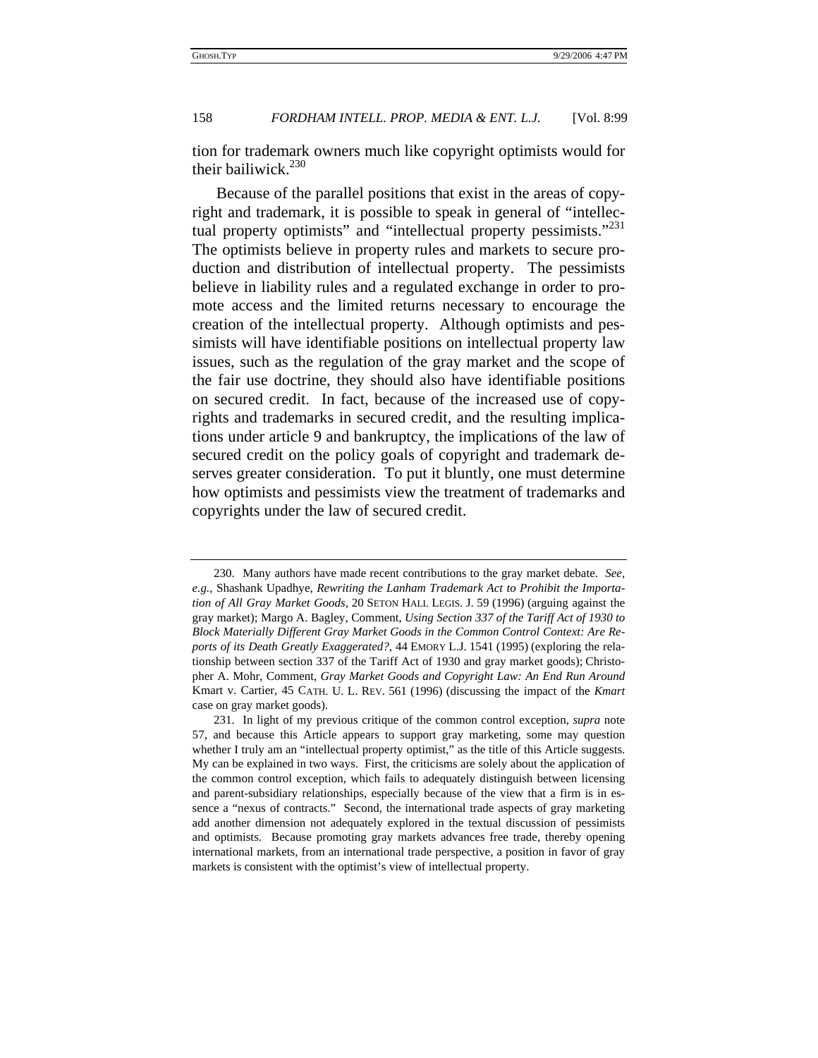tion for trademark owners much like copyright optimists would for their bailiwick.[230]

Because of the parallel positions that exist in the areas of copyright and trademark, it is possible to speak in general of "intellectual property optimists" and "intellectual property pessimists."[231] The optimists believe in property rules and markets to secure production and distribution of intellectual property. The pessimists believe in liability rules and a regulated exchange in order to promote access and the limited returns necessary to encourage the creation of the intellectual property. Although optimists and pessimists will have identifiable positions on intellectual property law issues, such as the regulation of the gray market and the scope of the fair use doctrine, they should also have identifiable positions on secured credit. In fact, because of the increased use of copyrights and trademarks in secured credit, and the resulting implications under article 9 and bankruptcy, the implications of the law of secured credit on the policy goals of copyright and trademark deserves greater consideration. To put it bluntly, one must determine how optimists and pessimists view the treatment of trademarks and copyrights under the law of secured credit.

---

230. Many authors have made recent contributions to the gray market debate. *See, e.g.*, Shashank Upadhye, *Rewriting the Lanham Trademark Act to Prohibit the Importation of All Gray Market Goods*, 20 SETON HALL LEGIS. J. 59 (1996) (arguing against the gray market); Margo A. Bagley, Comment, *Using Section 337 of the Tariff Act of 1930 to Block Materially Different Gray Market Goods in the Common Control Context: Are Reports of its Death Greatly Exaggerated?*, 44 EMORY L.J. 1541 (1995) (exploring the relationship between section 337 of the Tariff Act of 1930 and gray market goods); Christopher A. Mohr, Comment, *Gray Market Goods and Copyright Law: An End Run Around* Kmart v. Cartier, 45 CATH. U. L. REV. 561 (1996) (discussing the impact of the *Kmart* case on gray market goods).

231. In light of my previous critique of the common control exception, *supra* note 57, and because this Article appears to support gray marketing, some may question whether I truly am an "intellectual property optimist," as the title of this Article suggests. My can be explained in two ways. First, the criticisms are solely about the application of the common control exception, which fails to adequately distinguish between licensing and parent-subsidiary relationships, especially because of the view that a firm is in essence a "nexus of contracts." Second, the international trade aspects of gray marketing add another dimension not adequately explored in the textual discussion of pessimists and optimists. Because promoting gray markets advances free trade, thereby opening international markets, from an international trade perspective, a position in favor of gray markets is consistent with the optimist's view of intellectual property.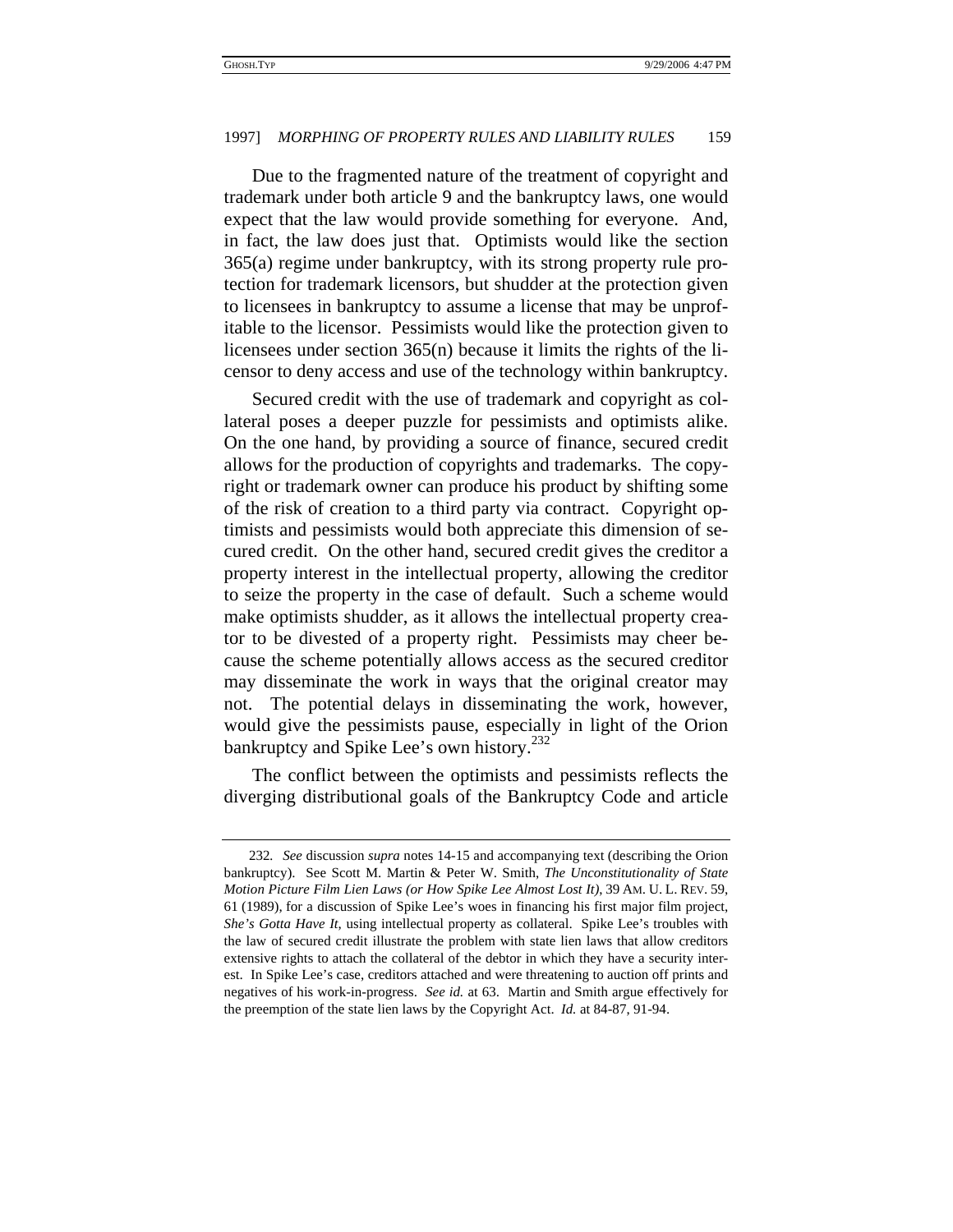Due to the fragmented nature of the treatment of copyright and trademark under both article 9 and the bankruptcy laws, one would expect that the law would provide something for everyone. And, in fact, the law does just that. Optimists would like the section 365(a) regime under bankruptcy, with its strong property rule protection for trademark licensors, but shudder at the protection given to licensees in bankruptcy to assume a license that may be unprofitable to the licensor. Pessimists would like the protection given to licensees under section 365(n) because it limits the rights of the licensor to deny access and use of the technology within bankruptcy.

Secured credit with the use of trademark and copyright as collateral poses a deeper puzzle for pessimists and optimists alike. On the one hand, by providing a source of finance, secured credit allows for the production of copyrights and trademarks. The copyright or trademark owner can produce his product by shifting some of the risk of creation to a third party via contract. Copyright optimists and pessimists would both appreciate this dimension of secured credit. On the other hand, secured credit gives the creditor a property interest in the intellectual property, allowing the creditor to seize the property in the case of default. Such a scheme would make optimists shudder, as it allows the intellectual property creator to be divested of a property right. Pessimists may cheer because the scheme potentially allows access as the secured creditor may disseminate the work in ways that the original creator may not. The potential delays in disseminating the work, however, would give the pessimists pause, especially in light of the Orion bankruptcy and Spike Lee's own history.[232]

The conflict between the optimists and pessimists reflects the diverging distributional goals of the Bankruptcy Code and article

---

232. *See* discussion *supra* notes 14-15 and accompanying text (describing the Orion bankruptcy). See Scott M. Martin & Peter W. Smith, *The Unconstitutionality of State Motion Picture Film Lien Laws (or How Spike Lee Almost Lost It)*, 39 AM. U. L. REV. 59, 61 (1989), for a discussion of Spike Lee's woes in financing his first major film project, *She's Gotta Have It*, using intellectual property as collateral. Spike Lee's troubles with the law of secured credit illustrate the problem with state lien laws that allow creditors extensive rights to attach the collateral of the debtor in which they have a security interest. In Spike Lee's case, creditors attached and were threatening to auction off prints and negatives of his work-in-progress. *See id.* at 63. Martin and Smith argue effectively for the preemption of the state lien laws by the Copyright Act. *Id.* at 84-87, 91-94.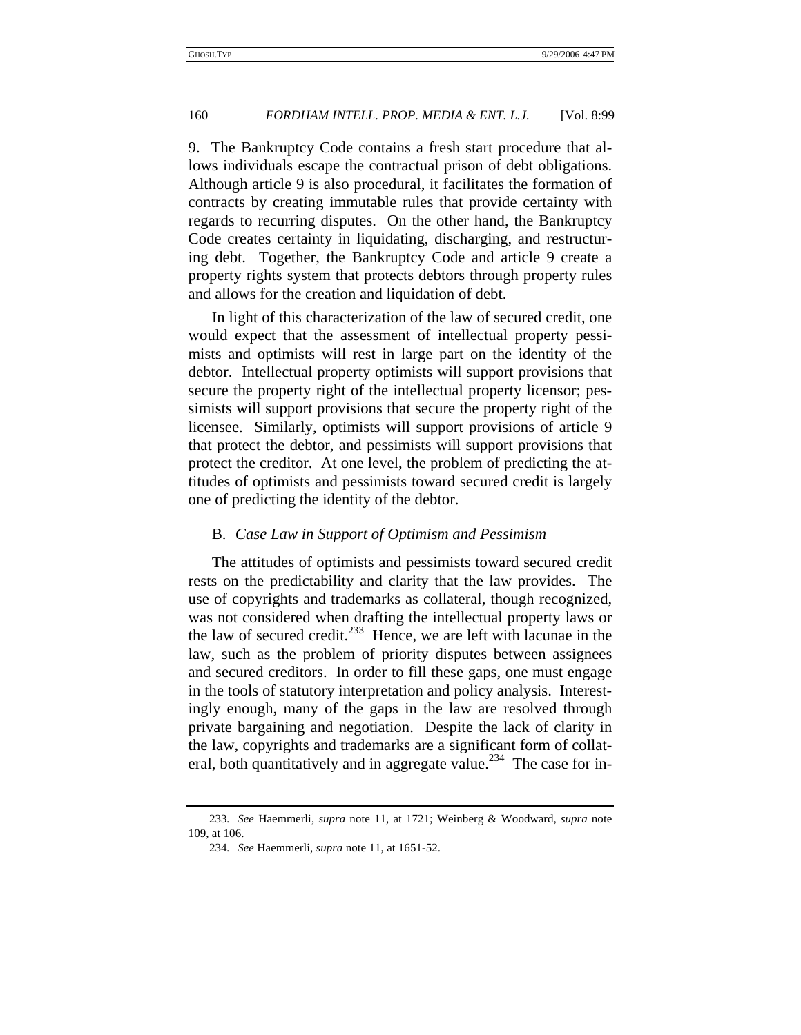9. The Bankruptcy Code contains a fresh start procedure that allows individuals escape the contractual prison of debt obligations. Although article 9 is also procedural, it facilitates the formation of contracts by creating immutable rules that provide certainty with regards to recurring disputes. On the other hand, the Bankruptcy Code creates certainty in liquidating, discharging, and restructuring debt. Together, the Bankruptcy Code and article 9 create a property rights system that protects debtors through property rules and allows for the creation and liquidation of debt.

In light of this characterization of the law of secured credit, one would expect that the assessment of intellectual property pessimists and optimists will rest in large part on the identity of the debtor. Intellectual property optimists will support provisions that secure the property right of the intellectual property licensor; pessimists will support provisions that secure the property right of the licensee. Similarly, optimists will support provisions of article 9 that protect the debtor, and pessimists will support provisions that protect the creditor. At one level, the problem of predicting the attitudes of optimists and pessimists toward secured credit is largely one of predicting the identity of the debtor.

### B. *Case Law in Support of Optimism and Pessimism*

The attitudes of optimists and pessimists toward secured credit rests on the predictability and clarity that the law provides. The use of copyrights and trademarks as collateral, though recognized, was not considered when drafting the intellectual property laws or the law of secured credit.[233] Hence, we are left with lacunae in the law, such as the problem of priority disputes between assignees and secured creditors. In order to fill these gaps, one must engage in the tools of statutory interpretation and policy analysis. Interestingly enough, many of the gaps in the law are resolved through private bargaining and negotiation. Despite the lack of clarity in the law, copyrights and trademarks are a significant form of collateral, both quantitatively and in aggregate value.[234] The case for in-

---

233. *See* Haemmerli, *supra* note 11, at 1721; Weinberg & Woodward, *supra* note 109, at 106.

234. *See* Haemmerli, *supra* note 11, at 1651-52.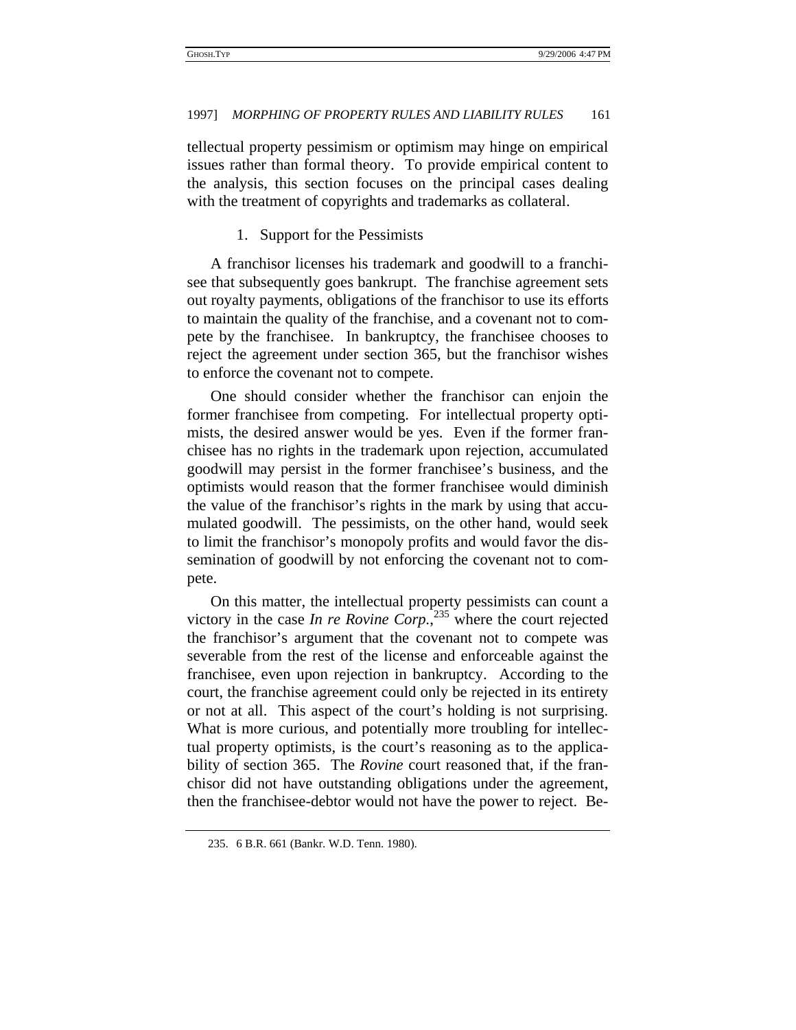tellectual property pessimism or optimism may hinge on empirical issues rather than formal theory. To provide empirical content to the analysis, this section focuses on the principal cases dealing with the treatment of copyrights and trademarks as collateral.

### 1. Support for the Pessimists

A franchisor licenses his trademark and goodwill to a franchisee that subsequently goes bankrupt. The franchise agreement sets out royalty payments, obligations of the franchisor to use its efforts to maintain the quality of the franchise, and a covenant not to compete by the franchisee. In bankruptcy, the franchisee chooses to reject the agreement under section 365, but the franchisor wishes to enforce the covenant not to compete.

One should consider whether the franchisor can enjoin the former franchisee from competing. For intellectual property optimists, the desired answer would be yes. Even if the former franchisee has no rights in the trademark upon rejection, accumulated goodwill may persist in the former franchisee's business, and the optimists would reason that the former franchisee would diminish the value of the franchisor's rights in the mark by using that accumulated goodwill. The pessimists, on the other hand, would seek to limit the franchisor's monopoly profits and would favor the dissemination of goodwill by not enforcing the covenant not to compete.

On this matter, the intellectual property pessimists can count a victory in the case *In re Rovine Corp.*,[235] where the court rejected the franchisor's argument that the covenant not to compete was severable from the rest of the license and enforceable against the franchisee, even upon rejection in bankruptcy. According to the court, the franchise agreement could only be rejected in its entirety or not at all. This aspect of the court's holding is not surprising. What is more curious, and potentially more troubling for intellectual property optimists, is the court's reasoning as to the applicability of section 365. The *Rovine* court reasoned that, if the franchisor did not have outstanding obligations under the agreement, then the franchisee-debtor would not have the power to reject. Be-

235. 6 B.R. 661 (Bankr. W.D. Tenn. 1980).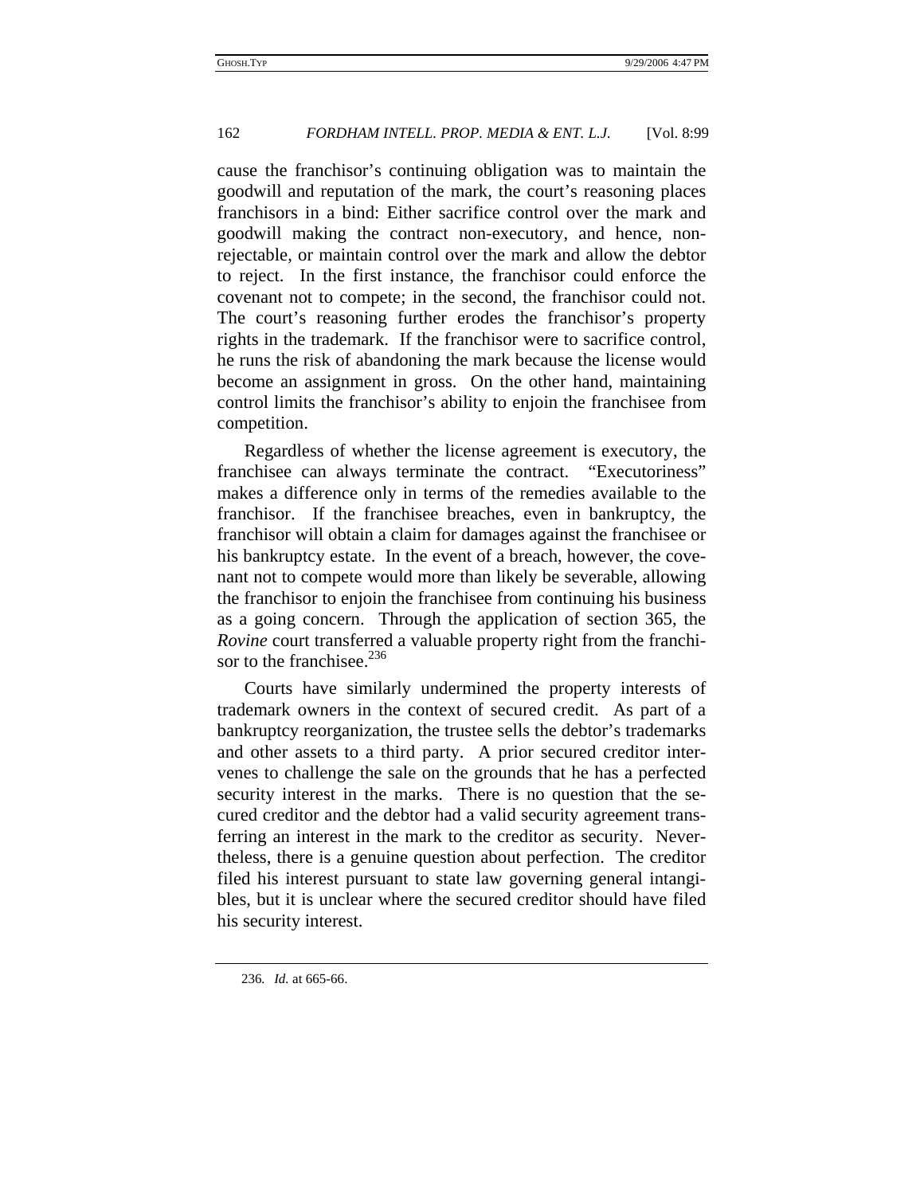cause the franchisor's continuing obligation was to maintain the goodwill and reputation of the mark, the court's reasoning places franchisors in a bind: Either sacrifice control over the mark and goodwill making the contract non-executory, and hence, non-rejectable, or maintain control over the mark and allow the debtor to reject. In the first instance, the franchisor could enforce the covenant not to compete; in the second, the franchisor could not. The court's reasoning further erodes the franchisor's property rights in the trademark. If the franchisor were to sacrifice control, he runs the risk of abandoning the mark because the license would become an assignment in gross. On the other hand, maintaining control limits the franchisor's ability to enjoin the franchisee from competition.

Regardless of whether the license agreement is executory, the franchisee can always terminate the contract. "Executoriness" makes a difference only in terms of the remedies available to the franchisor. If the franchisee breaches, even in bankruptcy, the franchisor will obtain a claim for damages against the franchisee or his bankruptcy estate. In the event of a breach, however, the covenant not to compete would more than likely be severable, allowing the franchisor to enjoin the franchisee from continuing his business as a going concern. Through the application of section 365, the *Rovine* court transferred a valuable property right from the franchisor to the franchisee.[236]

Courts have similarly undermined the property interests of trademark owners in the context of secured credit. As part of a bankruptcy reorganization, the trustee sells the debtor's trademarks and other assets to a third party. A prior secured creditor intervenes to challenge the sale on the grounds that he has a perfected security interest in the marks. There is no question that the secured creditor and the debtor had a valid security agreement transferring an interest in the mark to the creditor as security. Nevertheless, there is a genuine question about perfection. The creditor filed his interest pursuant to state law governing general intangibles, but it is unclear where the secured creditor should have filed his security interest.

236. *Id.* at 665-66.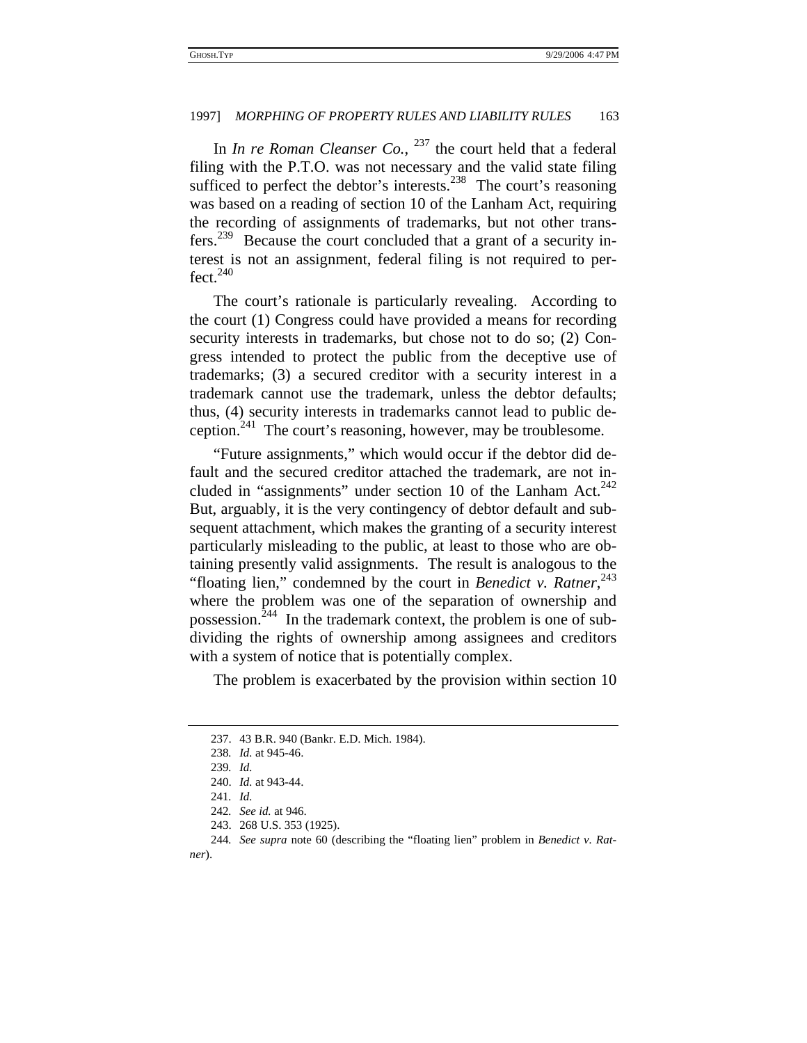In *In re Roman Cleanser Co.*,[237] the court held that a federal filing with the P.T.O. was not necessary and the valid state filing sufficed to perfect the debtor's interests.[238] The court's reasoning was based on a reading of section 10 of the Lanham Act, requiring the recording of assignments of trademarks, but not other transfers.[239] Because the court concluded that a grant of a security interest is not an assignment, federal filing is not required to perfect.[240]

The court's rationale is particularly revealing. According to the court (1) Congress could have provided a means for recording security interests in trademarks, but chose not to do so; (2) Congress intended to protect the public from the deceptive use of trademarks; (3) a secured creditor with a security interest in a trademark cannot use the trademark, unless the debtor defaults; thus, (4) security interests in trademarks cannot lead to public deception.[241] The court's reasoning, however, may be troublesome.

"Future assignments," which would occur if the debtor did default and the secured creditor attached the trademark, are not included in "assignments" under section 10 of the Lanham Act.[242] But, arguably, it is the very contingency of debtor default and subsequent attachment, which makes the granting of a security interest particularly misleading to the public, at least to those who are obtaining presently valid assignments. The result is analogous to the "floating lien," condemned by the court in *Benedict v. Ratner*,[243] where the problem was one of the separation of ownership and possession.[244] In the trademark context, the problem is one of subdividing the rights of ownership among assignees and creditors with a system of notice that is potentially complex.

The problem is exacerbated by the provision within section 10

---

237. 43 B.R. 940 (Bankr. E.D. Mich. 1984).

238. *Id.* at 945-46.

239. *Id.*

240. *Id.* at 943-44.

241. *Id.*

242. *See id.* at 946.

243. 268 U.S. 353 (1925).

244. *See supra* note 60 (describing the "floating lien" problem in *Benedict v. Ratner*).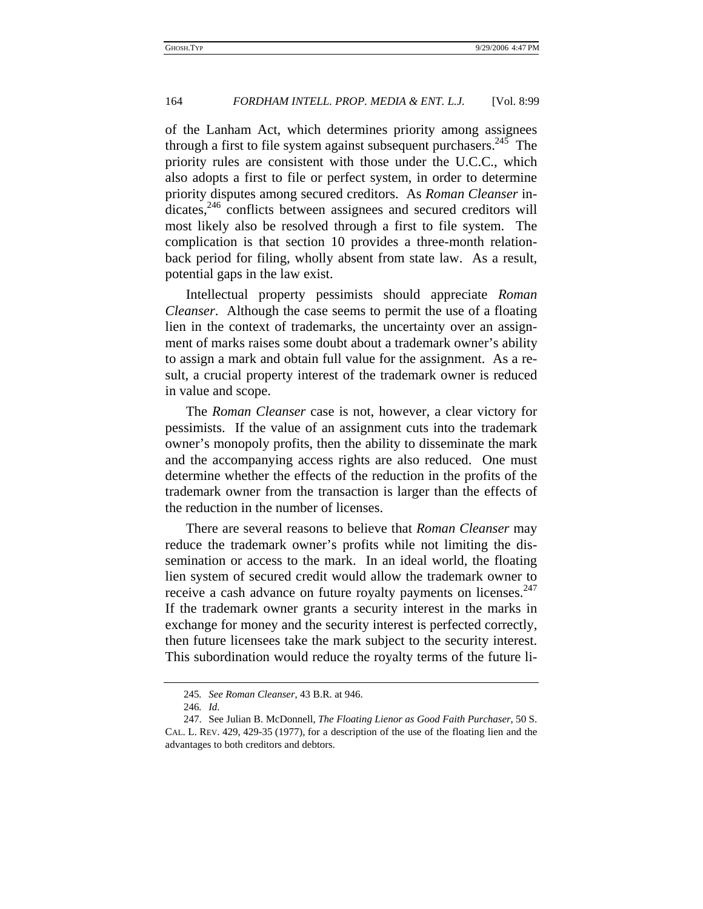of the Lanham Act, which determines priority among assignees through a first to file system against subsequent purchasers.[245] The priority rules are consistent with those under the U.C.C., which also adopts a first to file or perfect system, in order to determine priority disputes among secured creditors. As *Roman Cleanser* indicates,[246] conflicts between assignees and secured creditors will most likely also be resolved through a first to file system. The complication is that section 10 provides a three-month relation-back period for filing, wholly absent from state law. As a result, potential gaps in the law exist.

Intellectual property pessimists should appreciate *Roman Cleanser*. Although the case seems to permit the use of a floating lien in the context of trademarks, the uncertainty over an assignment of marks raises some doubt about a trademark owner's ability to assign a mark and obtain full value for the assignment. As a result, a crucial property interest of the trademark owner is reduced in value and scope.

The *Roman Cleanser* case is not, however, a clear victory for pessimists. If the value of an assignment cuts into the trademark owner's monopoly profits, then the ability to disseminate the mark and the accompanying access rights are also reduced. One must determine whether the effects of the reduction in the profits of the trademark owner from the transaction is larger than the effects of the reduction in the number of licenses.

There are several reasons to believe that *Roman Cleanser* may reduce the trademark owner's profits while not limiting the dissemination or access to the mark. In an ideal world, the floating lien system of secured credit would allow the trademark owner to receive a cash advance on future royalty payments on licenses.[247] If the trademark owner grants a security interest in the marks in exchange for money and the security interest is perfected correctly, then future licensees take the mark subject to the security interest. This subordination would reduce the royalty terms of the future li-

---

245. *See Roman Cleanser*, 43 B.R. at 946.

246. *Id.*

247. See Julian B. McDonnell, *The Floating Lienor as Good Faith Purchaser*, 50 S. CAL. L. REV. 429, 429-35 (1977), for a description of the use of the floating lien and the advantages to both creditors and debtors.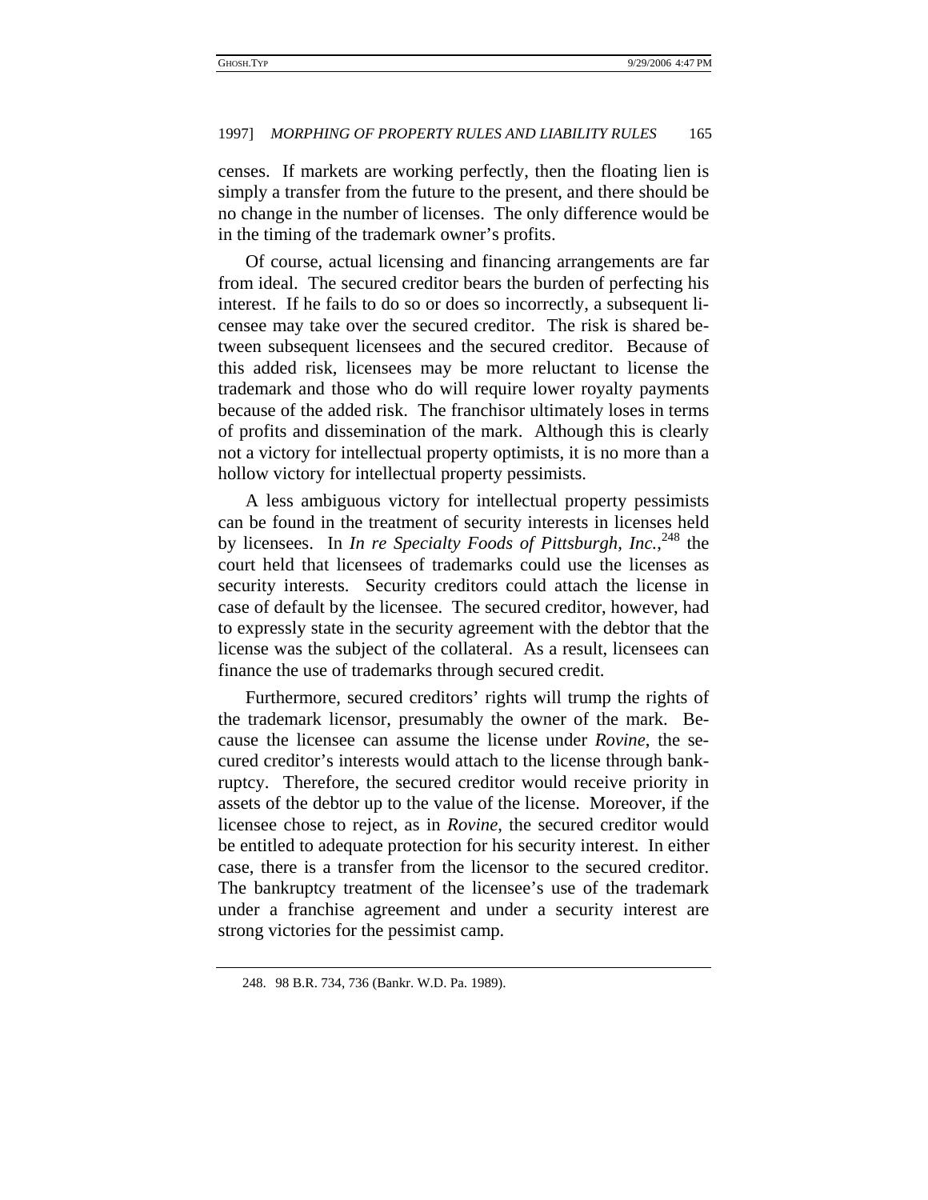censes. If markets are working perfectly, then the floating lien is simply a transfer from the future to the present, and there should be no change in the number of licenses. The only difference would be in the timing of the trademark owner's profits.

Of course, actual licensing and financing arrangements are far from ideal. The secured creditor bears the burden of perfecting his interest. If he fails to do so or does so incorrectly, a subsequent licensee may take over the secured creditor. The risk is shared between subsequent licensees and the secured creditor. Because of this added risk, licensees may be more reluctant to license the trademark and those who do will require lower royalty payments because of the added risk. The franchisor ultimately loses in terms of profits and dissemination of the mark. Although this is clearly not a victory for intellectual property optimists, it is no more than a hollow victory for intellectual property pessimists.

A less ambiguous victory for intellectual property pessimists can be found in the treatment of security interests in licenses held by licensees. In *In re Specialty Foods of Pittsburgh, Inc.*,[248] the court held that licensees of trademarks could use the licenses as security interests. Security creditors could attach the license in case of default by the licensee. The secured creditor, however, had to expressly state in the security agreement with the debtor that the license was the subject of the collateral. As a result, licensees can finance the use of trademarks through secured credit.

Furthermore, secured creditors' rights will trump the rights of the trademark licensor, presumably the owner of the mark. Because the licensee can assume the license under *Rovine*, the secured creditor's interests would attach to the license through bankruptcy. Therefore, the secured creditor would receive priority in assets of the debtor up to the value of the license. Moreover, if the licensee chose to reject, as in *Rovine*, the secured creditor would be entitled to adequate protection for his security interest. In either case, there is a transfer from the licensor to the secured creditor. The bankruptcy treatment of the licensee's use of the trademark under a franchise agreement and under a security interest are strong victories for the pessimist camp.

248. 98 B.R. 734, 736 (Bankr. W.D. Pa. 1989).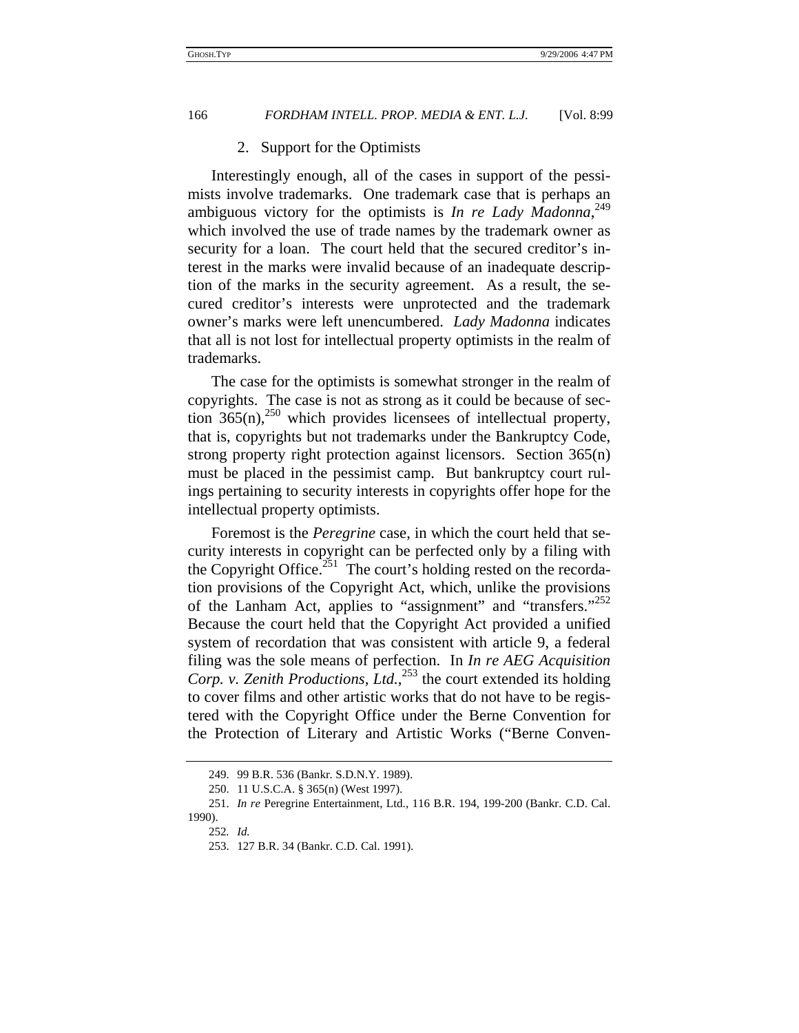### 2. Support for the Optimists

Interestingly enough, all of the cases in support of the pessimists involve trademarks. One trademark case that is perhaps an ambiguous victory for the optimists is *In re Lady Madonna*,[249] which involved the use of trade names by the trademark owner as security for a loan. The court held that the secured creditor's interest in the marks were invalid because of an inadequate description of the marks in the security agreement. As a result, the secured creditor's interests were unprotected and the trademark owner's marks were left unencumbered. *Lady Madonna* indicates that all is not lost for intellectual property optimists in the realm of trademarks.

The case for the optimists is somewhat stronger in the realm of copyrights. The case is not as strong as it could be because of section 365(n),[250] which provides licensees of intellectual property, that is, copyrights but not trademarks under the Bankruptcy Code, strong property right protection against licensors. Section 365(n) must be placed in the pessimist camp. But bankruptcy court rulings pertaining to security interests in copyrights offer hope for the intellectual property optimists.

Foremost is the *Peregrine* case, in which the court held that security interests in copyright can be perfected only by a filing with the Copyright Office.[251] The court's holding rested on the recordation provisions of the Copyright Act, which, unlike the provisions of the Lanham Act, applies to "assignment" and "transfers."[252] Because the court held that the Copyright Act provided a unified system of recordation that was consistent with article 9, a federal filing was the sole means of perfection. In *In re AEG Acquisition Corp. v. Zenith Productions, Ltd.*,[253] the court extended its holding to cover films and other artistic works that do not have to be registered with the Copyright Office under the Berne Convention for the Protection of Literary and Artistic Works ("Berne Conven-

---

249. 99 B.R. 536 (Bankr. S.D.N.Y. 1989).

250. 11 U.S.C.A. § 365(n) (West 1997).

251. *In re* Peregrine Entertainment, Ltd., 116 B.R. 194, 199-200 (Bankr. C.D. Cal. 1990).

252. *Id.*

253. 127 B.R. 34 (Bankr. C.D. Cal. 1991).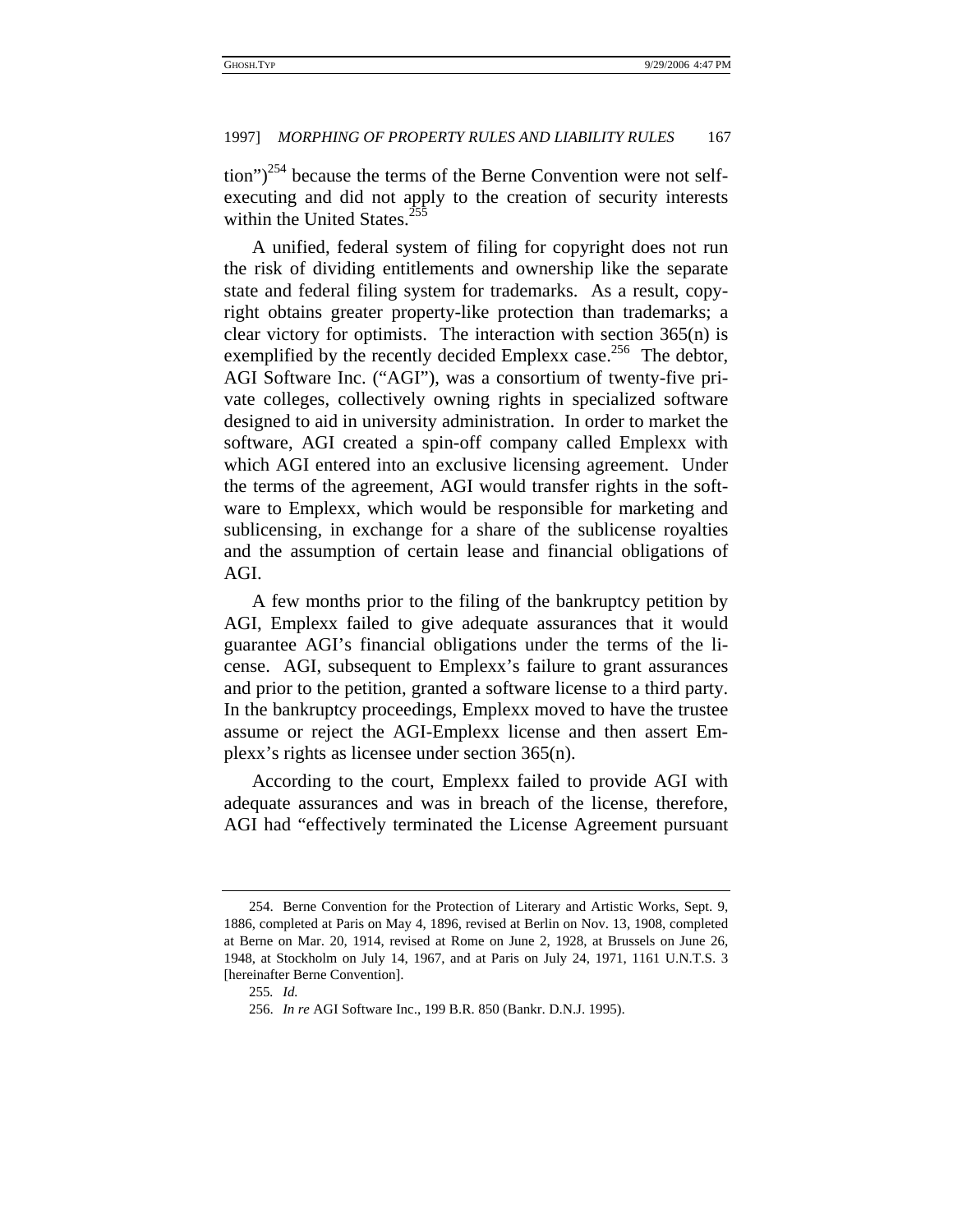tion")[254] because the terms of the Berne Convention were not self-executing and did not apply to the creation of security interests within the United States.[255]

A unified, federal system of filing for copyright does not run the risk of dividing entitlements and ownership like the separate state and federal filing system for trademarks. As a result, copyright obtains greater property-like protection than trademarks; a clear victory for optimists. The interaction with section 365(n) is exemplified by the recently decided Emplexx case.[256] The debtor, AGI Software Inc. ("AGI"), was a consortium of twenty-five private colleges, collectively owning rights in specialized software designed to aid in university administration. In order to market the software, AGI created a spin-off company called Emplexx with which AGI entered into an exclusive licensing agreement. Under the terms of the agreement, AGI would transfer rights in the software to Emplexx, which would be responsible for marketing and sublicensing, in exchange for a share of the sublicense royalties and the assumption of certain lease and financial obligations of AGI.

A few months prior to the filing of the bankruptcy petition by AGI, Emplexx failed to give adequate assurances that it would guarantee AGI's financial obligations under the terms of the license. AGI, subsequent to Emplexx's failure to grant assurances and prior to the petition, granted a software license to a third party. In the bankruptcy proceedings, Emplexx moved to have the trustee assume or reject the AGI-Emplexx license and then assert Emplexx's rights as licensee under section 365(n).

According to the court, Emplexx failed to provide AGI with adequate assurances and was in breach of the license, therefore, AGI had "effectively terminated the License Agreement pursuant

---

254. Berne Convention for the Protection of Literary and Artistic Works, Sept. 9, 1886, completed at Paris on May 4, 1896, revised at Berlin on Nov. 13, 1908, completed at Berne on Mar. 20, 1914, revised at Rome on June 2, 1928, at Brussels on June 26, 1948, at Stockholm on July 14, 1967, and at Paris on July 24, 1971, 1161 U.N.T.S. 3 [hereinafter Berne Convention].

255. *Id.*

256. *In re* AGI Software Inc., 199 B.R. 850 (Bankr. D.N.J. 1995).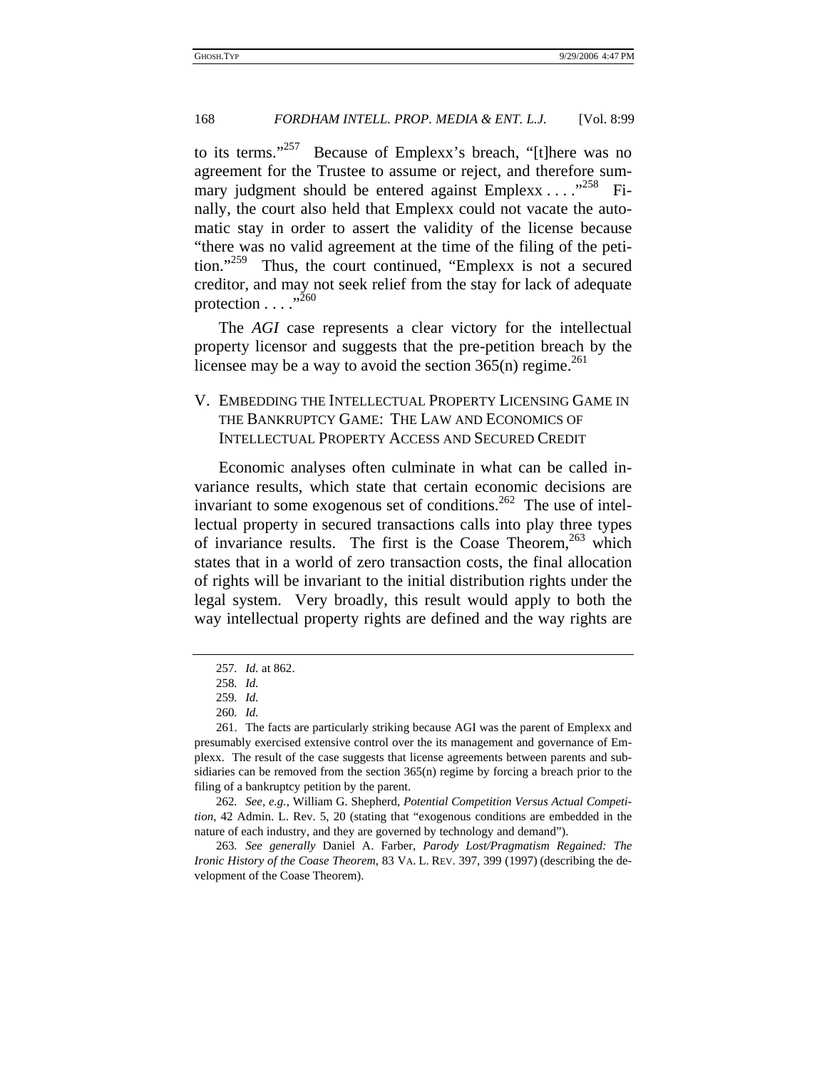to its terms."[257] Because of Emplexx's breach, "[t]here was no agreement for the Trustee to assume or reject, and therefore summary judgment should be entered against Emplexx . . . ."[258] Finally, the court also held that Emplexx could not vacate the automatic stay in order to assert the validity of the license because "there was no valid agreement at the time of the filing of the petition."[259] Thus, the court continued, "Emplexx is not a secured creditor, and may not seek relief from the stay for lack of adequate protection . . . ."[260]

The *AGI* case represents a clear victory for the intellectual property licensor and suggests that the pre-petition breach by the licensee may be a way to avoid the section 365(n) regime.[261]

## V. EMBEDDING THE INTELLECTUAL PROPERTY LICENSING GAME IN THE BANKRUPTCY GAME: THE LAW AND ECONOMICS OF INTELLECTUAL PROPERTY ACCESS AND SECURED CREDIT

Economic analyses often culminate in what can be called invariance results, which state that certain economic decisions are invariant to some exogenous set of conditions.[262] The use of intellectual property in secured transactions calls into play three types of invariance results. The first is the Coase Theorem,[263] which states that in a world of zero transaction costs, the final allocation of rights will be invariant to the initial distribution rights under the legal system. Very broadly, this result would apply to both the way intellectual property rights are defined and the way rights are

---

257. *Id.* at 862.

258. *Id.*

259. *Id.*

260. *Id.*

261. The facts are particularly striking because AGI was the parent of Emplexx and presumably exercised extensive control over the its management and governance of Emplexx. The result of the case suggests that license agreements between parents and subsidiaries can be removed from the section 365(n) regime by forcing a breach prior to the filing of a bankruptcy petition by the parent.

262. *See, e.g.*, William G. Shepherd, *Potential Competition Versus Actual Competition*, 42 Admin. L. Rev. 5, 20 (stating that "exogenous conditions are embedded in the nature of each industry, and they are governed by technology and demand").

263. *See generally* Daniel A. Farber, *Parody Lost/Pragmatism Regained: The Ironic History of the Coase Theorem*, 83 VA. L. REV. 397, 399 (1997) (describing the development of the Coase Theorem).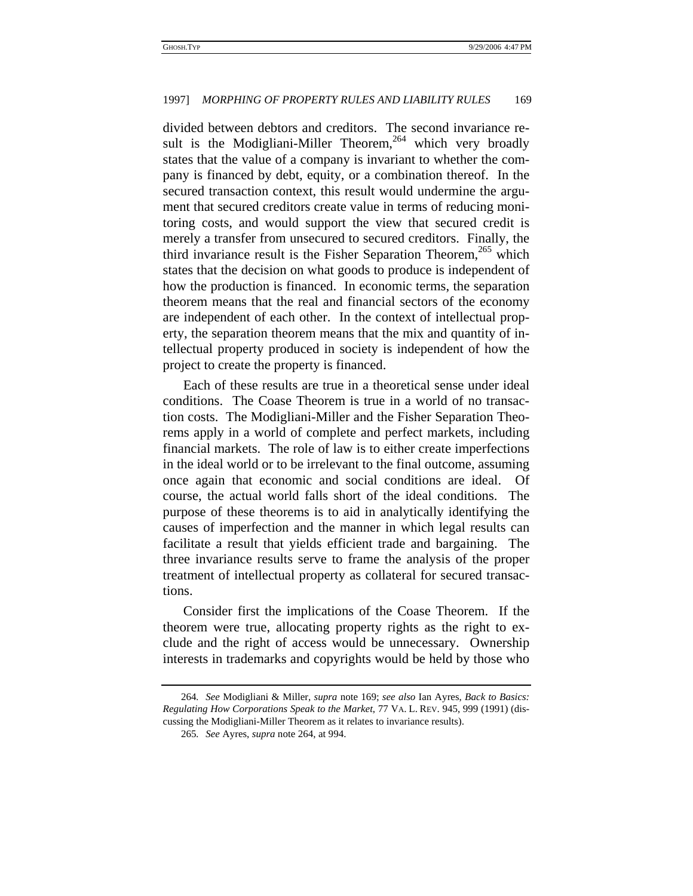divided between debtors and creditors. The second invariance result is the Modigliani-Miller Theorem,[264] which very broadly states that the value of a company is invariant to whether the company is financed by debt, equity, or a combination thereof. In the secured transaction context, this result would undermine the argument that secured creditors create value in terms of reducing monitoring costs, and would support the view that secured credit is merely a transfer from unsecured to secured creditors. Finally, the third invariance result is the Fisher Separation Theorem,[265] which states that the decision on what goods to produce is independent of how the production is financed. In economic terms, the separation theorem means that the real and financial sectors of the economy are independent of each other. In the context of intellectual property, the separation theorem means that the mix and quantity of intellectual property produced in society is independent of how the project to create the property is financed.

Each of these results are true in a theoretical sense under ideal conditions. The Coase Theorem is true in a world of no transaction costs. The Modigliani-Miller and the Fisher Separation Theorems apply in a world of complete and perfect markets, including financial markets. The role of law is to either create imperfections in the ideal world or to be irrelevant to the final outcome, assuming once again that economic and social conditions are ideal. Of course, the actual world falls short of the ideal conditions. The purpose of these theorems is to aid in analytically identifying the causes of imperfection and the manner in which legal results can facilitate a result that yields efficient trade and bargaining. The three invariance results serve to frame the analysis of the proper treatment of intellectual property as collateral for secured transactions.

Consider first the implications of the Coase Theorem. If the theorem were true, allocating property rights as the right to exclude and the right of access would be unnecessary. Ownership interests in trademarks and copyrights would be held by those who

---

264. *See* Modigliani & Miller, *supra* note 169; *see also* Ian Ayres, *Back to Basics: Regulating How Corporations Speak to the Market*, 77 VA. L. REV. 945, 999 (1991) (discussing the Modigliani-Miller Theorem as it relates to invariance results).

265. *See* Ayres, *supra* note 264, at 994.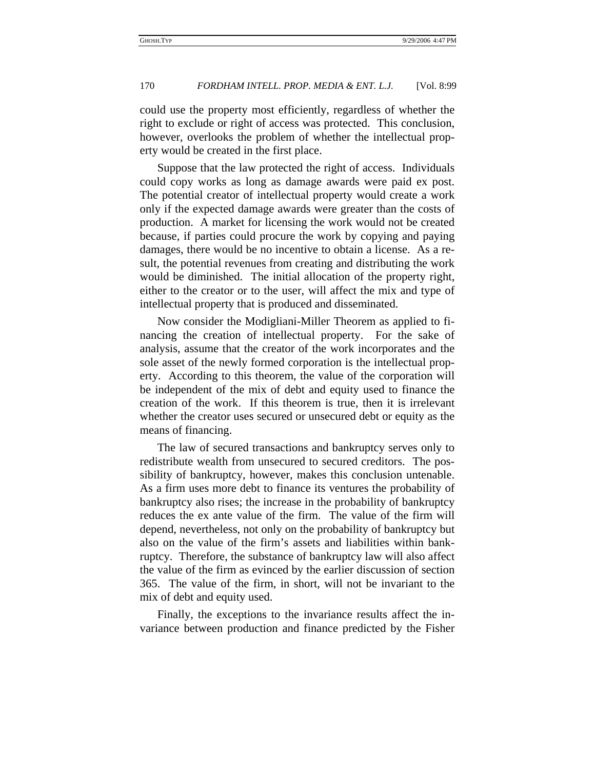could use the property most efficiently, regardless of whether the right to exclude or right of access was protected. This conclusion, however, overlooks the problem of whether the intellectual property would be created in the first place.

Suppose that the law protected the right of access. Individuals could copy works as long as damage awards were paid ex post. The potential creator of intellectual property would create a work only if the expected damage awards were greater than the costs of production. A market for licensing the work would not be created because, if parties could procure the work by copying and paying damages, there would be no incentive to obtain a license. As a result, the potential revenues from creating and distributing the work would be diminished. The initial allocation of the property right, either to the creator or to the user, will affect the mix and type of intellectual property that is produced and disseminated.

Now consider the Modigliani-Miller Theorem as applied to financing the creation of intellectual property. For the sake of analysis, assume that the creator of the work incorporates and the sole asset of the newly formed corporation is the intellectual property. According to this theorem, the value of the corporation will be independent of the mix of debt and equity used to finance the creation of the work. If this theorem is true, then it is irrelevant whether the creator uses secured or unsecured debt or equity as the means of financing.

The law of secured transactions and bankruptcy serves only to redistribute wealth from unsecured to secured creditors. The possibility of bankruptcy, however, makes this conclusion untenable. As a firm uses more debt to finance its ventures the probability of bankruptcy also rises; the increase in the probability of bankruptcy reduces the ex ante value of the firm. The value of the firm will depend, nevertheless, not only on the probability of bankruptcy but also on the value of the firm's assets and liabilities within bankruptcy. Therefore, the substance of bankruptcy law will also affect the value of the firm as evinced by the earlier discussion of section 365. The value of the firm, in short, will not be invariant to the mix of debt and equity used.

Finally, the exceptions to the invariance results affect the invariance between production and finance predicted by the Fisher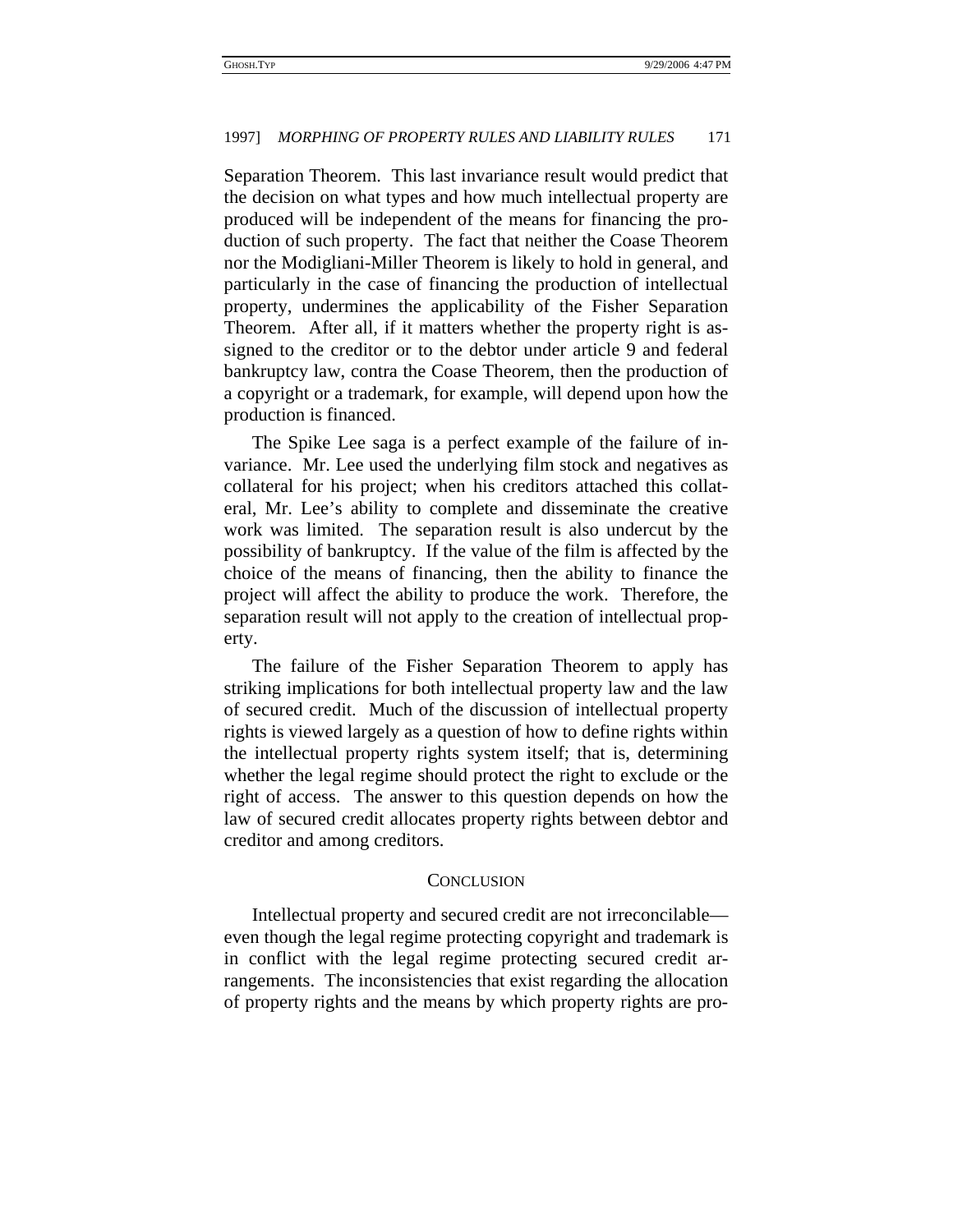Separation Theorem. This last invariance result would predict that the decision on what types and how much intellectual property are produced will be independent of the means for financing the production of such property. The fact that neither the Coase Theorem nor the Modigliani-Miller Theorem is likely to hold in general, and particularly in the case of financing the production of intellectual property, undermines the applicability of the Fisher Separation Theorem. After all, if it matters whether the property right is assigned to the creditor or to the debtor under article 9 and federal bankruptcy law, contra the Coase Theorem, then the production of a copyright or a trademark, for example, will depend upon how the production is financed.

The Spike Lee saga is a perfect example of the failure of invariance. Mr. Lee used the underlying film stock and negatives as collateral for his project; when his creditors attached this collateral, Mr. Lee's ability to complete and disseminate the creative work was limited. The separation result is also undercut by the possibility of bankruptcy. If the value of the film is affected by the choice of the means of financing, then the ability to finance the project will affect the ability to produce the work. Therefore, the separation result will not apply to the creation of intellectual property.

The failure of the Fisher Separation Theorem to apply has striking implications for both intellectual property law and the law of secured credit. Much of the discussion of intellectual property rights is viewed largely as a question of how to define rights within the intellectual property rights system itself; that is, determining whether the legal regime should protect the right to exclude or the right of access. The answer to this question depends on how the law of secured credit allocates property rights between debtor and creditor and among creditors.

## CONCLUSION

Intellectual property and secured credit are not irreconcilable—even though the legal regime protecting copyright and trademark is in conflict with the legal regime protecting secured credit arrangements. The inconsistencies that exist regarding the allocation of property rights and the means by which property rights are pro-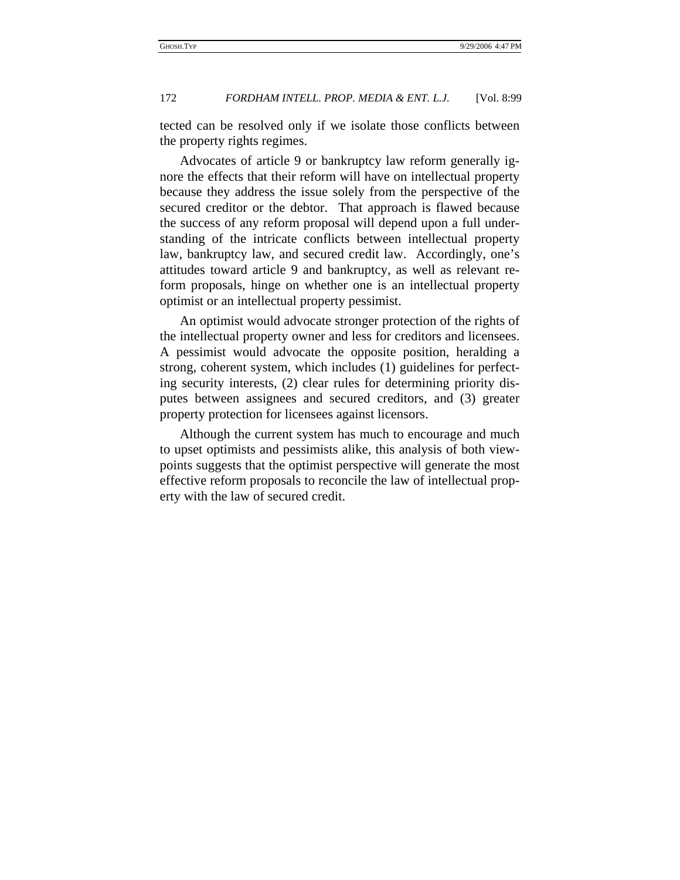tected can be resolved only if we isolate those conflicts between the property rights regimes.

Advocates of article 9 or bankruptcy law reform generally ignore the effects that their reform will have on intellectual property because they address the issue solely from the perspective of the secured creditor or the debtor. That approach is flawed because the success of any reform proposal will depend upon a full understanding of the intricate conflicts between intellectual property law, bankruptcy law, and secured credit law. Accordingly, one's attitudes toward article 9 and bankruptcy, as well as relevant reform proposals, hinge on whether one is an intellectual property optimist or an intellectual property pessimist.

An optimist would advocate stronger protection of the rights of the intellectual property owner and less for creditors and licensees. A pessimist would advocate the opposite position, heralding a strong, coherent system, which includes (1) guidelines for perfecting security interests, (2) clear rules for determining priority disputes between assignees and secured creditors, and (3) greater property protection for licensees against licensors.

Although the current system has much to encourage and much to upset optimists and pessimists alike, this analysis of both viewpoints suggests that the optimist perspective will generate the most effective reform proposals to reconcile the law of intellectual property with the law of secured credit.